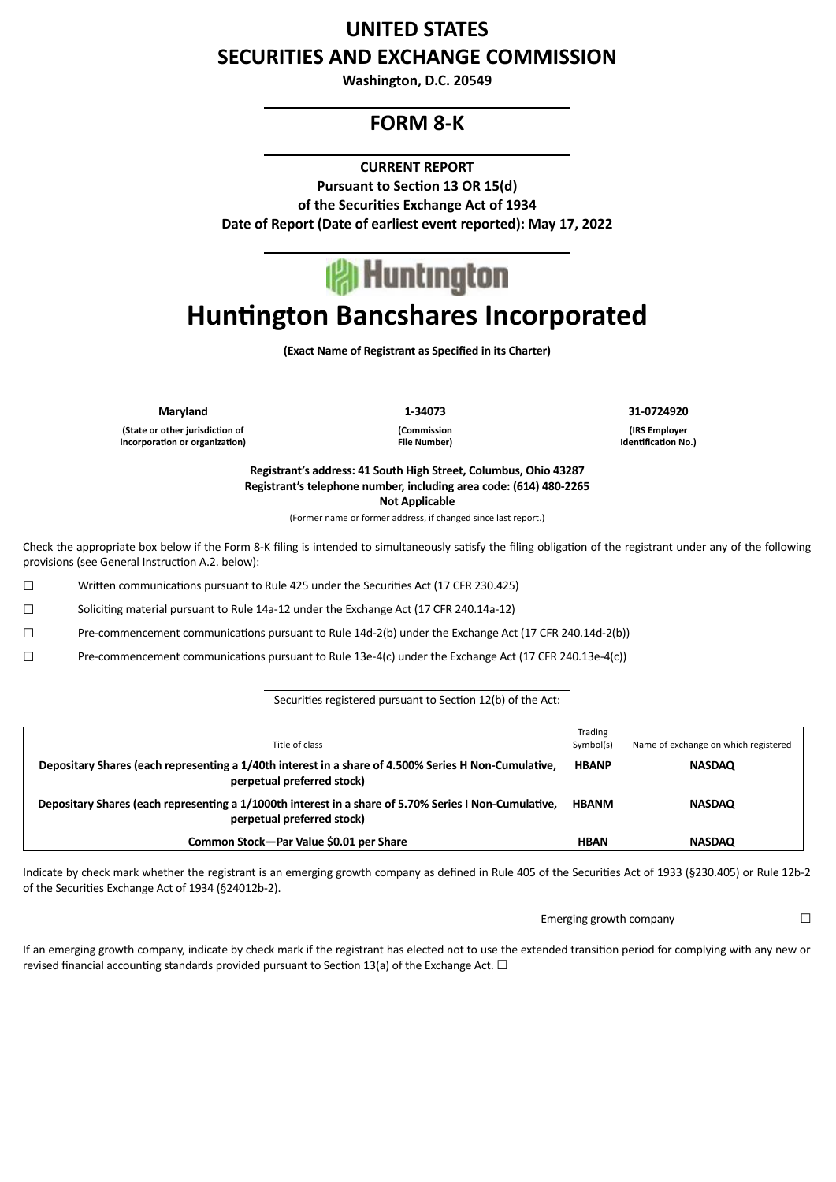# UNITED STATES
# SECURITIES AND EXCHANGE COMMISSION

**Washington, D.C. 20549**

---

## FORM 8-K

---

**CURRENT REPORT**

**Pursuant to Section 13 OR 15(d)**

**of the Securities Exchange Act of 1934**

**Date of Report (Date of earliest event reported): May 17, 2022**

---

Huntington

# Huntington Bancshares Incorporated

**(Exact Name of Registrant as Specified in its Charter)**

---

| **Maryland** | **1-34073** | **31-0724920** |
|---|---|---|
| **(State or other jurisdiction of incorporation or organization)** | **(Commission File Number)** | **(IRS Employer Identification No.)** |

**Registrant's address: 41 South High Street, Columbus, Ohio 43287**

**Registrant's telephone number, including area code: (614) 480-2265**

**Not Applicable**

(Former name or former address, if changed since last report.)

Check the appropriate box below if the Form 8-K filing is intended to simultaneously satisfy the filing obligation of the registrant under any of the following provisions (see General Instruction A.2. below):

☐ Written communications pursuant to Rule 425 under the Securities Act (17 CFR 230.425)

☐ Soliciting material pursuant to Rule 14a-12 under the Exchange Act (17 CFR 240.14a-12)

☐ Pre-commencement communications pursuant to Rule 14d-2(b) under the Exchange Act (17 CFR 240.14d-2(b))

☐ Pre-commencement communications pursuant to Rule 13e-4(c) under the Exchange Act (17 CFR 240.13e-4(c))

---

Securities registered pursuant to Section 12(b) of the Act:

| Title of class | Trading Symbol(s) | Name of exchange on which registered |
|---|---|---|
| **Depositary Shares (each representing a 1/40th interest in a share of 4.500% Series H Non-Cumulative, perpetual preferred stock)** | **HBANP** | **NASDAQ** |
| **Depositary Shares (each representing a 1/1000th interest in a share of 5.70% Series I Non-Cumulative, perpetual preferred stock)** | **HBANM** | **NASDAQ** |
| **Common Stock—Par Value $0.01 per Share** | **HBAN** | **NASDAQ** |

Indicate by check mark whether the registrant is an emerging growth company as defined in Rule 405 of the Securities Act of 1933 (§230.405) or Rule 12b-2 of the Securities Exchange Act of 1934 (§24012b-2).

Emerging growth company ☐

If an emerging growth company, indicate by check mark if the registrant has elected not to use the extended transition period for complying with any new or revised financial accounting standards provided pursuant to Section 13(a) of the Exchange Act. ☐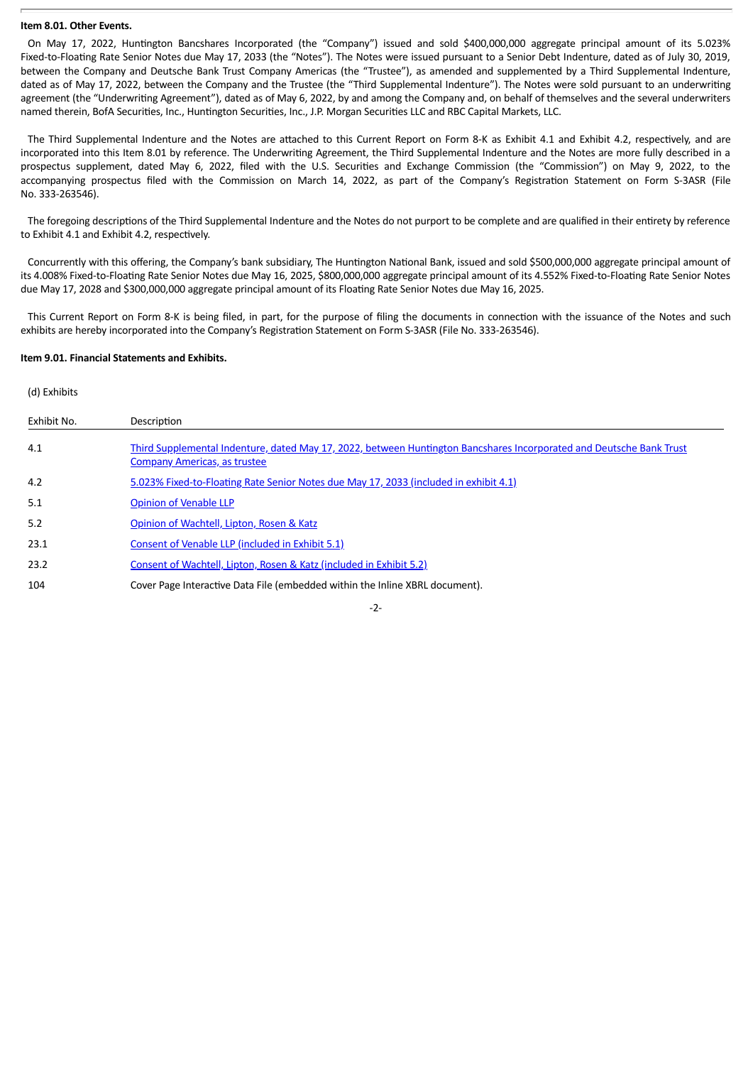**Item 8.01. Other Events.**

On May 17, 2022, Huntington Bancshares Incorporated (the "Company") issued and sold $400,000,000 aggregate principal amount of its 5.023% Fixed-to-Floating Rate Senior Notes due May 17, 2033 (the "Notes"). The Notes were issued pursuant to a Senior Debt Indenture, dated as of July 30, 2019, between the Company and Deutsche Bank Trust Company Americas (the "Trustee"), as amended and supplemented by a Third Supplemental Indenture, dated as of May 17, 2022, between the Company and the Trustee (the "Third Supplemental Indenture"). The Notes were sold pursuant to an underwriting agreement (the "Underwriting Agreement"), dated as of May 6, 2022, by and among the Company and, on behalf of themselves and the several underwriters named therein, BofA Securities, Inc., Huntington Securities, Inc., J.P. Morgan Securities LLC and RBC Capital Markets, LLC.

The Third Supplemental Indenture and the Notes are attached to this Current Report on Form 8-K as Exhibit 4.1 and Exhibit 4.2, respectively, and are incorporated into this Item 8.01 by reference. The Underwriting Agreement, the Third Supplemental Indenture and the Notes are more fully described in a prospectus supplement, dated May 6, 2022, filed with the U.S. Securities and Exchange Commission (the "Commission") on May 9, 2022, to the accompanying prospectus filed with the Commission on March 14, 2022, as part of the Company's Registration Statement on Form S-3ASR (File No. 333-263546).

The foregoing descriptions of the Third Supplemental Indenture and the Notes do not purport to be complete and are qualified in their entirety by reference to Exhibit 4.1 and Exhibit 4.2, respectively.

Concurrently with this offering, the Company's bank subsidiary, The Huntington National Bank, issued and sold $500,000,000 aggregate principal amount of its 4.008% Fixed-to-Floating Rate Senior Notes due May 16, 2025, $800,000,000 aggregate principal amount of its 4.552% Fixed-to-Floating Rate Senior Notes due May 17, 2028 and $300,000,000 aggregate principal amount of its Floating Rate Senior Notes due May 16, 2025.

This Current Report on Form 8-K is being filed, in part, for the purpose of filing the documents in connection with the issuance of the Notes and such exhibits are hereby incorporated into the Company's Registration Statement on Form S-3ASR (File No. 333-263546).

**Item 9.01. Financial Statements and Exhibits.**

(d) Exhibits

| Exhibit No. | Description |
|---|---|
| 4.1 | Third Supplemental Indenture, dated May 17, 2022, between Huntington Bancshares Incorporated and Deutsche Bank Trust Company Americas, as trustee |
| 4.2 | 5.023% Fixed-to-Floating Rate Senior Notes due May 17, 2033 (included in exhibit 4.1) |
| 5.1 | Opinion of Venable LLP |
| 5.2 | Opinion of Wachtell, Lipton, Rosen & Katz |
| 23.1 | Consent of Venable LLP (included in Exhibit 5.1) |
| 23.2 | Consent of Wachtell, Lipton, Rosen & Katz (included in Exhibit 5.2) |
| 104 | Cover Page Interactive Data File (embedded within the Inline XBRL document). |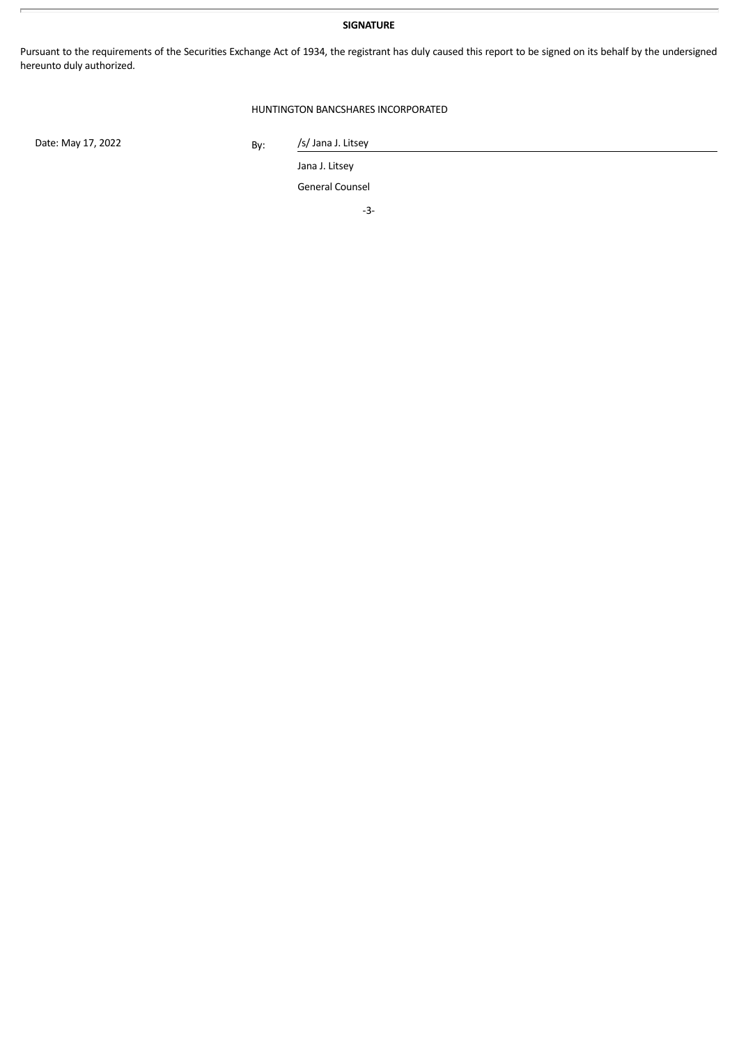**SIGNATURE**

Pursuant to the requirements of the Securities Exchange Act of 1934, the registrant has duly caused this report to be signed on its behalf by the undersigned hereunto duly authorized.

HUNTINGTON BANCSHARES INCORPORATED

| | | |
|---|---|---|
| Date: May 17, 2022 | By: | /s/ Jana J. Litsey |
| | | Jana J. Litsey |
| | | General Counsel |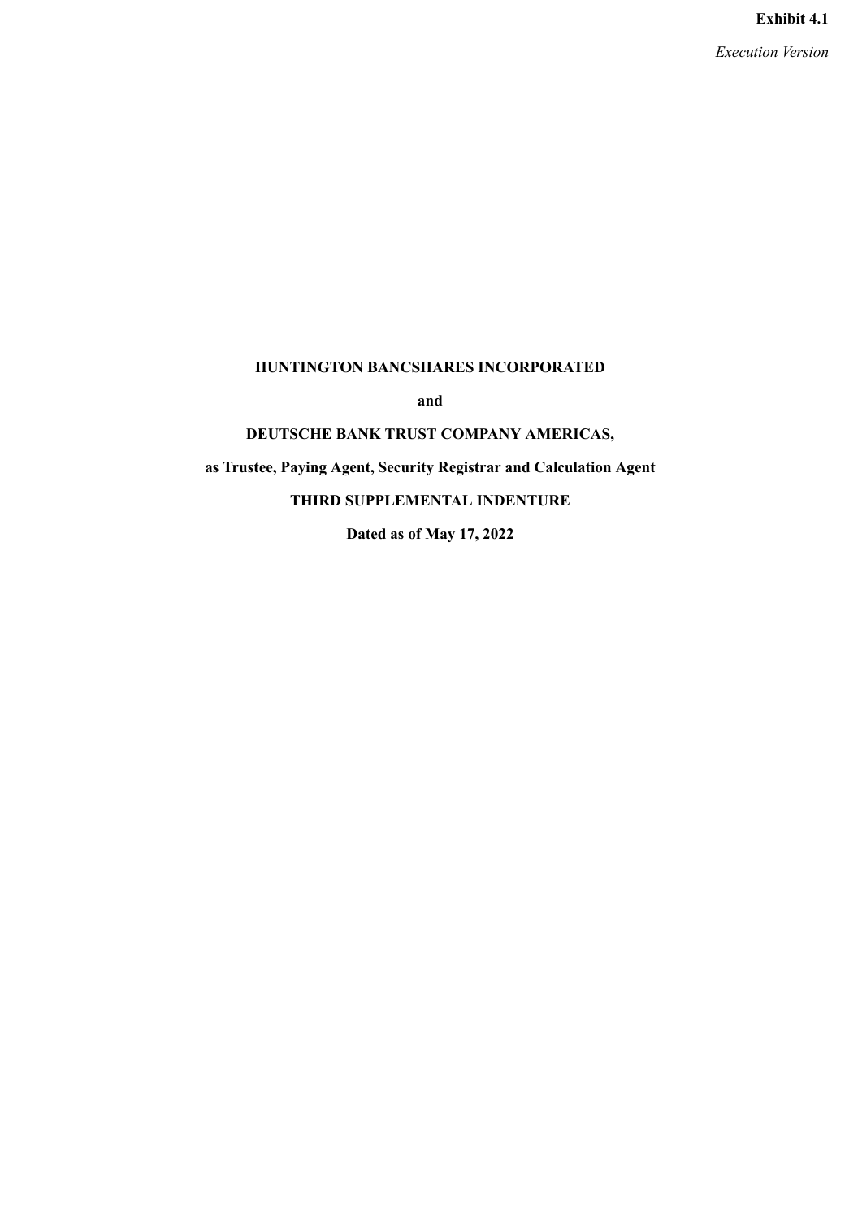**Exhibit 4.1**

*Execution Version*

**HUNTINGTON BANCSHARES INCORPORATED**

**and**

**DEUTSCHE BANK TRUST COMPANY AMERICAS,**

**as Trustee, Paying Agent, Security Registrar and Calculation Agent**

**THIRD SUPPLEMENTAL INDENTURE**

**Dated as of May 17, 2022**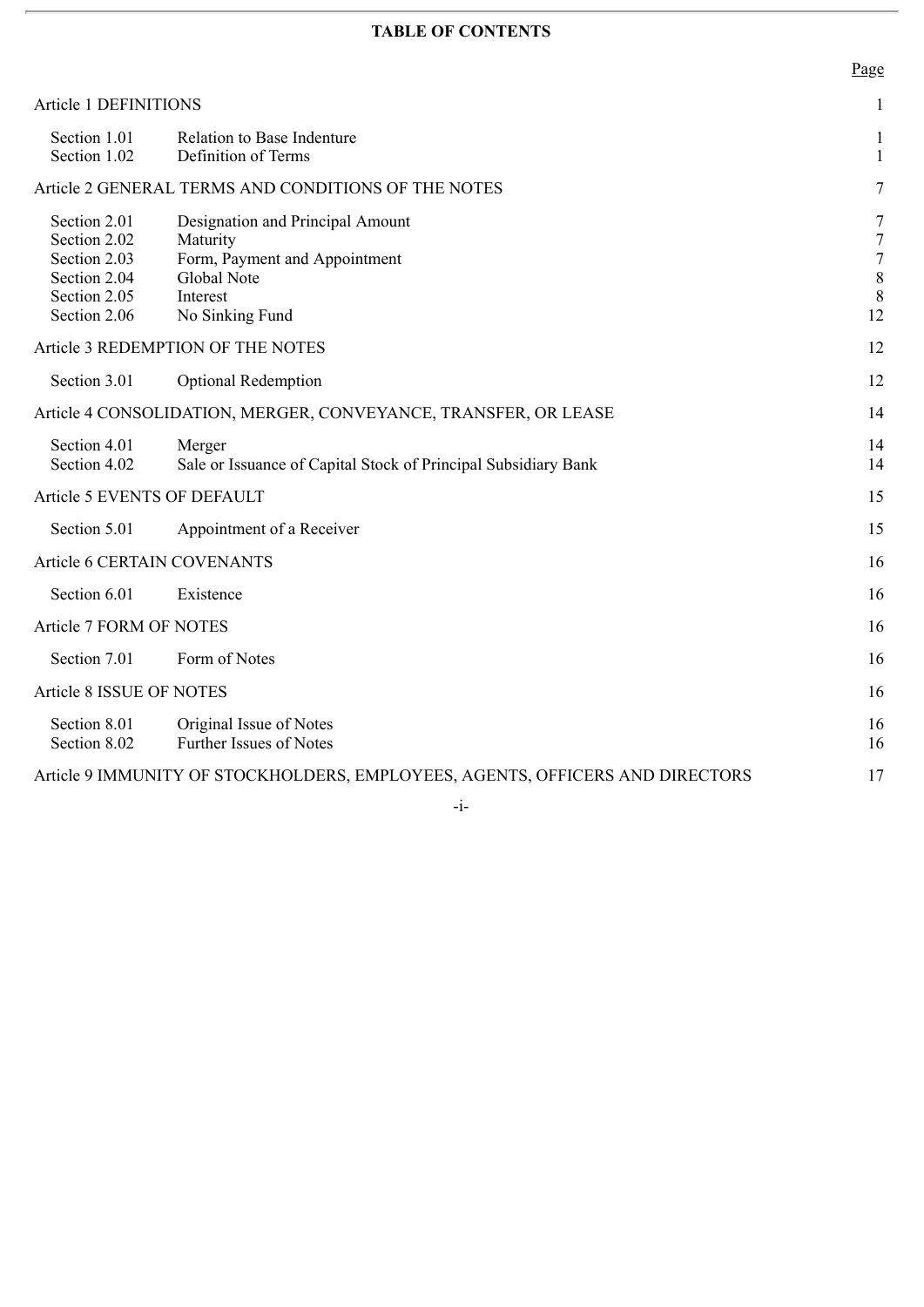**TABLE OF CONTENTS**

| | | Page |
|---|---|---|
| Article 1 DEFINITIONS | | 1 |
| Section 1.01 | Relation to Base Indenture | 1 |
| Section 1.02 | Definition of Terms | 1 |
| Article 2 GENERAL TERMS AND CONDITIONS OF THE NOTES | | 7 |
| Section 2.01 | Designation and Principal Amount | 7 |
| Section 2.02 | Maturity | 7 |
| Section 2.03 | Form, Payment and Appointment | 7 |
| Section 2.04 | Global Note | 8 |
| Section 2.05 | Interest | 8 |
| Section 2.06 | No Sinking Fund | 12 |
| Article 3 REDEMPTION OF THE NOTES | | 12 |
| Section 3.01 | Optional Redemption | 12 |
| Article 4 CONSOLIDATION, MERGER, CONVEYANCE, TRANSFER, OR LEASE | | 14 |
| Section 4.01 | Merger | 14 |
| Section 4.02 | Sale or Issuance of Capital Stock of Principal Subsidiary Bank | 14 |
| Article 5 EVENTS OF DEFAULT | | 15 |
| Section 5.01 | Appointment of a Receiver | 15 |
| Article 6 CERTAIN COVENANTS | | 16 |
| Section 6.01 | Existence | 16 |
| Article 7 FORM OF NOTES | | 16 |
| Section 7.01 | Form of Notes | 16 |
| Article 8 ISSUE OF NOTES | | 16 |
| Section 8.01 | Original Issue of Notes | 16 |
| Section 8.02 | Further Issues of Notes | 16 |
| Article 9 IMMUNITY OF STOCKHOLDERS, EMPLOYEES, AGENTS, OFFICERS AND DIRECTORS | | 17 |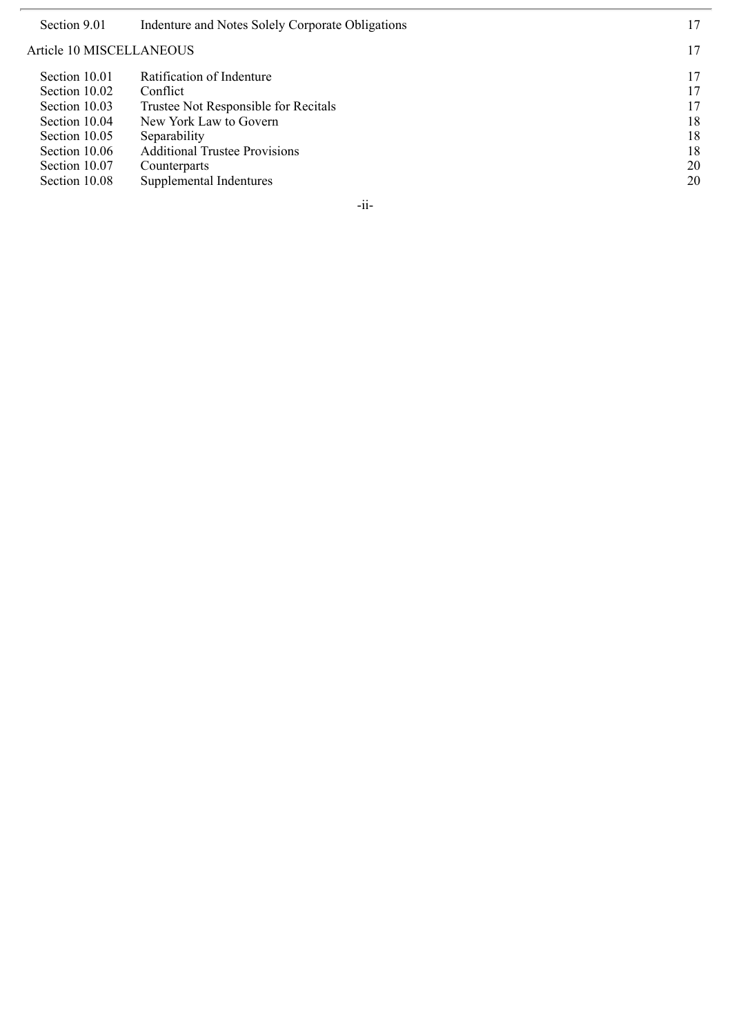| | | |
|---|---|---|
| Section 9.01 | Indenture and Notes Solely Corporate Obligations | 17 |
| Article 10 MISCELLANEOUS | | 17 |
| Section 10.01 | Ratification of Indenture | 17 |
| Section 10.02 | Conflict | 17 |
| Section 10.03 | Trustee Not Responsible for Recitals | 17 |
| Section 10.04 | New York Law to Govern | 18 |
| Section 10.05 | Separability | 18 |
| Section 10.06 | Additional Trustee Provisions | 18 |
| Section 10.07 | Counterparts | 20 |
| Section 10.08 | Supplemental Indentures | 20 |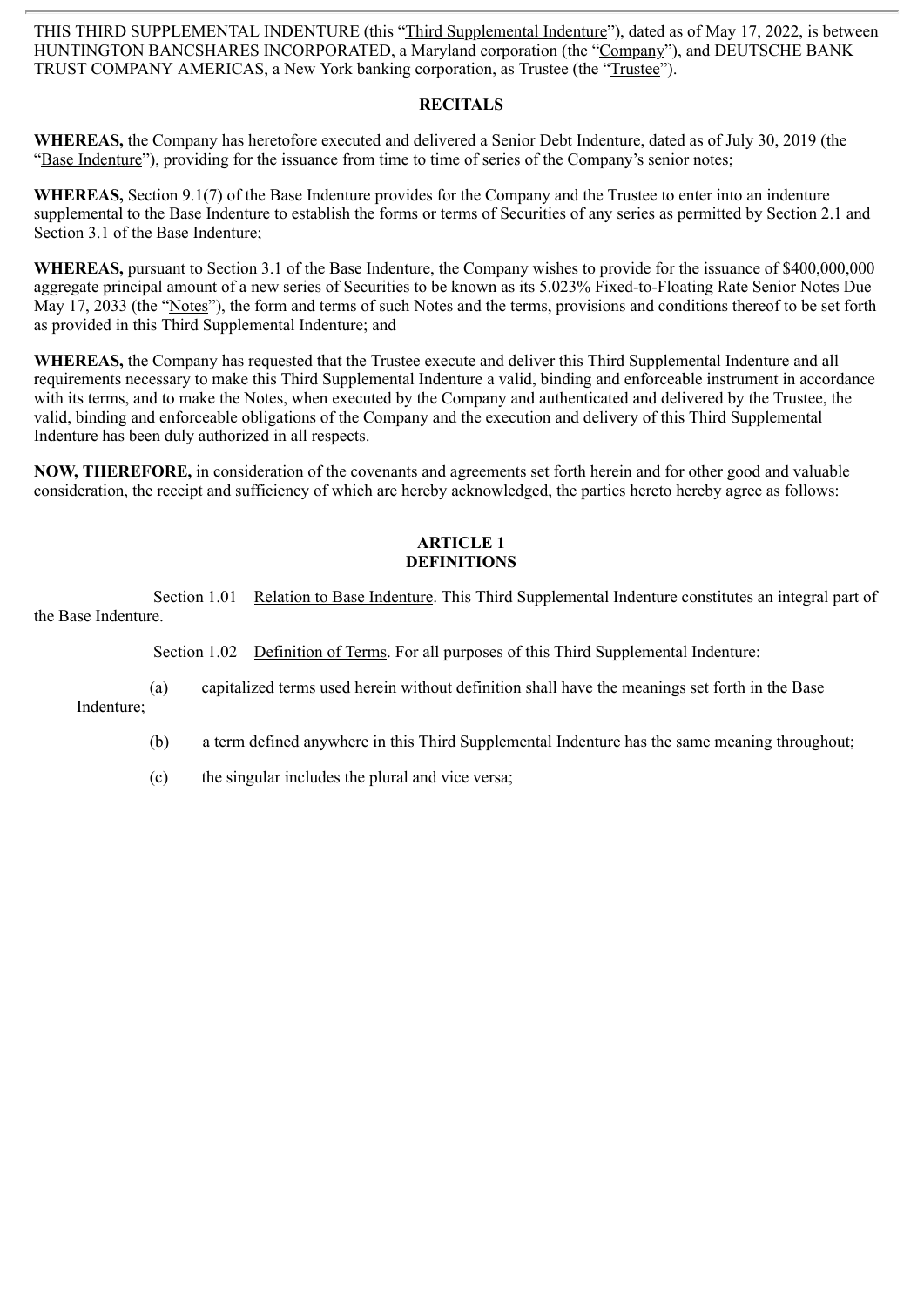THIS THIRD SUPPLEMENTAL INDENTURE (this "Third Supplemental Indenture"), dated as of May 17, 2022, is between HUNTINGTON BANCSHARES INCORPORATED, a Maryland corporation (the "Company"), and DEUTSCHE BANK TRUST COMPANY AMERICAS, a New York banking corporation, as Trustee (the "Trustee").

**RECITALS**

**WHEREAS,** the Company has heretofore executed and delivered a Senior Debt Indenture, dated as of July 30, 2019 (the "Base Indenture"), providing for the issuance from time to time of series of the Company's senior notes;

**WHEREAS,** Section 9.1(7) of the Base Indenture provides for the Company and the Trustee to enter into an indenture supplemental to the Base Indenture to establish the forms or terms of Securities of any series as permitted by Section 2.1 and Section 3.1 of the Base Indenture;

**WHEREAS,** pursuant to Section 3.1 of the Base Indenture, the Company wishes to provide for the issuance of $400,000,000 aggregate principal amount of a new series of Securities to be known as its 5.023% Fixed-to-Floating Rate Senior Notes Due May 17, 2033 (the "Notes"), the form and terms of such Notes and the terms, provisions and conditions thereof to be set forth as provided in this Third Supplemental Indenture; and

**WHEREAS,** the Company has requested that the Trustee execute and deliver this Third Supplemental Indenture and all requirements necessary to make this Third Supplemental Indenture a valid, binding and enforceable instrument in accordance with its terms, and to make the Notes, when executed by the Company and authenticated and delivered by the Trustee, the valid, binding and enforceable obligations of the Company and the execution and delivery of this Third Supplemental Indenture has been duly authorized in all respects.

**NOW, THEREFORE,** in consideration of the covenants and agreements set forth herein and for other good and valuable consideration, the receipt and sufficiency of which are hereby acknowledged, the parties hereto hereby agree as follows:

**ARTICLE 1**
**DEFINITIONS**

Section 1.01 Relation to Base Indenture. This Third Supplemental Indenture constitutes an integral part of the Base Indenture.

Section 1.02 Definition of Terms. For all purposes of this Third Supplemental Indenture:

(a) capitalized terms used herein without definition shall have the meanings set forth in the Base Indenture;

(b) a term defined anywhere in this Third Supplemental Indenture has the same meaning throughout;

(c) the singular includes the plural and vice versa;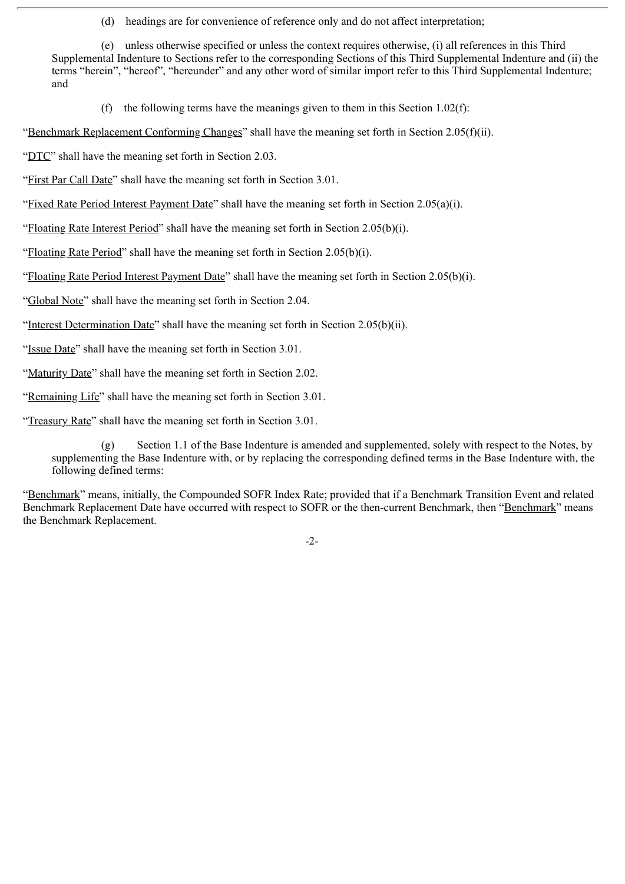(d) headings are for convenience of reference only and do not affect interpretation;

(e) unless otherwise specified or unless the context requires otherwise, (i) all references in this Third Supplemental Indenture to Sections refer to the corresponding Sections of this Third Supplemental Indenture and (ii) the terms "herein", "hereof", "hereunder" and any other word of similar import refer to this Third Supplemental Indenture; and

(f) the following terms have the meanings given to them in this Section 1.02(f):

"Benchmark Replacement Conforming Changes" shall have the meaning set forth in Section 2.05(f)(ii).

"DTC" shall have the meaning set forth in Section 2.03.

"First Par Call Date" shall have the meaning set forth in Section 3.01.

"Fixed Rate Period Interest Payment Date" shall have the meaning set forth in Section 2.05(a)(i).

"Floating Rate Interest Period" shall have the meaning set forth in Section 2.05(b)(i).

"Floating Rate Period" shall have the meaning set forth in Section 2.05(b)(i).

"Floating Rate Period Interest Payment Date" shall have the meaning set forth in Section 2.05(b)(i).

"Global Note" shall have the meaning set forth in Section 2.04.

"Interest Determination Date" shall have the meaning set forth in Section 2.05(b)(ii).

"Issue Date" shall have the meaning set forth in Section 3.01.

"Maturity Date" shall have the meaning set forth in Section 2.02.

"Remaining Life" shall have the meaning set forth in Section 3.01.

"Treasury Rate" shall have the meaning set forth in Section 3.01.

(g) Section 1.1 of the Base Indenture is amended and supplemented, solely with respect to the Notes, by supplementing the Base Indenture with, or by replacing the corresponding defined terms in the Base Indenture with, the following defined terms:

"Benchmark" means, initially, the Compounded SOFR Index Rate; provided that if a Benchmark Transition Event and related Benchmark Replacement Date have occurred with respect to SOFR or the then-current Benchmark, then "Benchmark" means the Benchmark Replacement.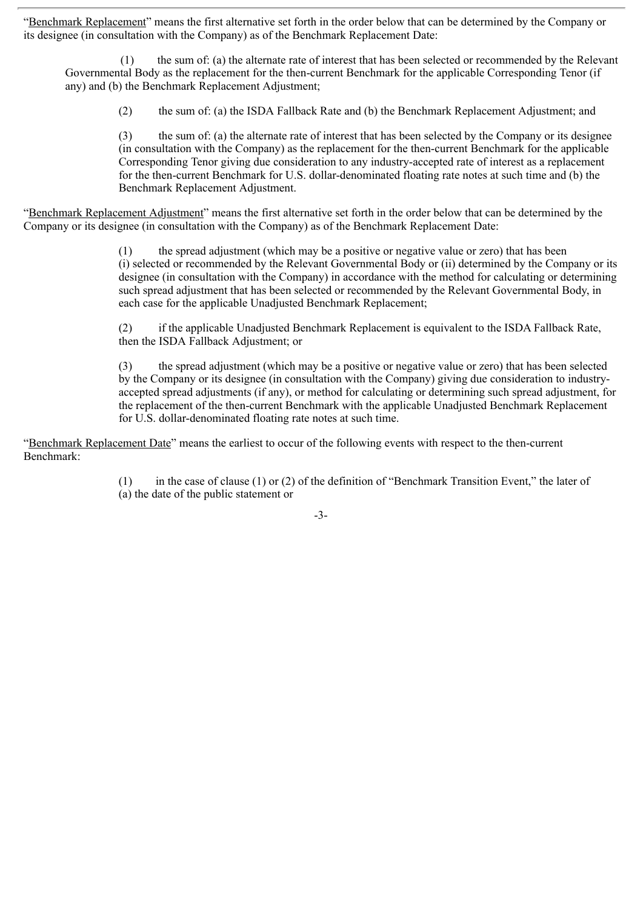"Benchmark Replacement" means the first alternative set forth in the order below that can be determined by the Company or its designee (in consultation with the Company) as of the Benchmark Replacement Date:

(1) the sum of: (a) the alternate rate of interest that has been selected or recommended by the Relevant Governmental Body as the replacement for the then-current Benchmark for the applicable Corresponding Tenor (if any) and (b) the Benchmark Replacement Adjustment;

(2) the sum of: (a) the ISDA Fallback Rate and (b) the Benchmark Replacement Adjustment; and

(3) the sum of: (a) the alternate rate of interest that has been selected by the Company or its designee (in consultation with the Company) as the replacement for the then-current Benchmark for the applicable Corresponding Tenor giving due consideration to any industry-accepted rate of interest as a replacement for the then-current Benchmark for U.S. dollar-denominated floating rate notes at such time and (b) the Benchmark Replacement Adjustment.

"Benchmark Replacement Adjustment" means the first alternative set forth in the order below that can be determined by the Company or its designee (in consultation with the Company) as of the Benchmark Replacement Date:

(1) the spread adjustment (which may be a positive or negative value or zero) that has been (i) selected or recommended by the Relevant Governmental Body or (ii) determined by the Company or its designee (in consultation with the Company) in accordance with the method for calculating or determining such spread adjustment that has been selected or recommended by the Relevant Governmental Body, in each case for the applicable Unadjusted Benchmark Replacement;

(2) if the applicable Unadjusted Benchmark Replacement is equivalent to the ISDA Fallback Rate, then the ISDA Fallback Adjustment; or

(3) the spread adjustment (which may be a positive or negative value or zero) that has been selected by the Company or its designee (in consultation with the Company) giving due consideration to industry-accepted spread adjustments (if any), or method for calculating or determining such spread adjustment, for the replacement of the then-current Benchmark with the applicable Unadjusted Benchmark Replacement for U.S. dollar-denominated floating rate notes at such time.

"Benchmark Replacement Date" means the earliest to occur of the following events with respect to the then-current Benchmark:

(1) in the case of clause (1) or (2) of the definition of "Benchmark Transition Event," the later of (a) the date of the public statement or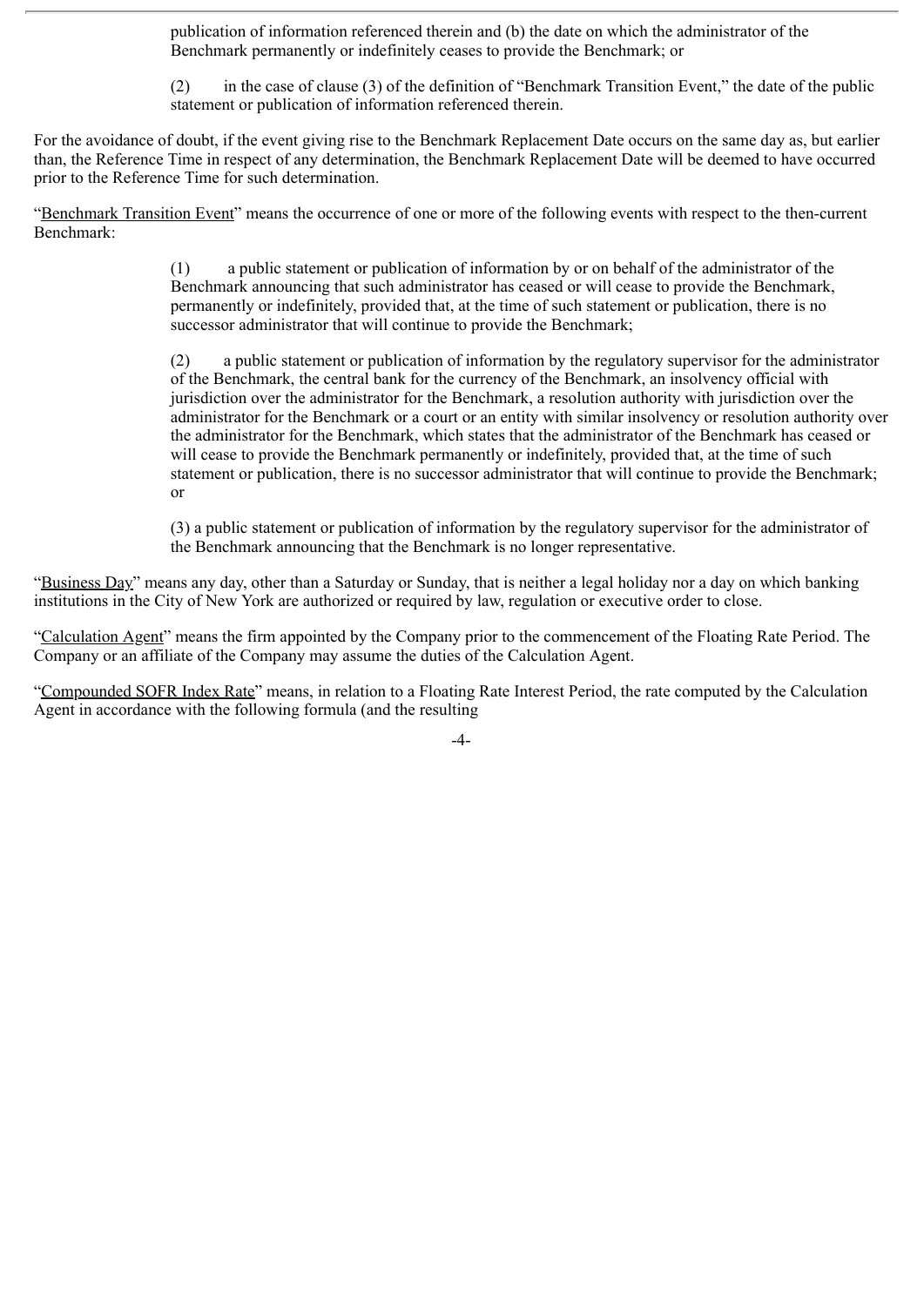publication of information referenced therein and (b) the date on which the administrator of the Benchmark permanently or indefinitely ceases to provide the Benchmark; or

(2) in the case of clause (3) of the definition of "Benchmark Transition Event," the date of the public statement or publication of information referenced therein.

For the avoidance of doubt, if the event giving rise to the Benchmark Replacement Date occurs on the same day as, but earlier than, the Reference Time in respect of any determination, the Benchmark Replacement Date will be deemed to have occurred prior to the Reference Time for such determination.

"Benchmark Transition Event" means the occurrence of one or more of the following events with respect to the then-current Benchmark:

(1) a public statement or publication of information by or on behalf of the administrator of the Benchmark announcing that such administrator has ceased or will cease to provide the Benchmark, permanently or indefinitely, provided that, at the time of such statement or publication, there is no successor administrator that will continue to provide the Benchmark;

(2) a public statement or publication of information by the regulatory supervisor for the administrator of the Benchmark, the central bank for the currency of the Benchmark, an insolvency official with jurisdiction over the administrator for the Benchmark, a resolution authority with jurisdiction over the administrator for the Benchmark or a court or an entity with similar insolvency or resolution authority over the administrator for the Benchmark, which states that the administrator of the Benchmark has ceased or will cease to provide the Benchmark permanently or indefinitely, provided that, at the time of such statement or publication, there is no successor administrator that will continue to provide the Benchmark; or

(3) a public statement or publication of information by the regulatory supervisor for the administrator of the Benchmark announcing that the Benchmark is no longer representative.

"Business Day" means any day, other than a Saturday or Sunday, that is neither a legal holiday nor a day on which banking institutions in the City of New York are authorized or required by law, regulation or executive order to close.

"Calculation Agent" means the firm appointed by the Company prior to the commencement of the Floating Rate Period. The Company or an affiliate of the Company may assume the duties of the Calculation Agent.

"Compounded SOFR Index Rate" means, in relation to a Floating Rate Interest Period, the rate computed by the Calculation Agent in accordance with the following formula (and the resulting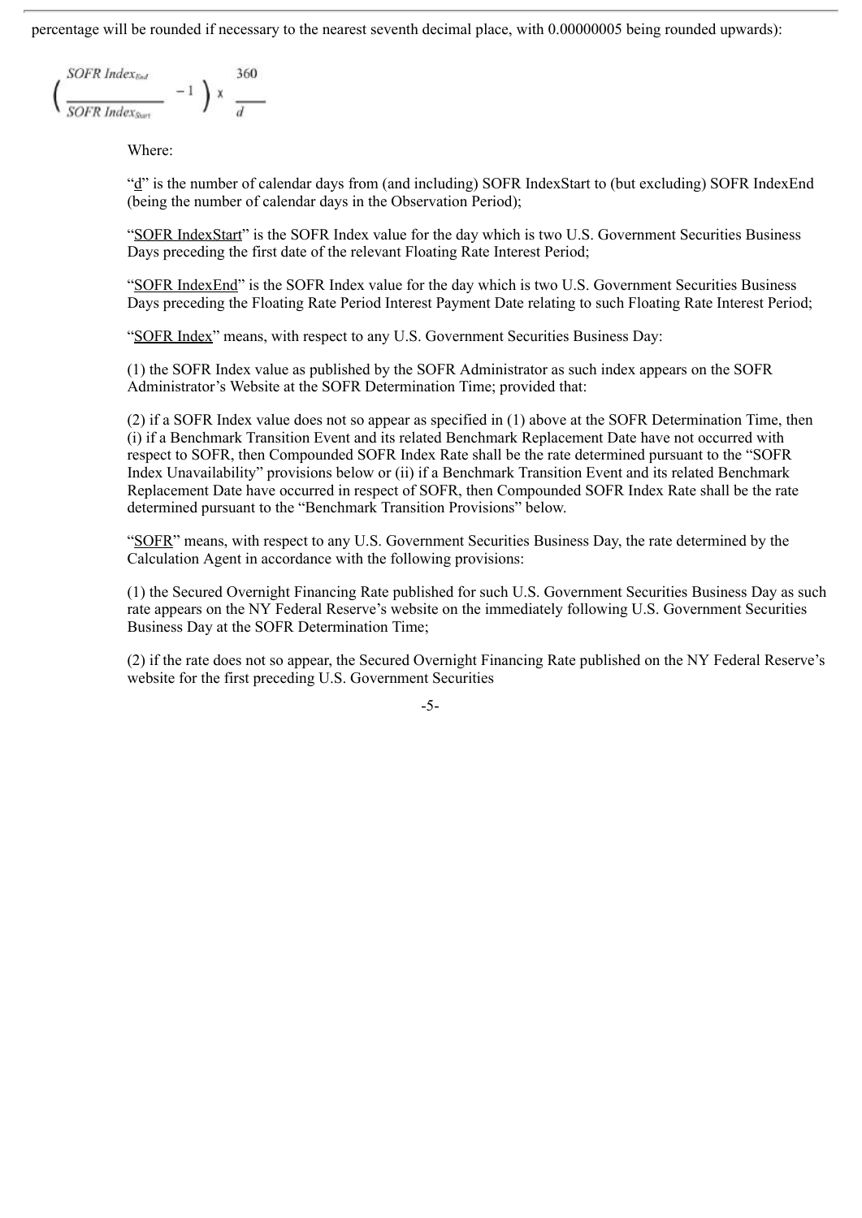percentage will be rounded if necessary to the nearest seventh decimal place, with 0.00000005 being rounded upwards):

$$\left( \frac{SOFR\ Index_{End}}{SOFR\ Index_{Start}} - 1 \right) \times \frac{360}{d}$$

Where:

"d" is the number of calendar days from (and including) SOFR IndexStart to (but excluding) SOFR IndexEnd (being the number of calendar days in the Observation Period);

"SOFR IndexStart" is the SOFR Index value for the day which is two U.S. Government Securities Business Days preceding the first date of the relevant Floating Rate Interest Period;

"SOFR IndexEnd" is the SOFR Index value for the day which is two U.S. Government Securities Business Days preceding the Floating Rate Period Interest Payment Date relating to such Floating Rate Interest Period;

"SOFR Index" means, with respect to any U.S. Government Securities Business Day:

(1) the SOFR Index value as published by the SOFR Administrator as such index appears on the SOFR Administrator's Website at the SOFR Determination Time; provided that:

(2) if a SOFR Index value does not so appear as specified in (1) above at the SOFR Determination Time, then (i) if a Benchmark Transition Event and its related Benchmark Replacement Date have not occurred with respect to SOFR, then Compounded SOFR Index Rate shall be the rate determined pursuant to the "SOFR Index Unavailability" provisions below or (ii) if a Benchmark Transition Event and its related Benchmark Replacement Date have occurred in respect of SOFR, then Compounded SOFR Index Rate shall be the rate determined pursuant to the "Benchmark Transition Provisions" below.

"SOFR" means, with respect to any U.S. Government Securities Business Day, the rate determined by the Calculation Agent in accordance with the following provisions:

(1) the Secured Overnight Financing Rate published for such U.S. Government Securities Business Day as such rate appears on the NY Federal Reserve's website on the immediately following U.S. Government Securities Business Day at the SOFR Determination Time;

(2) if the rate does not so appear, the Secured Overnight Financing Rate published on the NY Federal Reserve's website for the first preceding U.S. Government Securities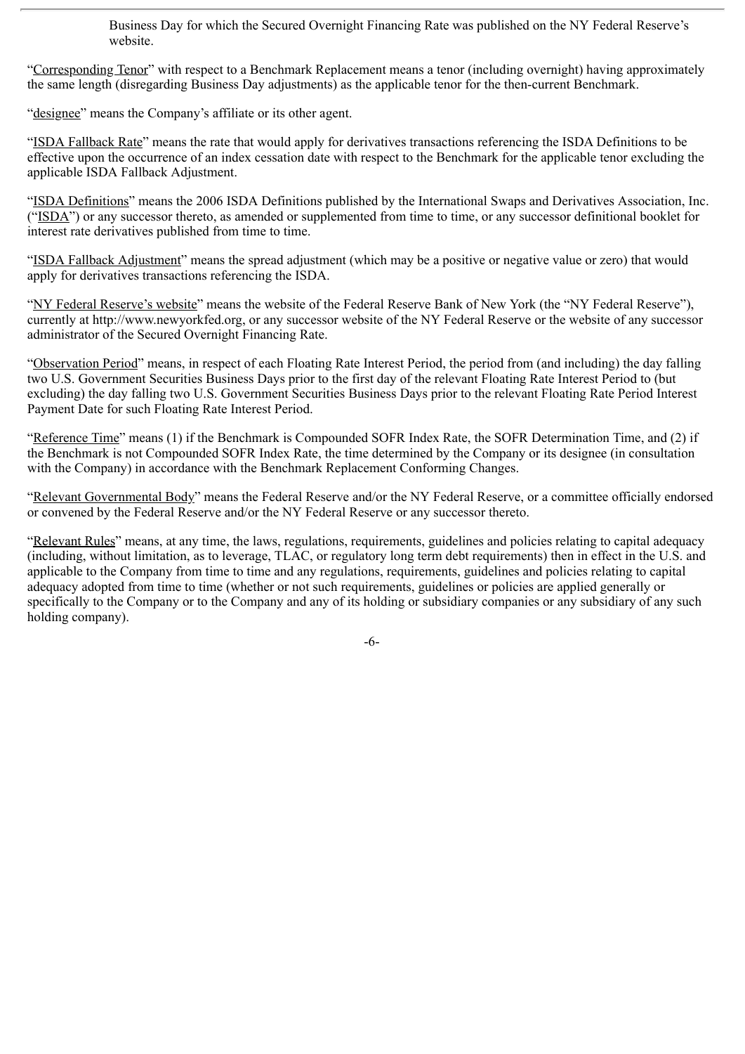Business Day for which the Secured Overnight Financing Rate was published on the NY Federal Reserve's website.

"Corresponding Tenor" with respect to a Benchmark Replacement means a tenor (including overnight) having approximately the same length (disregarding Business Day adjustments) as the applicable tenor for the then-current Benchmark.

"designee" means the Company's affiliate or its other agent.

"ISDA Fallback Rate" means the rate that would apply for derivatives transactions referencing the ISDA Definitions to be effective upon the occurrence of an index cessation date with respect to the Benchmark for the applicable tenor excluding the applicable ISDA Fallback Adjustment.

"ISDA Definitions" means the 2006 ISDA Definitions published by the International Swaps and Derivatives Association, Inc. ("ISDA") or any successor thereto, as amended or supplemented from time to time, or any successor definitional booklet for interest rate derivatives published from time to time.

"ISDA Fallback Adjustment" means the spread adjustment (which may be a positive or negative value or zero) that would apply for derivatives transactions referencing the ISDA.

"NY Federal Reserve's website" means the website of the Federal Reserve Bank of New York (the "NY Federal Reserve"), currently at http://www.newyorkfed.org, or any successor website of the NY Federal Reserve or the website of any successor administrator of the Secured Overnight Financing Rate.

"Observation Period" means, in respect of each Floating Rate Interest Period, the period from (and including) the day falling two U.S. Government Securities Business Days prior to the first day of the relevant Floating Rate Interest Period to (but excluding) the day falling two U.S. Government Securities Business Days prior to the relevant Floating Rate Period Interest Payment Date for such Floating Rate Interest Period.

"Reference Time" means (1) if the Benchmark is Compounded SOFR Index Rate, the SOFR Determination Time, and (2) if the Benchmark is not Compounded SOFR Index Rate, the time determined by the Company or its designee (in consultation with the Company) in accordance with the Benchmark Replacement Conforming Changes.

"Relevant Governmental Body" means the Federal Reserve and/or the NY Federal Reserve, or a committee officially endorsed or convened by the Federal Reserve and/or the NY Federal Reserve or any successor thereto.

"Relevant Rules" means, at any time, the laws, regulations, requirements, guidelines and policies relating to capital adequacy (including, without limitation, as to leverage, TLAC, or regulatory long term debt requirements) then in effect in the U.S. and applicable to the Company from time to time and any regulations, requirements, guidelines and policies relating to capital adequacy adopted from time to time (whether or not such requirements, guidelines or policies are applied generally or specifically to the Company or to the Company and any of its holding or subsidiary companies or any subsidiary of any such holding company).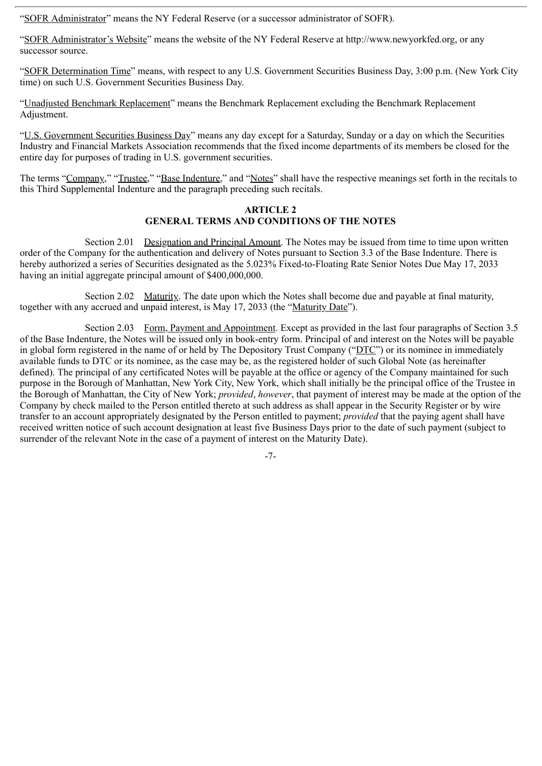"SOFR Administrator" means the NY Federal Reserve (or a successor administrator of SOFR).

"SOFR Administrator's Website" means the website of the NY Federal Reserve at http://www.newyorkfed.org, or any successor source.

"SOFR Determination Time" means, with respect to any U.S. Government Securities Business Day, 3:00 p.m. (New York City time) on such U.S. Government Securities Business Day.

"Unadjusted Benchmark Replacement" means the Benchmark Replacement excluding the Benchmark Replacement Adjustment.

"U.S. Government Securities Business Day" means any day except for a Saturday, Sunday or a day on which the Securities Industry and Financial Markets Association recommends that the fixed income departments of its members be closed for the entire day for purposes of trading in U.S. government securities.

The terms "Company," "Trustee," "Base Indenture," and "Notes" shall have the respective meanings set forth in the recitals to this Third Supplemental Indenture and the paragraph preceding such recitals.

## ARTICLE 2
## GENERAL TERMS AND CONDITIONS OF THE NOTES

Section 2.01 Designation and Principal Amount. The Notes may be issued from time to time upon written order of the Company for the authentication and delivery of Notes pursuant to Section 3.3 of the Base Indenture. There is hereby authorized a series of Securities designated as the 5.023% Fixed-to-Floating Rate Senior Notes Due May 17, 2033 having an initial aggregate principal amount of $400,000,000.

Section 2.02 Maturity. The date upon which the Notes shall become due and payable at final maturity, together with any accrued and unpaid interest, is May 17, 2033 (the "Maturity Date").

Section 2.03 Form, Payment and Appointment. Except as provided in the last four paragraphs of Section 3.5 of the Base Indenture, the Notes will be issued only in book-entry form. Principal of and interest on the Notes will be payable in global form registered in the name of or held by The Depository Trust Company ("DTC") or its nominee in immediately available funds to DTC or its nominee, as the case may be, as the registered holder of such Global Note (as hereinafter defined). The principal of any certificated Notes will be payable at the office or agency of the Company maintained for such purpose in the Borough of Manhattan, New York City, New York, which shall initially be the principal office of the Trustee in the Borough of Manhattan, the City of New York; *provided*, *however*, that payment of interest may be made at the option of the Company by check mailed to the Person entitled thereto at such address as shall appear in the Security Register or by wire transfer to an account appropriately designated by the Person entitled to payment; *provided* that the paying agent shall have received written notice of such account designation at least five Business Days prior to the date of such payment (subject to surrender of the relevant Note in the case of a payment of interest on the Maturity Date).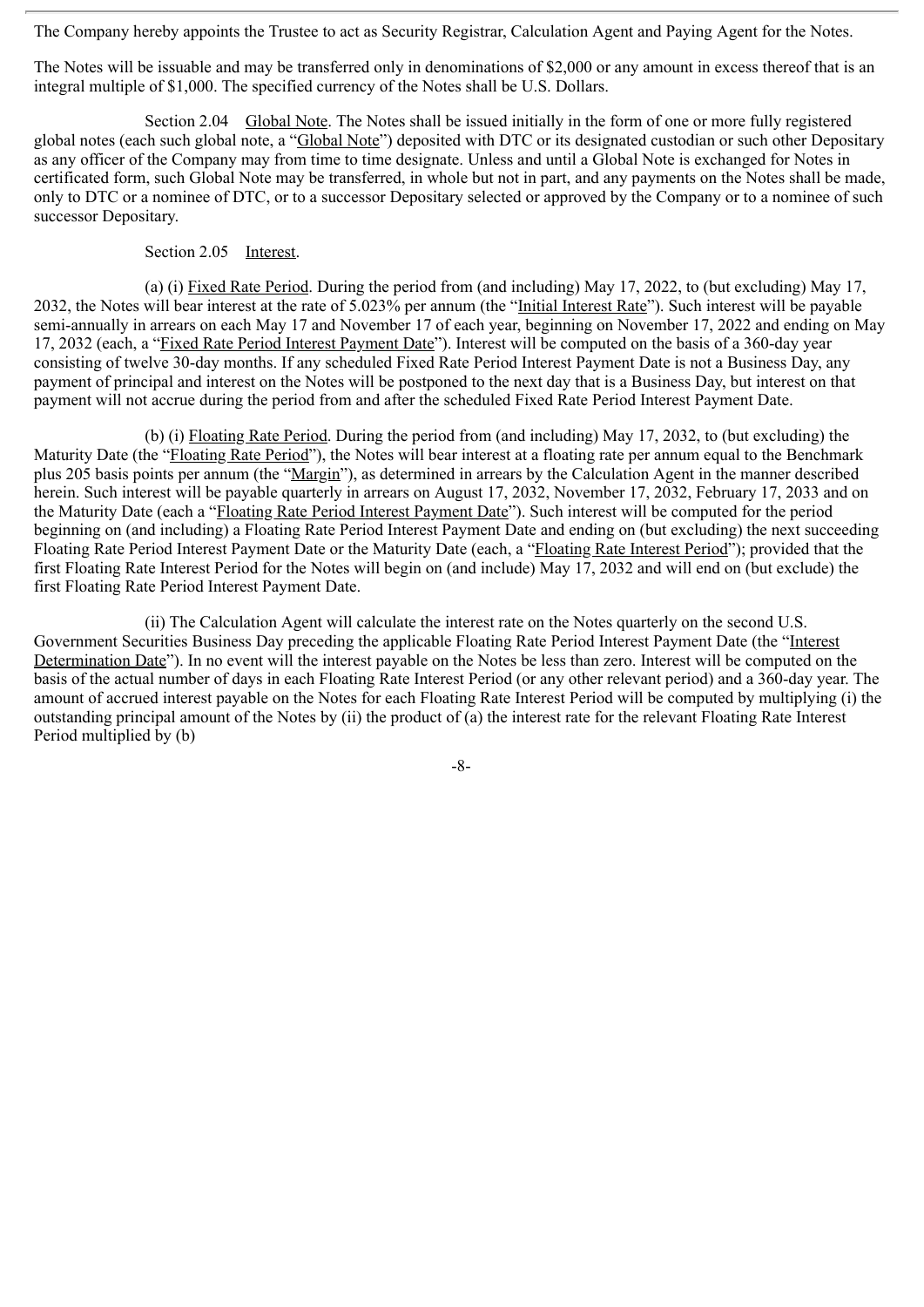The Company hereby appoints the Trustee to act as Security Registrar, Calculation Agent and Paying Agent for the Notes.

The Notes will be issuable and may be transferred only in denominations of $2,000 or any amount in excess thereof that is an integral multiple of $1,000. The specified currency of the Notes shall be U.S. Dollars.

Section 2.04 Global Note. The Notes shall be issued initially in the form of one or more fully registered global notes (each such global note, a "Global Note") deposited with DTC or its designated custodian or such other Depositary as any officer of the Company may from time to time designate. Unless and until a Global Note is exchanged for Notes in certificated form, such Global Note may be transferred, in whole but not in part, and any payments on the Notes shall be made, only to DTC or a nominee of DTC, or to a successor Depositary selected or approved by the Company or to a nominee of such successor Depositary.

Section 2.05 Interest.

(a) (i) Fixed Rate Period. During the period from (and including) May 17, 2022, to (but excluding) May 17, 2032, the Notes will bear interest at the rate of 5.023% per annum (the "Initial Interest Rate"). Such interest will be payable semi-annually in arrears on each May 17 and November 17 of each year, beginning on November 17, 2022 and ending on May 17, 2032 (each, a "Fixed Rate Period Interest Payment Date"). Interest will be computed on the basis of a 360-day year consisting of twelve 30-day months. If any scheduled Fixed Rate Period Interest Payment Date is not a Business Day, any payment of principal and interest on the Notes will be postponed to the next day that is a Business Day, but interest on that payment will not accrue during the period from and after the scheduled Fixed Rate Period Interest Payment Date.

(b) (i) Floating Rate Period. During the period from (and including) May 17, 2032, to (but excluding) the Maturity Date (the "Floating Rate Period"), the Notes will bear interest at a floating rate per annum equal to the Benchmark plus 205 basis points per annum (the "Margin"), as determined in arrears by the Calculation Agent in the manner described herein. Such interest will be payable quarterly in arrears on August 17, 2032, November 17, 2032, February 17, 2033 and on the Maturity Date (each a "Floating Rate Period Interest Payment Date"). Such interest will be computed for the period beginning on (and including) a Floating Rate Period Interest Payment Date and ending on (but excluding) the next succeeding Floating Rate Period Interest Payment Date or the Maturity Date (each, a "Floating Rate Interest Period"); provided that the first Floating Rate Interest Period for the Notes will begin on (and include) May 17, 2032 and will end on (but exclude) the first Floating Rate Period Interest Payment Date.

(ii) The Calculation Agent will calculate the interest rate on the Notes quarterly on the second U.S. Government Securities Business Day preceding the applicable Floating Rate Period Interest Payment Date (the "Interest Determination Date"). In no event will the interest payable on the Notes be less than zero. Interest will be computed on the basis of the actual number of days in each Floating Rate Interest Period (or any other relevant period) and a 360-day year. The amount of accrued interest payable on the Notes for each Floating Rate Interest Period will be computed by multiplying (i) the outstanding principal amount of the Notes by (ii) the product of (a) the interest rate for the relevant Floating Rate Interest Period multiplied by (b)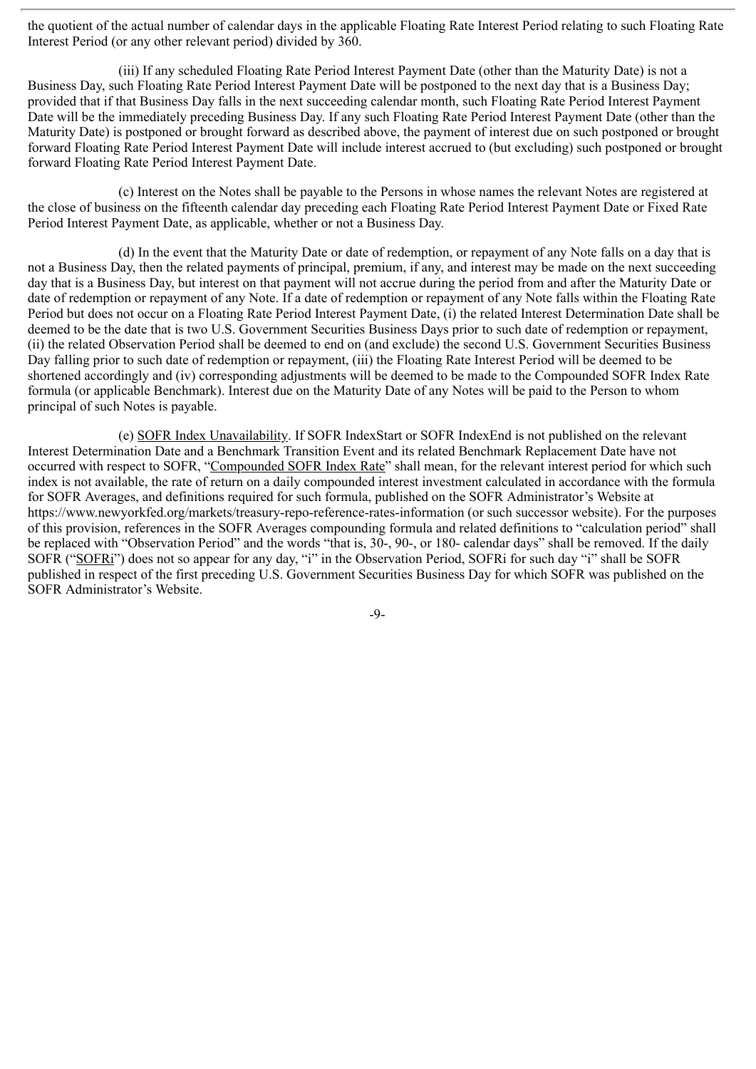the quotient of the actual number of calendar days in the applicable Floating Rate Interest Period relating to such Floating Rate Interest Period (or any other relevant period) divided by 360.

(iii) If any scheduled Floating Rate Period Interest Payment Date (other than the Maturity Date) is not a Business Day, such Floating Rate Period Interest Payment Date will be postponed to the next day that is a Business Day; provided that if that Business Day falls in the next succeeding calendar month, such Floating Rate Period Interest Payment Date will be the immediately preceding Business Day. If any such Floating Rate Period Interest Payment Date (other than the Maturity Date) is postponed or brought forward as described above, the payment of interest due on such postponed or brought forward Floating Rate Period Interest Payment Date will include interest accrued to (but excluding) such postponed or brought forward Floating Rate Period Interest Payment Date.

(c) Interest on the Notes shall be payable to the Persons in whose names the relevant Notes are registered at the close of business on the fifteenth calendar day preceding each Floating Rate Period Interest Payment Date or Fixed Rate Period Interest Payment Date, as applicable, whether or not a Business Day.

(d) In the event that the Maturity Date or date of redemption, or repayment of any Note falls on a day that is not a Business Day, then the related payments of principal, premium, if any, and interest may be made on the next succeeding day that is a Business Day, but interest on that payment will not accrue during the period from and after the Maturity Date or date of redemption or repayment of any Note. If a date of redemption or repayment of any Note falls within the Floating Rate Period but does not occur on a Floating Rate Period Interest Payment Date, (i) the related Interest Determination Date shall be deemed to be the date that is two U.S. Government Securities Business Days prior to such date of redemption or repayment, (ii) the related Observation Period shall be deemed to end on (and exclude) the second U.S. Government Securities Business Day falling prior to such date of redemption or repayment, (iii) the Floating Rate Interest Period will be deemed to be shortened accordingly and (iv) corresponding adjustments will be deemed to be made to the Compounded SOFR Index Rate formula (or applicable Benchmark). Interest due on the Maturity Date of any Notes will be paid to the Person to whom principal of such Notes is payable.

(e) SOFR Index Unavailability. If SOFR IndexStart or SOFR IndexEnd is not published on the relevant Interest Determination Date and a Benchmark Transition Event and its related Benchmark Replacement Date have not occurred with respect to SOFR, "Compounded SOFR Index Rate" shall mean, for the relevant interest period for which such index is not available, the rate of return on a daily compounded interest investment calculated in accordance with the formula for SOFR Averages, and definitions required for such formula, published on the SOFR Administrator's Website at https://www.newyorkfed.org/markets/treasury-repo-reference-rates-information (or such successor website). For the purposes of this provision, references in the SOFR Averages compounding formula and related definitions to "calculation period" shall be replaced with "Observation Period" and the words "that is, 30-, 90-, or 180- calendar days" shall be removed. If the daily SOFR ("SOFRi") does not so appear for any day, "i" in the Observation Period, SOFRi for such day "i" shall be SOFR published in respect of the first preceding U.S. Government Securities Business Day for which SOFR was published on the SOFR Administrator's Website.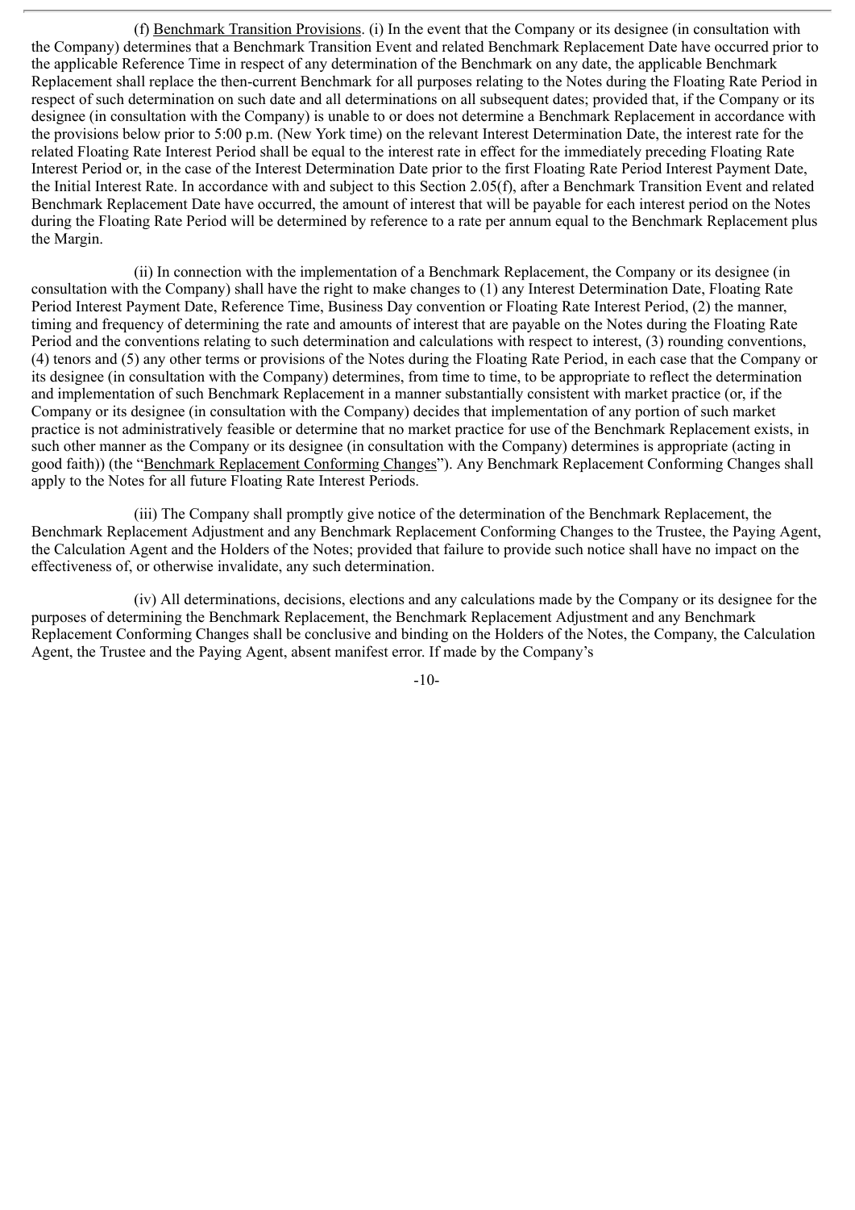(f) Benchmark Transition Provisions. (i) In the event that the Company or its designee (in consultation with the Company) determines that a Benchmark Transition Event and related Benchmark Replacement Date have occurred prior to the applicable Reference Time in respect of any determination of the Benchmark on any date, the applicable Benchmark Replacement shall replace the then-current Benchmark for all purposes relating to the Notes during the Floating Rate Period in respect of such determination on such date and all determinations on all subsequent dates; provided that, if the Company or its designee (in consultation with the Company) is unable to or does not determine a Benchmark Replacement in accordance with the provisions below prior to 5:00 p.m. (New York time) on the relevant Interest Determination Date, the interest rate for the related Floating Rate Interest Period shall be equal to the interest rate in effect for the immediately preceding Floating Rate Interest Period or, in the case of the Interest Determination Date prior to the first Floating Rate Period Interest Payment Date, the Initial Interest Rate. In accordance with and subject to this Section 2.05(f), after a Benchmark Transition Event and related Benchmark Replacement Date have occurred, the amount of interest that will be payable for each interest period on the Notes during the Floating Rate Period will be determined by reference to a rate per annum equal to the Benchmark Replacement plus the Margin.

(ii) In connection with the implementation of a Benchmark Replacement, the Company or its designee (in consultation with the Company) shall have the right to make changes to (1) any Interest Determination Date, Floating Rate Period Interest Payment Date, Reference Time, Business Day convention or Floating Rate Interest Period, (2) the manner, timing and frequency of determining the rate and amounts of interest that are payable on the Notes during the Floating Rate Period and the conventions relating to such determination and calculations with respect to interest, (3) rounding conventions, (4) tenors and (5) any other terms or provisions of the Notes during the Floating Rate Period, in each case that the Company or its designee (in consultation with the Company) determines, from time to time, to be appropriate to reflect the determination and implementation of such Benchmark Replacement in a manner substantially consistent with market practice (or, if the Company or its designee (in consultation with the Company) decides that implementation of any portion of such market practice is not administratively feasible or determine that no market practice for use of the Benchmark Replacement exists, in such other manner as the Company or its designee (in consultation with the Company) determines is appropriate (acting in good faith)) (the "Benchmark Replacement Conforming Changes"). Any Benchmark Replacement Conforming Changes shall apply to the Notes for all future Floating Rate Interest Periods.

(iii) The Company shall promptly give notice of the determination of the Benchmark Replacement, the Benchmark Replacement Adjustment and any Benchmark Replacement Conforming Changes to the Trustee, the Paying Agent, the Calculation Agent and the Holders of the Notes; provided that failure to provide such notice shall have no impact on the effectiveness of, or otherwise invalidate, any such determination.

(iv) All determinations, decisions, elections and any calculations made by the Company or its designee for the purposes of determining the Benchmark Replacement, the Benchmark Replacement Adjustment and any Benchmark Replacement Conforming Changes shall be conclusive and binding on the Holders of the Notes, the Company, the Calculation Agent, the Trustee and the Paying Agent, absent manifest error. If made by the Company's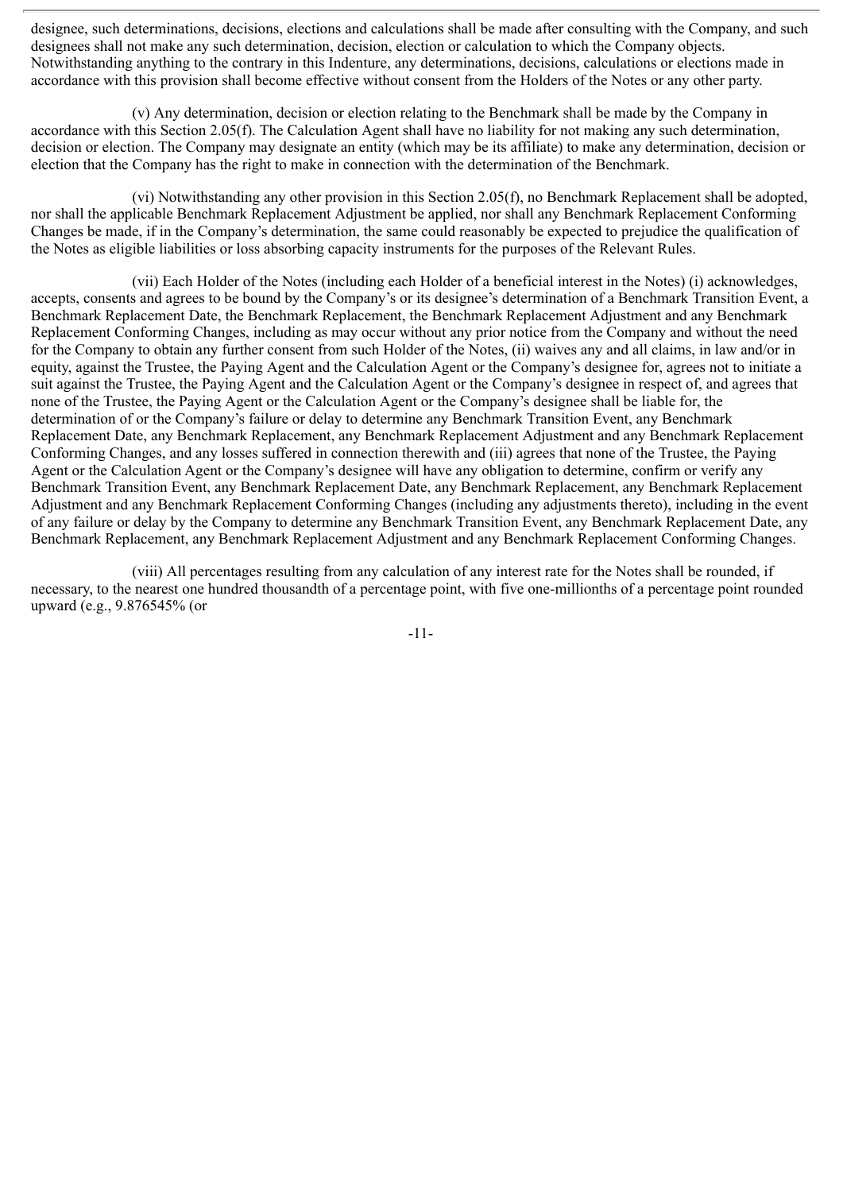designee, such determinations, decisions, elections and calculations shall be made after consulting with the Company, and such designees shall not make any such determination, decision, election or calculation to which the Company objects. Notwithstanding anything to the contrary in this Indenture, any determinations, decisions, calculations or elections made in accordance with this provision shall become effective without consent from the Holders of the Notes or any other party.

(v) Any determination, decision or election relating to the Benchmark shall be made by the Company in accordance with this Section 2.05(f). The Calculation Agent shall have no liability for not making any such determination, decision or election. The Company may designate an entity (which may be its affiliate) to make any determination, decision or election that the Company has the right to make in connection with the determination of the Benchmark.

(vi) Notwithstanding any other provision in this Section 2.05(f), no Benchmark Replacement shall be adopted, nor shall the applicable Benchmark Replacement Adjustment be applied, nor shall any Benchmark Replacement Conforming Changes be made, if in the Company's determination, the same could reasonably be expected to prejudice the qualification of the Notes as eligible liabilities or loss absorbing capacity instruments for the purposes of the Relevant Rules.

(vii) Each Holder of the Notes (including each Holder of a beneficial interest in the Notes) (i) acknowledges, accepts, consents and agrees to be bound by the Company's or its designee's determination of a Benchmark Transition Event, a Benchmark Replacement Date, the Benchmark Replacement, the Benchmark Replacement Adjustment and any Benchmark Replacement Conforming Changes, including as may occur without any prior notice from the Company and without the need for the Company to obtain any further consent from such Holder of the Notes, (ii) waives any and all claims, in law and/or in equity, against the Trustee, the Paying Agent and the Calculation Agent or the Company's designee for, agrees not to initiate a suit against the Trustee, the Paying Agent and the Calculation Agent or the Company's designee in respect of, and agrees that none of the Trustee, the Paying Agent or the Calculation Agent or the Company's designee shall be liable for, the determination of or the Company's failure or delay to determine any Benchmark Transition Event, any Benchmark Replacement Date, any Benchmark Replacement, any Benchmark Replacement Adjustment and any Benchmark Replacement Conforming Changes, and any losses suffered in connection therewith and (iii) agrees that none of the Trustee, the Paying Agent or the Calculation Agent or the Company's designee will have any obligation to determine, confirm or verify any Benchmark Transition Event, any Benchmark Replacement Date, any Benchmark Replacement, any Benchmark Replacement Adjustment and any Benchmark Replacement Conforming Changes (including any adjustments thereto), including in the event of any failure or delay by the Company to determine any Benchmark Transition Event, any Benchmark Replacement Date, any Benchmark Replacement, any Benchmark Replacement Adjustment and any Benchmark Replacement Conforming Changes.

(viii) All percentages resulting from any calculation of any interest rate for the Notes shall be rounded, if necessary, to the nearest one hundred thousandth of a percentage point, with five one-millionths of a percentage point rounded upward (e.g., 9.876545% (or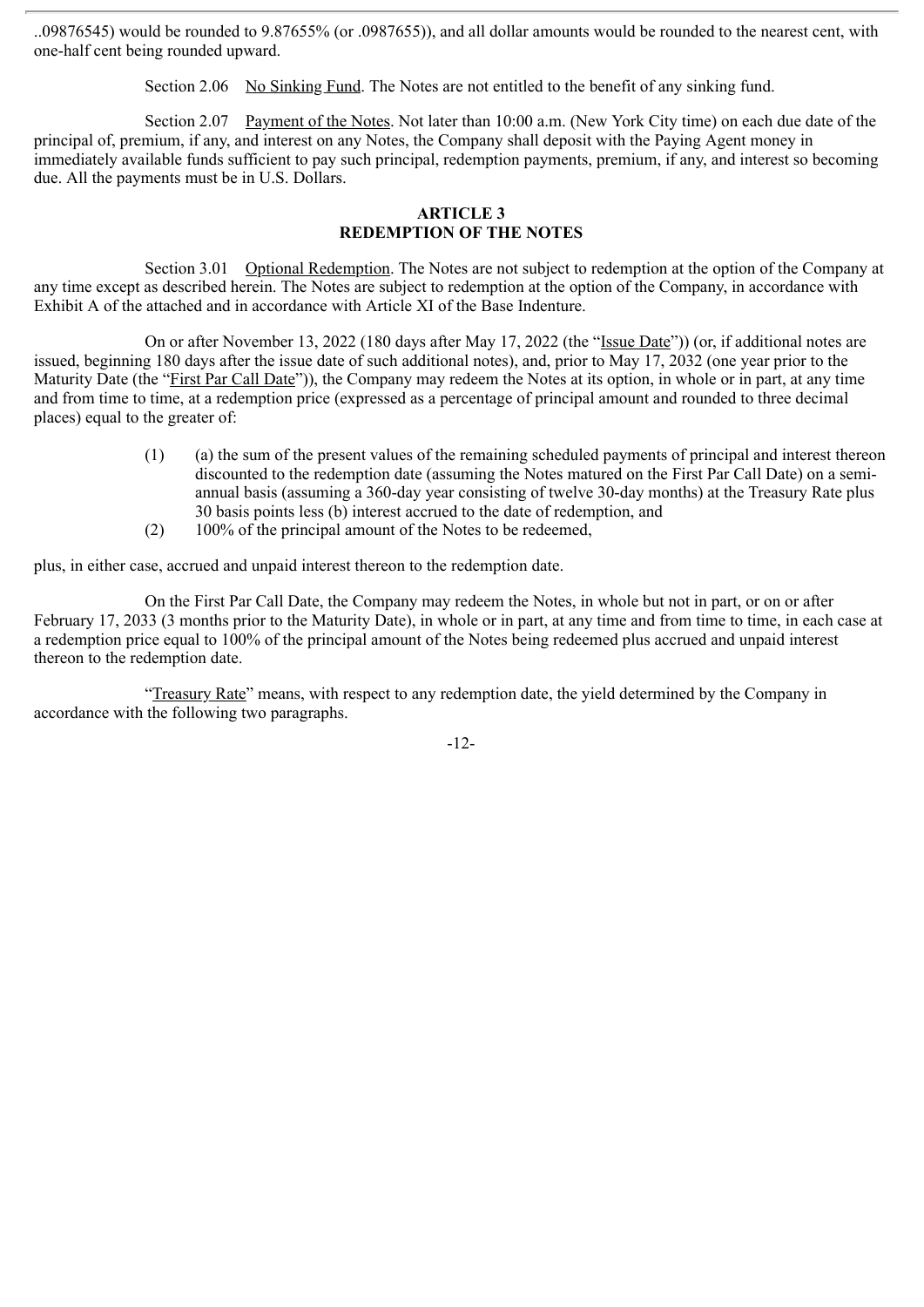..09876545) would be rounded to 9.87655% (or .0987655)), and all dollar amounts would be rounded to the nearest cent, with one-half cent being rounded upward.

Section 2.06 No Sinking Fund. The Notes are not entitled to the benefit of any sinking fund.

Section 2.07 Payment of the Notes. Not later than 10:00 a.m. (New York City time) on each due date of the principal of, premium, if any, and interest on any Notes, the Company shall deposit with the Paying Agent money in immediately available funds sufficient to pay such principal, redemption payments, premium, if any, and interest so becoming due. All the payments must be in U.S. Dollars.

## ARTICLE 3
## REDEMPTION OF THE NOTES

Section 3.01 Optional Redemption. The Notes are not subject to redemption at the option of the Company at any time except as described herein. The Notes are subject to redemption at the option of the Company, in accordance with Exhibit A of the attached and in accordance with Article XI of the Base Indenture.

On or after November 13, 2022 (180 days after May 17, 2022 (the "Issue Date")) (or, if additional notes are issued, beginning 180 days after the issue date of such additional notes), and, prior to May 17, 2032 (one year prior to the Maturity Date (the "First Par Call Date")), the Company may redeem the Notes at its option, in whole or in part, at any time and from time to time, at a redemption price (expressed as a percentage of principal amount and rounded to three decimal places) equal to the greater of:

(1) (a) the sum of the present values of the remaining scheduled payments of principal and interest thereon discounted to the redemption date (assuming the Notes matured on the First Par Call Date) on a semi-annual basis (assuming a 360-day year consisting of twelve 30-day months) at the Treasury Rate plus 30 basis points less (b) interest accrued to the date of redemption, and

(2) 100% of the principal amount of the Notes to be redeemed,

plus, in either case, accrued and unpaid interest thereon to the redemption date.

On the First Par Call Date, the Company may redeem the Notes, in whole but not in part, or on or after February 17, 2033 (3 months prior to the Maturity Date), in whole or in part, at any time and from time to time, in each case at a redemption price equal to 100% of the principal amount of the Notes being redeemed plus accrued and unpaid interest thereon to the redemption date.

"Treasury Rate" means, with respect to any redemption date, the yield determined by the Company in accordance with the following two paragraphs.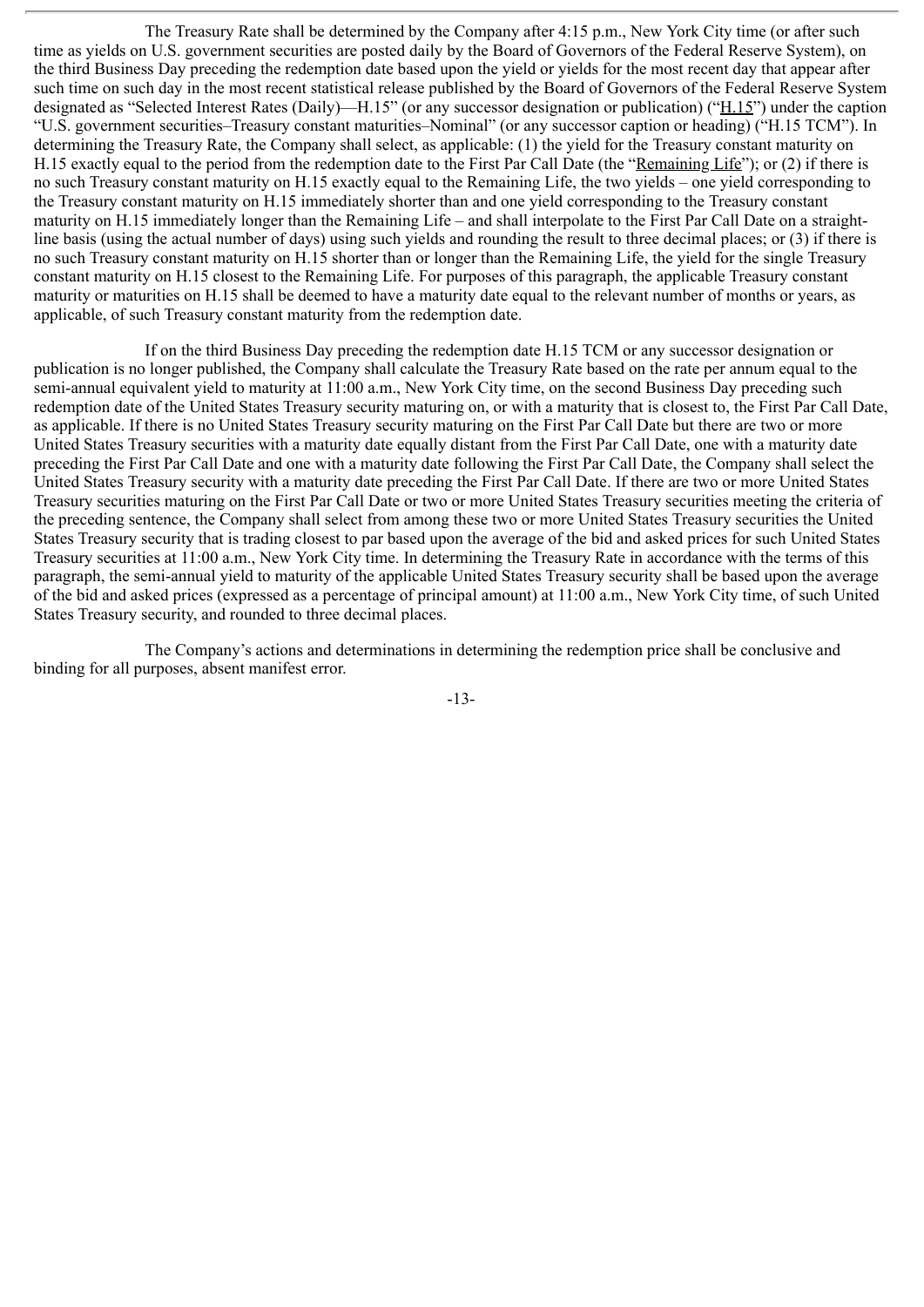The Treasury Rate shall be determined by the Company after 4:15 p.m., New York City time (or after such time as yields on U.S. government securities are posted daily by the Board of Governors of the Federal Reserve System), on the third Business Day preceding the redemption date based upon the yield or yields for the most recent day that appear after such time on such day in the most recent statistical release published by the Board of Governors of the Federal Reserve System designated as "Selected Interest Rates (Daily)—H.15" (or any successor designation or publication) ("H.15") under the caption "U.S. government securities–Treasury constant maturities–Nominal" (or any successor caption or heading) ("H.15 TCM"). In determining the Treasury Rate, the Company shall select, as applicable: (1) the yield for the Treasury constant maturity on H.15 exactly equal to the period from the redemption date to the First Par Call Date (the "Remaining Life"); or (2) if there is no such Treasury constant maturity on H.15 exactly equal to the Remaining Life, the two yields – one yield corresponding to the Treasury constant maturity on H.15 immediately shorter than and one yield corresponding to the Treasury constant maturity on H.15 immediately longer than the Remaining Life – and shall interpolate to the First Par Call Date on a straight-line basis (using the actual number of days) using such yields and rounding the result to three decimal places; or (3) if there is no such Treasury constant maturity on H.15 shorter than or longer than the Remaining Life, the yield for the single Treasury constant maturity on H.15 closest to the Remaining Life. For purposes of this paragraph, the applicable Treasury constant maturity or maturities on H.15 shall be deemed to have a maturity date equal to the relevant number of months or years, as applicable, of such Treasury constant maturity from the redemption date.

If on the third Business Day preceding the redemption date H.15 TCM or any successor designation or publication is no longer published, the Company shall calculate the Treasury Rate based on the rate per annum equal to the semi-annual equivalent yield to maturity at 11:00 a.m., New York City time, on the second Business Day preceding such redemption date of the United States Treasury security maturing on, or with a maturity that is closest to, the First Par Call Date, as applicable. If there is no United States Treasury security maturing on the First Par Call Date but there are two or more United States Treasury securities with a maturity date equally distant from the First Par Call Date, one with a maturity date preceding the First Par Call Date and one with a maturity date following the First Par Call Date, the Company shall select the United States Treasury security with a maturity date preceding the First Par Call Date. If there are two or more United States Treasury securities maturing on the First Par Call Date or two or more United States Treasury securities meeting the criteria of the preceding sentence, the Company shall select from among these two or more United States Treasury securities the United States Treasury security that is trading closest to par based upon the average of the bid and asked prices for such United States Treasury securities at 11:00 a.m., New York City time. In determining the Treasury Rate in accordance with the terms of this paragraph, the semi-annual yield to maturity of the applicable United States Treasury security shall be based upon the average of the bid and asked prices (expressed as a percentage of principal amount) at 11:00 a.m., New York City time, of such United States Treasury security, and rounded to three decimal places.

The Company's actions and determinations in determining the redemption price shall be conclusive and binding for all purposes, absent manifest error.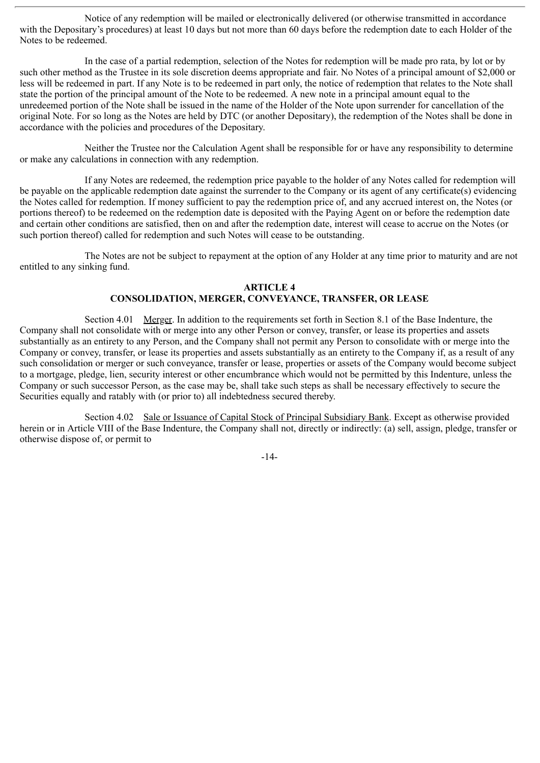Notice of any redemption will be mailed or electronically delivered (or otherwise transmitted in accordance with the Depositary's procedures) at least 10 days but not more than 60 days before the redemption date to each Holder of the Notes to be redeemed.

In the case of a partial redemption, selection of the Notes for redemption will be made pro rata, by lot or by such other method as the Trustee in its sole discretion deems appropriate and fair. No Notes of a principal amount of $2,000 or less will be redeemed in part. If any Note is to be redeemed in part only, the notice of redemption that relates to the Note shall state the portion of the principal amount of the Note to be redeemed. A new note in a principal amount equal to the unredeemed portion of the Note shall be issued in the name of the Holder of the Note upon surrender for cancellation of the original Note. For so long as the Notes are held by DTC (or another Depositary), the redemption of the Notes shall be done in accordance with the policies and procedures of the Depositary.

Neither the Trustee nor the Calculation Agent shall be responsible for or have any responsibility to determine or make any calculations in connection with any redemption.

If any Notes are redeemed, the redemption price payable to the holder of any Notes called for redemption will be payable on the applicable redemption date against the surrender to the Company or its agent of any certificate(s) evidencing the Notes called for redemption. If money sufficient to pay the redemption price of, and any accrued interest on, the Notes (or portions thereof) to be redeemed on the redemption date is deposited with the Paying Agent on or before the redemption date and certain other conditions are satisfied, then on and after the redemption date, interest will cease to accrue on the Notes (or such portion thereof) called for redemption and such Notes will cease to be outstanding.

The Notes are not be subject to repayment at the option of any Holder at any time prior to maturity and are not entitled to any sinking fund.

## ARTICLE 4
## CONSOLIDATION, MERGER, CONVEYANCE, TRANSFER, OR LEASE

Section 4.01 Merger. In addition to the requirements set forth in Section 8.1 of the Base Indenture, the Company shall not consolidate with or merge into any other Person or convey, transfer, or lease its properties and assets substantially as an entirety to any Person, and the Company shall not permit any Person to consolidate with or merge into the Company or convey, transfer, or lease its properties and assets substantially as an entirety to the Company if, as a result of any such consolidation or merger or such conveyance, transfer or lease, properties or assets of the Company would become subject to a mortgage, pledge, lien, security interest or other encumbrance which would not be permitted by this Indenture, unless the Company or such successor Person, as the case may be, shall take such steps as shall be necessary effectively to secure the Securities equally and ratably with (or prior to) all indebtedness secured thereby.

Section 4.02 Sale or Issuance of Capital Stock of Principal Subsidiary Bank. Except as otherwise provided herein or in Article VIII of the Base Indenture, the Company shall not, directly or indirectly: (a) sell, assign, pledge, transfer or otherwise dispose of, or permit to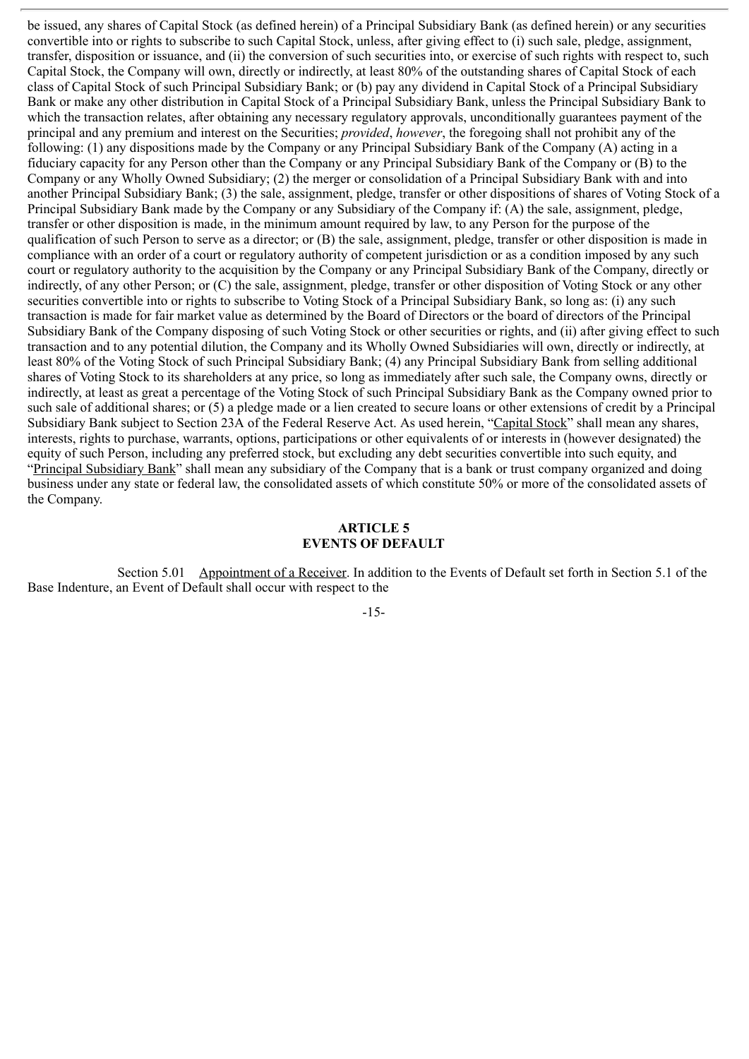be issued, any shares of Capital Stock (as defined herein) of a Principal Subsidiary Bank (as defined herein) or any securities convertible into or rights to subscribe to such Capital Stock, unless, after giving effect to (i) such sale, pledge, assignment, transfer, disposition or issuance, and (ii) the conversion of such securities into, or exercise of such rights with respect to, such Capital Stock, the Company will own, directly or indirectly, at least 80% of the outstanding shares of Capital Stock of each class of Capital Stock of such Principal Subsidiary Bank; or (b) pay any dividend in Capital Stock of a Principal Subsidiary Bank or make any other distribution in Capital Stock of a Principal Subsidiary Bank, unless the Principal Subsidiary Bank to which the transaction relates, after obtaining any necessary regulatory approvals, unconditionally guarantees payment of the principal and any premium and interest on the Securities; *provided*, *however*, the foregoing shall not prohibit any of the following: (1) any dispositions made by the Company or any Principal Subsidiary Bank of the Company (A) acting in a fiduciary capacity for any Person other than the Company or any Principal Subsidiary Bank of the Company or (B) to the Company or any Wholly Owned Subsidiary; (2) the merger or consolidation of a Principal Subsidiary Bank with and into another Principal Subsidiary Bank; (3) the sale, assignment, pledge, transfer or other dispositions of shares of Voting Stock of a Principal Subsidiary Bank made by the Company or any Subsidiary of the Company if: (A) the sale, assignment, pledge, transfer or other disposition is made, in the minimum amount required by law, to any Person for the purpose of the qualification of such Person to serve as a director; or (B) the sale, assignment, pledge, transfer or other disposition is made in compliance with an order of a court or regulatory authority of competent jurisdiction or as a condition imposed by any such court or regulatory authority to the acquisition by the Company or any Principal Subsidiary Bank of the Company, directly or indirectly, of any other Person; or (C) the sale, assignment, pledge, transfer or other disposition of Voting Stock or any other securities convertible into or rights to subscribe to Voting Stock of a Principal Subsidiary Bank, so long as: (i) any such transaction is made for fair market value as determined by the Board of Directors or the board of directors of the Principal Subsidiary Bank of the Company disposing of such Voting Stock or other securities or rights, and (ii) after giving effect to such transaction and to any potential dilution, the Company and its Wholly Owned Subsidiaries will own, directly or indirectly, at least 80% of the Voting Stock of such Principal Subsidiary Bank; (4) any Principal Subsidiary Bank from selling additional shares of Voting Stock to its shareholders at any price, so long as immediately after such sale, the Company owns, directly or indirectly, at least as great a percentage of the Voting Stock of such Principal Subsidiary Bank as the Company owned prior to such sale of additional shares; or (5) a pledge made or a lien created to secure loans or other extensions of credit by a Principal Subsidiary Bank subject to Section 23A of the Federal Reserve Act. As used herein, "Capital Stock" shall mean any shares, interests, rights to purchase, warrants, options, participations or other equivalents of or interests in (however designated) the equity of such Person, including any preferred stock, but excluding any debt securities convertible into such equity, and "Principal Subsidiary Bank" shall mean any subsidiary of the Company that is a bank or trust company organized and doing business under any state or federal law, the consolidated assets of which constitute 50% or more of the consolidated assets of the Company.

## ARTICLE 5
## EVENTS OF DEFAULT

Section 5.01 Appointment of a Receiver. In addition to the Events of Default set forth in Section 5.1 of the Base Indenture, an Event of Default shall occur with respect to the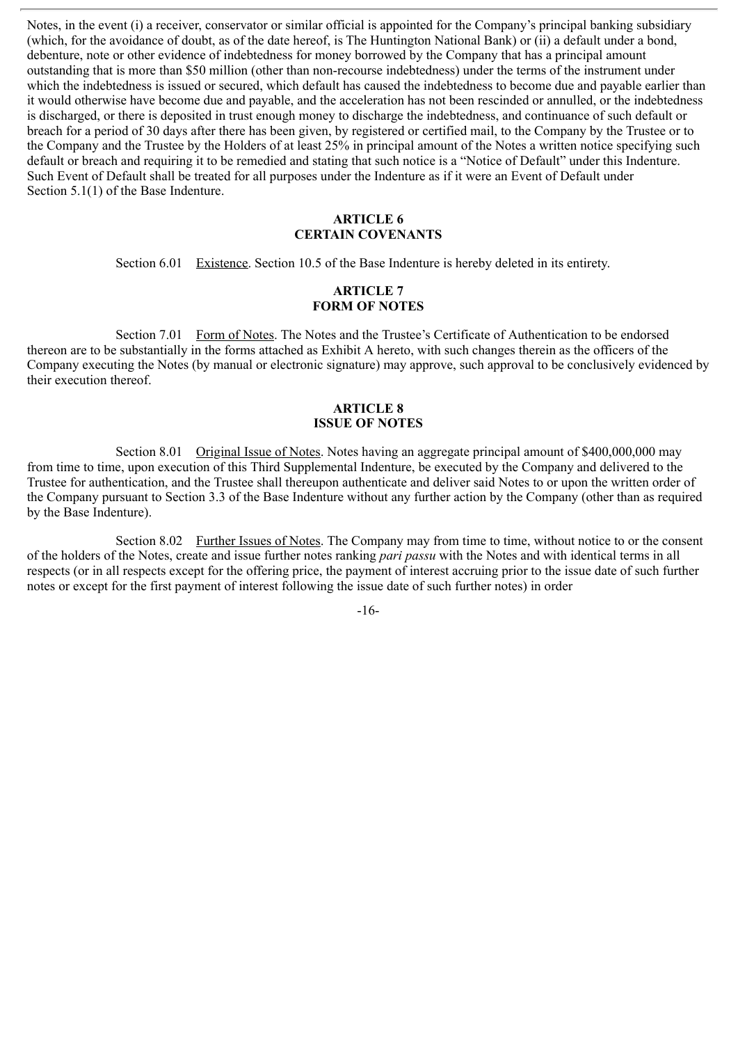Notes, in the event (i) a receiver, conservator or similar official is appointed for the Company's principal banking subsidiary (which, for the avoidance of doubt, as of the date hereof, is The Huntington National Bank) or (ii) a default under a bond, debenture, note or other evidence of indebtedness for money borrowed by the Company that has a principal amount outstanding that is more than $50 million (other than non-recourse indebtedness) under the terms of the instrument under which the indebtedness is issued or secured, which default has caused the indebtedness to become due and payable earlier than it would otherwise have become due and payable, and the acceleration has not been rescinded or annulled, or the indebtedness is discharged, or there is deposited in trust enough money to discharge the indebtedness, and continuance of such default or breach for a period of 30 days after there has been given, by registered or certified mail, to the Company by the Trustee or to the Company and the Trustee by the Holders of at least 25% in principal amount of the Notes a written notice specifying such default or breach and requiring it to be remedied and stating that such notice is a "Notice of Default" under this Indenture. Such Event of Default shall be treated for all purposes under the Indenture as if it were an Event of Default under Section 5.1(1) of the Base Indenture.

**ARTICLE 6**
**CERTAIN COVENANTS**

Section 6.01 Existence. Section 10.5 of the Base Indenture is hereby deleted in its entirety.

**ARTICLE 7**
**FORM OF NOTES**

Section 7.01 Form of Notes. The Notes and the Trustee's Certificate of Authentication to be endorsed thereon are to be substantially in the forms attached as Exhibit A hereto, with such changes therein as the officers of the Company executing the Notes (by manual or electronic signature) may approve, such approval to be conclusively evidenced by their execution thereof.

**ARTICLE 8**
**ISSUE OF NOTES**

Section 8.01 Original Issue of Notes. Notes having an aggregate principal amount of $400,000,000 may from time to time, upon execution of this Third Supplemental Indenture, be executed by the Company and delivered to the Trustee for authentication, and the Trustee shall thereupon authenticate and deliver said Notes to or upon the written order of the Company pursuant to Section 3.3 of the Base Indenture without any further action by the Company (other than as required by the Base Indenture).

Section 8.02 Further Issues of Notes. The Company may from time to time, without notice to or the consent of the holders of the Notes, create and issue further notes ranking *pari passu* with the Notes and with identical terms in all respects (or in all respects except for the offering price, the payment of interest accruing prior to the issue date of such further notes or except for the first payment of interest following the issue date of such further notes) in order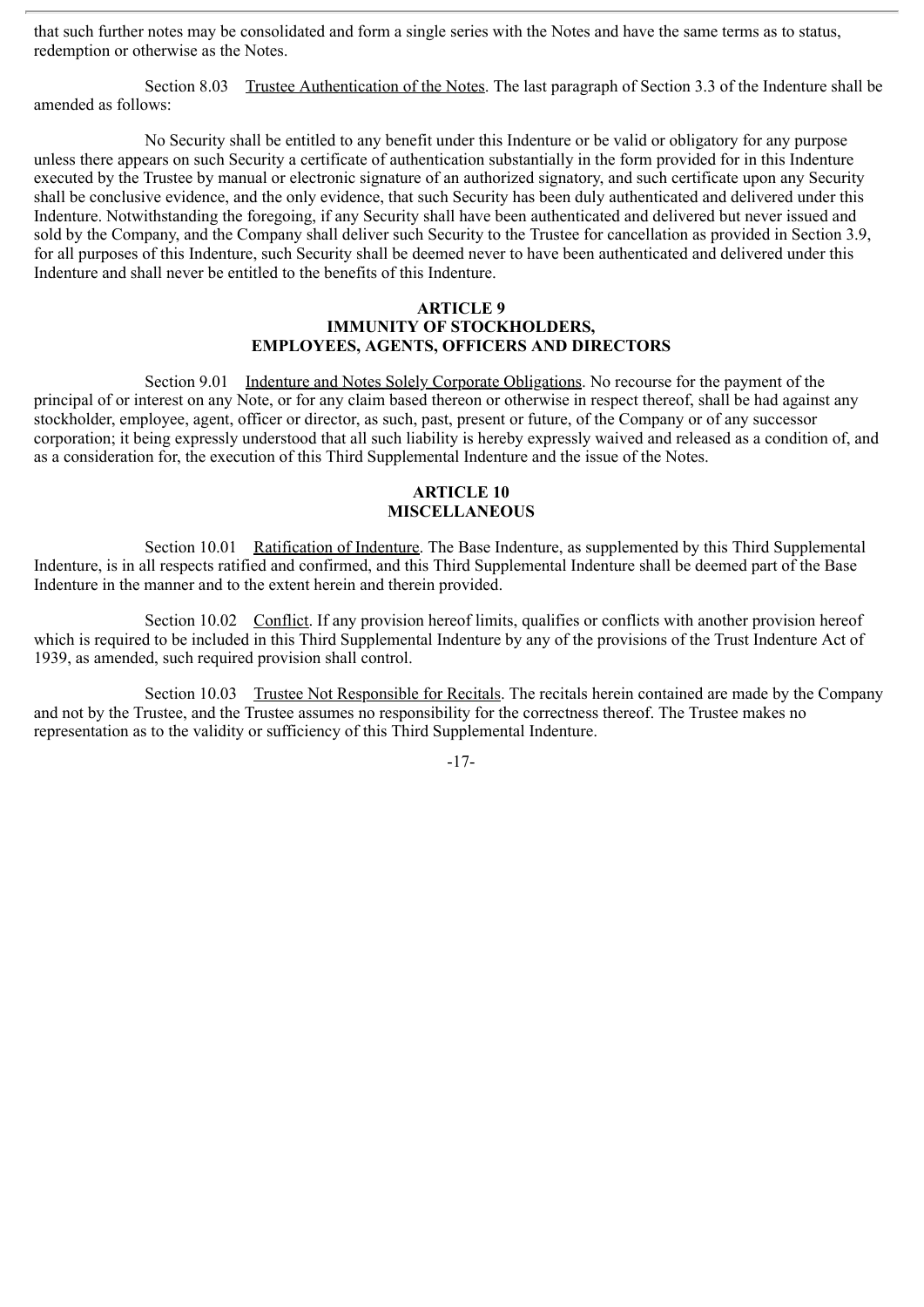that such further notes may be consolidated and form a single series with the Notes and have the same terms as to status, redemption or otherwise as the Notes.

Section 8.03 Trustee Authentication of the Notes. The last paragraph of Section 3.3 of the Indenture shall be amended as follows:

No Security shall be entitled to any benefit under this Indenture or be valid or obligatory for any purpose unless there appears on such Security a certificate of authentication substantially in the form provided for in this Indenture executed by the Trustee by manual or electronic signature of an authorized signatory, and such certificate upon any Security shall be conclusive evidence, and the only evidence, that such Security has been duly authenticated and delivered under this Indenture. Notwithstanding the foregoing, if any Security shall have been authenticated and delivered but never issued and sold by the Company, and the Company shall deliver such Security to the Trustee for cancellation as provided in Section 3.9, for all purposes of this Indenture, such Security shall be deemed never to have been authenticated and delivered under this Indenture and shall never be entitled to the benefits of this Indenture.

## ARTICLE 9
## IMMUNITY OF STOCKHOLDERS, EMPLOYEES, AGENTS, OFFICERS AND DIRECTORS

Section 9.01 Indenture and Notes Solely Corporate Obligations. No recourse for the payment of the principal of or interest on any Note, or for any claim based thereon or otherwise in respect thereof, shall be had against any stockholder, employee, agent, officer or director, as such, past, present or future, of the Company or of any successor corporation; it being expressly understood that all such liability is hereby expressly waived and released as a condition of, and as a consideration for, the execution of this Third Supplemental Indenture and the issue of the Notes.

## ARTICLE 10
## MISCELLANEOUS

Section 10.01 Ratification of Indenture. The Base Indenture, as supplemented by this Third Supplemental Indenture, is in all respects ratified and confirmed, and this Third Supplemental Indenture shall be deemed part of the Base Indenture in the manner and to the extent herein and therein provided.

Section 10.02 Conflict. If any provision hereof limits, qualifies or conflicts with another provision hereof which is required to be included in this Third Supplemental Indenture by any of the provisions of the Trust Indenture Act of 1939, as amended, such required provision shall control.

Section 10.03 Trustee Not Responsible for Recitals. The recitals herein contained are made by the Company and not by the Trustee, and the Trustee assumes no responsibility for the correctness thereof. The Trustee makes no representation as to the validity or sufficiency of this Third Supplemental Indenture.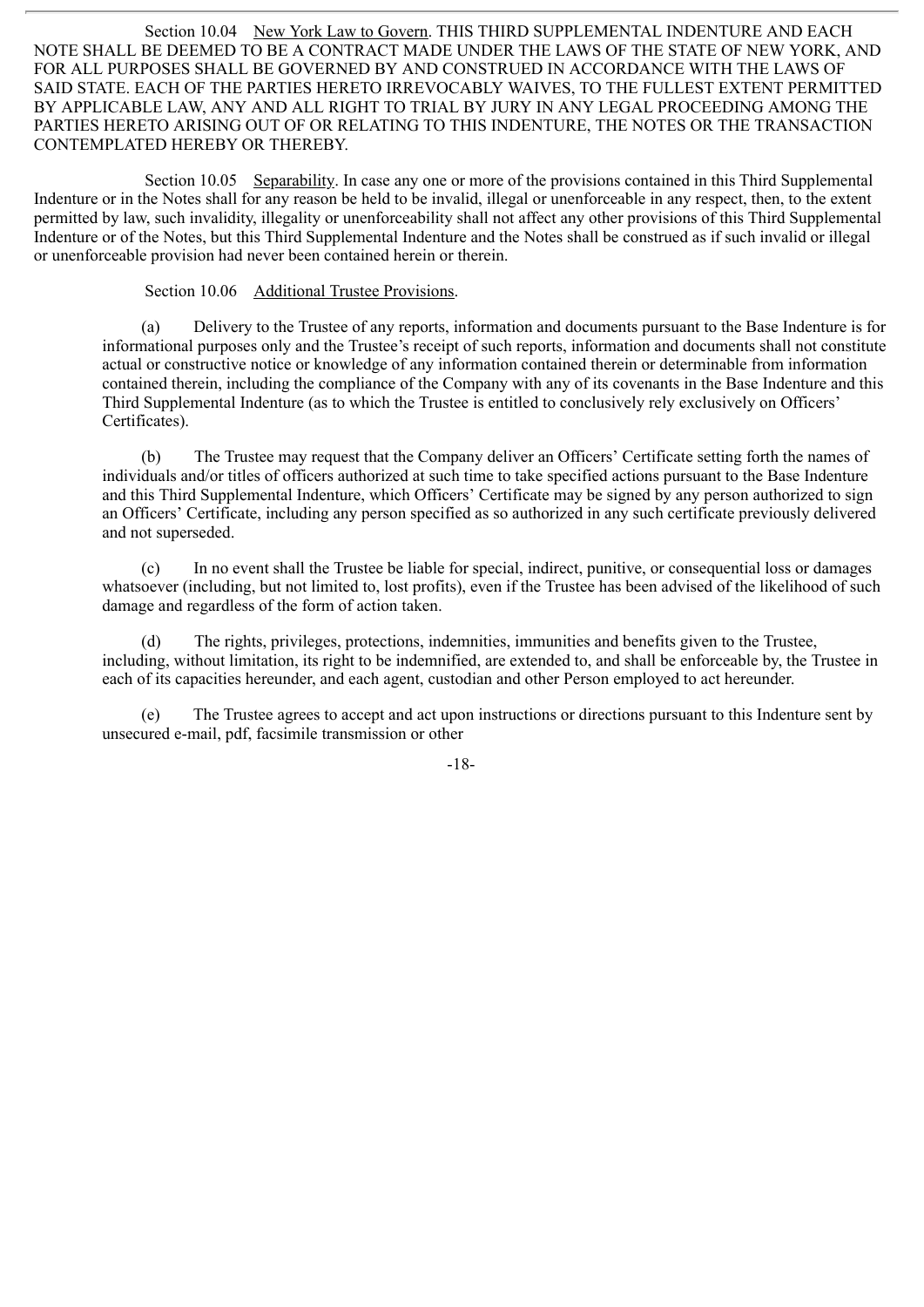Section 10.04 New York Law to Govern. THIS THIRD SUPPLEMENTAL INDENTURE AND EACH NOTE SHALL BE DEEMED TO BE A CONTRACT MADE UNDER THE LAWS OF THE STATE OF NEW YORK, AND FOR ALL PURPOSES SHALL BE GOVERNED BY AND CONSTRUED IN ACCORDANCE WITH THE LAWS OF SAID STATE. EACH OF THE PARTIES HERETO IRREVOCABLY WAIVES, TO THE FULLEST EXTENT PERMITTED BY APPLICABLE LAW, ANY AND ALL RIGHT TO TRIAL BY JURY IN ANY LEGAL PROCEEDING AMONG THE PARTIES HERETO ARISING OUT OF OR RELATING TO THIS INDENTURE, THE NOTES OR THE TRANSACTION CONTEMPLATED HEREBY OR THEREBY.

Section 10.05 Separability. In case any one or more of the provisions contained in this Third Supplemental Indenture or in the Notes shall for any reason be held to be invalid, illegal or unenforceable in any respect, then, to the extent permitted by law, such invalidity, illegality or unenforceability shall not affect any other provisions of this Third Supplemental Indenture or of the Notes, but this Third Supplemental Indenture and the Notes shall be construed as if such invalid or illegal or unenforceable provision had never been contained herein or therein.

Section 10.06 Additional Trustee Provisions.

(a) Delivery to the Trustee of any reports, information and documents pursuant to the Base Indenture is for informational purposes only and the Trustee's receipt of such reports, information and documents shall not constitute actual or constructive notice or knowledge of any information contained therein or determinable from information contained therein, including the compliance of the Company with any of its covenants in the Base Indenture and this Third Supplemental Indenture (as to which the Trustee is entitled to conclusively rely exclusively on Officers' Certificates).

(b) The Trustee may request that the Company deliver an Officers' Certificate setting forth the names of individuals and/or titles of officers authorized at such time to take specified actions pursuant to the Base Indenture and this Third Supplemental Indenture, which Officers' Certificate may be signed by any person authorized to sign an Officers' Certificate, including any person specified as so authorized in any such certificate previously delivered and not superseded.

(c) In no event shall the Trustee be liable for special, indirect, punitive, or consequential loss or damages whatsoever (including, but not limited to, lost profits), even if the Trustee has been advised of the likelihood of such damage and regardless of the form of action taken.

(d) The rights, privileges, protections, indemnities, immunities and benefits given to the Trustee, including, without limitation, its right to be indemnified, are extended to, and shall be enforceable by, the Trustee in each of its capacities hereunder, and each agent, custodian and other Person employed to act hereunder.

(e) The Trustee agrees to accept and act upon instructions or directions pursuant to this Indenture sent by unsecured e-mail, pdf, facsimile transmission or other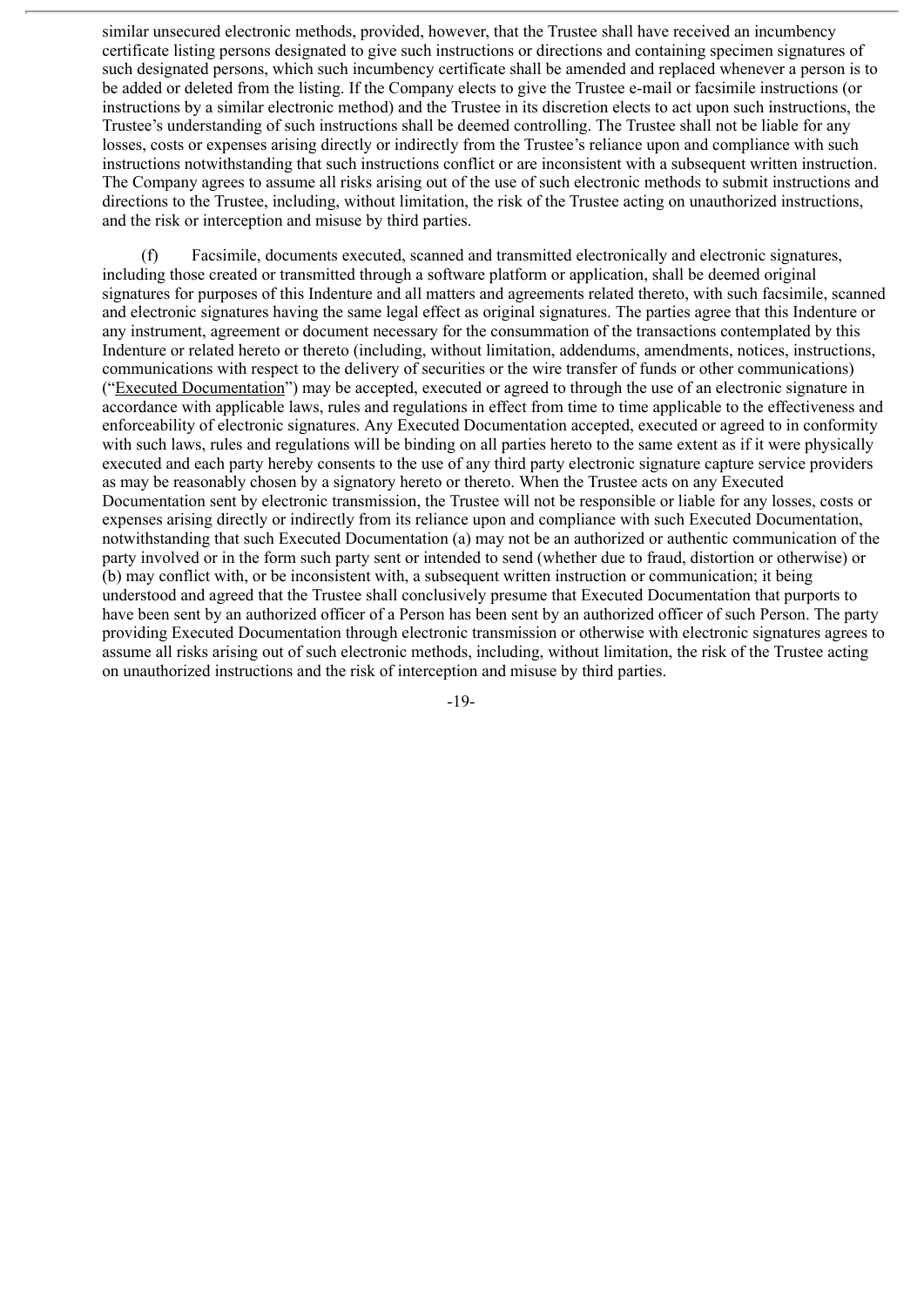similar unsecured electronic methods, provided, however, that the Trustee shall have received an incumbency certificate listing persons designated to give such instructions or directions and containing specimen signatures of such designated persons, which such incumbency certificate shall be amended and replaced whenever a person is to be added or deleted from the listing. If the Company elects to give the Trustee e-mail or facsimile instructions (or instructions by a similar electronic method) and the Trustee in its discretion elects to act upon such instructions, the Trustee's understanding of such instructions shall be deemed controlling. The Trustee shall not be liable for any losses, costs or expenses arising directly or indirectly from the Trustee's reliance upon and compliance with such instructions notwithstanding that such instructions conflict or are inconsistent with a subsequent written instruction. The Company agrees to assume all risks arising out of the use of such electronic methods to submit instructions and directions to the Trustee, including, without limitation, the risk of the Trustee acting on unauthorized instructions, and the risk or interception and misuse by third parties.

(f) Facsimile, documents executed, scanned and transmitted electronically and electronic signatures, including those created or transmitted through a software platform or application, shall be deemed original signatures for purposes of this Indenture and all matters and agreements related thereto, with such facsimile, scanned and electronic signatures having the same legal effect as original signatures. The parties agree that this Indenture or any instrument, agreement or document necessary for the consummation of the transactions contemplated by this Indenture or related hereto or thereto (including, without limitation, addendums, amendments, notices, instructions, communications with respect to the delivery of securities or the wire transfer of funds or other communications) ("Executed Documentation") may be accepted, executed or agreed to through the use of an electronic signature in accordance with applicable laws, rules and regulations in effect from time to time applicable to the effectiveness and enforceability of electronic signatures. Any Executed Documentation accepted, executed or agreed to in conformity with such laws, rules and regulations will be binding on all parties hereto to the same extent as if it were physically executed and each party hereby consents to the use of any third party electronic signature capture service providers as may be reasonably chosen by a signatory hereto or thereto. When the Trustee acts on any Executed Documentation sent by electronic transmission, the Trustee will not be responsible or liable for any losses, costs or expenses arising directly or indirectly from its reliance upon and compliance with such Executed Documentation, notwithstanding that such Executed Documentation (a) may not be an authorized or authentic communication of the party involved or in the form such party sent or intended to send (whether due to fraud, distortion or otherwise) or (b) may conflict with, or be inconsistent with, a subsequent written instruction or communication; it being understood and agreed that the Trustee shall conclusively presume that Executed Documentation that purports to have been sent by an authorized officer of a Person has been sent by an authorized officer of such Person. The party providing Executed Documentation through electronic transmission or otherwise with electronic signatures agrees to assume all risks arising out of such electronic methods, including, without limitation, the risk of the Trustee acting on unauthorized instructions and the risk of interception and misuse by third parties.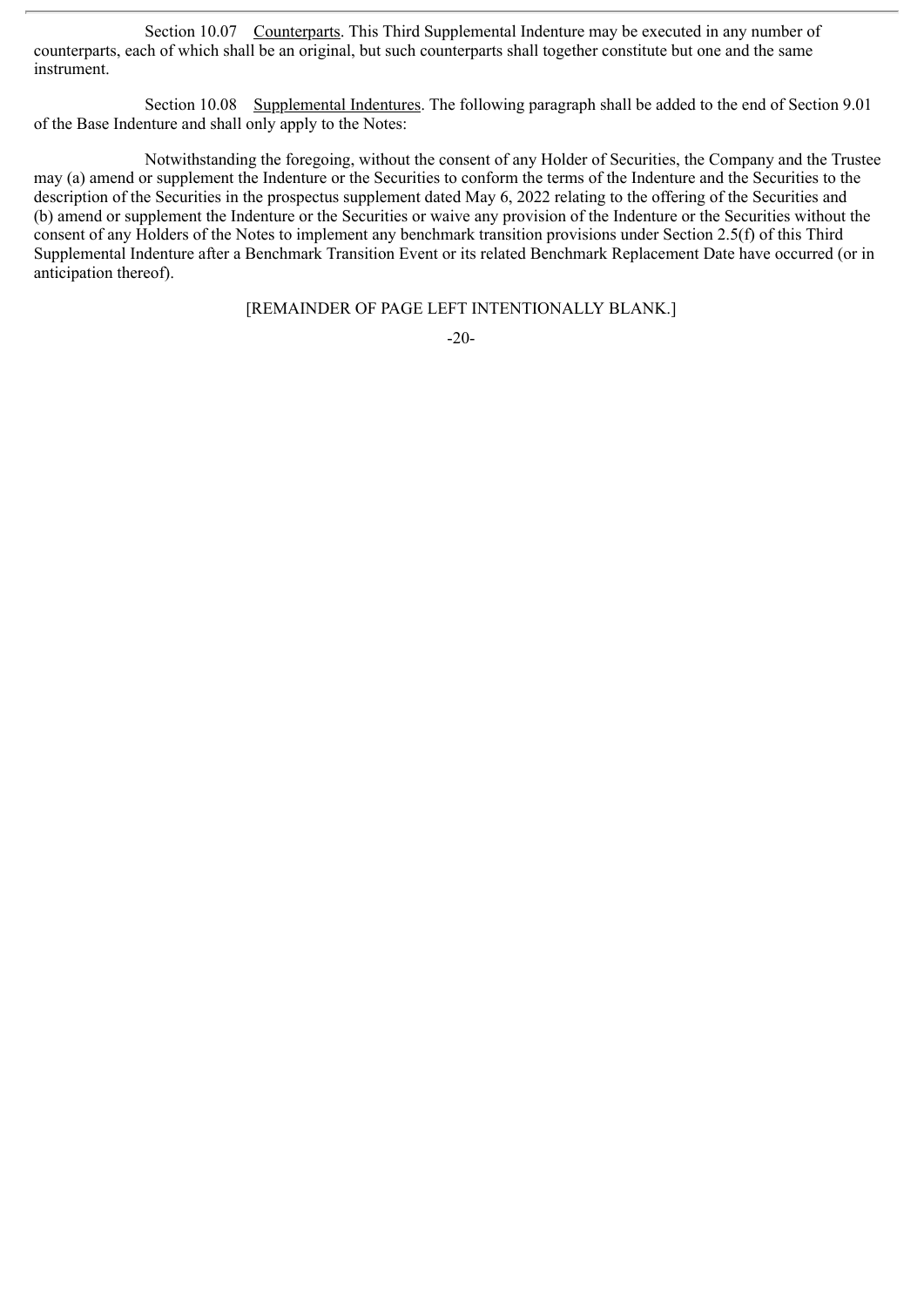Section 10.07 Counterparts. This Third Supplemental Indenture may be executed in any number of counterparts, each of which shall be an original, but such counterparts shall together constitute but one and the same instrument.

Section 10.08 Supplemental Indentures. The following paragraph shall be added to the end of Section 9.01 of the Base Indenture and shall only apply to the Notes:

Notwithstanding the foregoing, without the consent of any Holder of Securities, the Company and the Trustee may (a) amend or supplement the Indenture or the Securities to conform the terms of the Indenture and the Securities to the description of the Securities in the prospectus supplement dated May 6, 2022 relating to the offering of the Securities and (b) amend or supplement the Indenture or the Securities or waive any provision of the Indenture or the Securities without the consent of any Holders of the Notes to implement any benchmark transition provisions under Section 2.5(f) of this Third Supplemental Indenture after a Benchmark Transition Event or its related Benchmark Replacement Date have occurred (or in anticipation thereof).

[REMAINDER OF PAGE LEFT INTENTIONALLY BLANK.]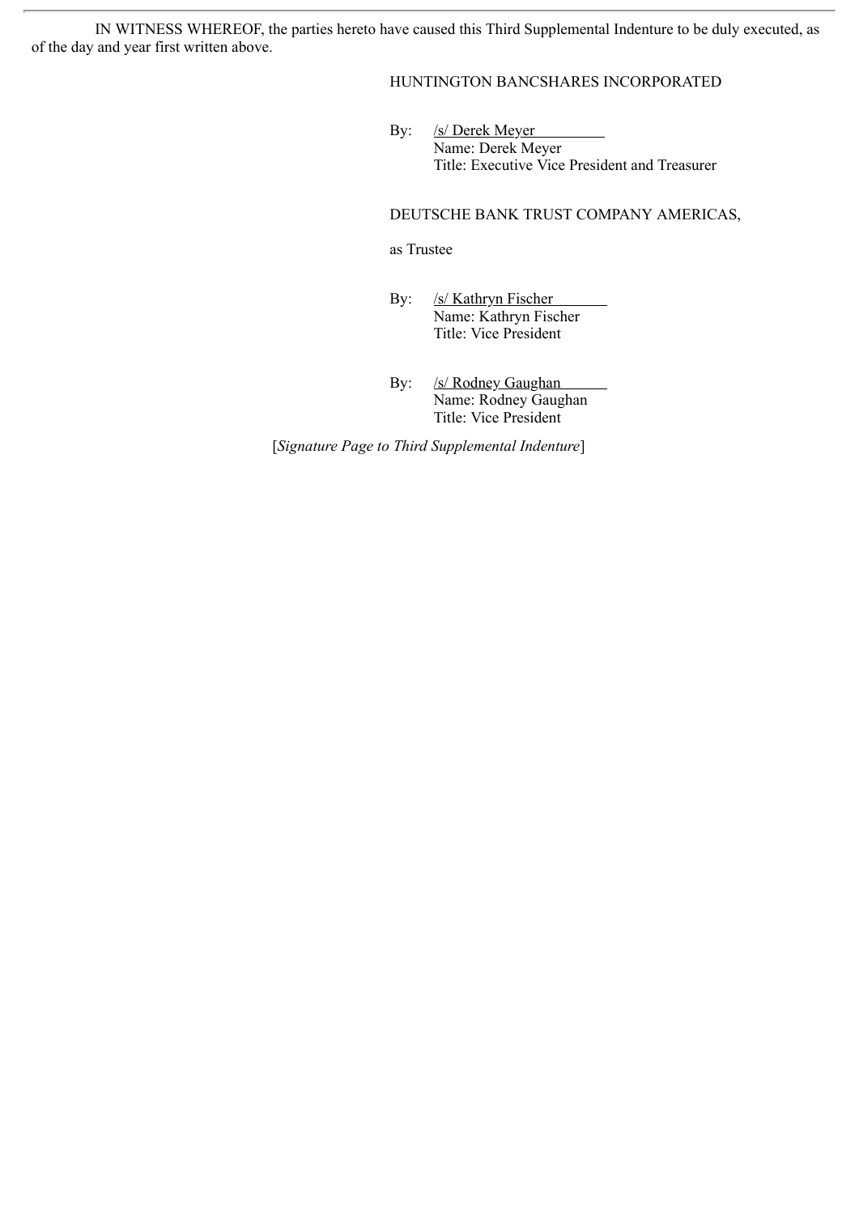IN WITNESS WHEREOF, the parties hereto have caused this Third Supplemental Indenture to be duly executed, as of the day and year first written above.

HUNTINGTON BANCSHARES INCORPORATED

By: /s/ Derek Meyer
Name: Derek Meyer
Title: Executive Vice President and Treasurer

DEUTSCHE BANK TRUST COMPANY AMERICAS,

as Trustee

By: /s/ Kathryn Fischer
Name: Kathryn Fischer
Title: Vice President

By: /s/ Rodney Gaughan
Name: Rodney Gaughan
Title: Vice President

[*Signature Page to Third Supplemental Indenture*]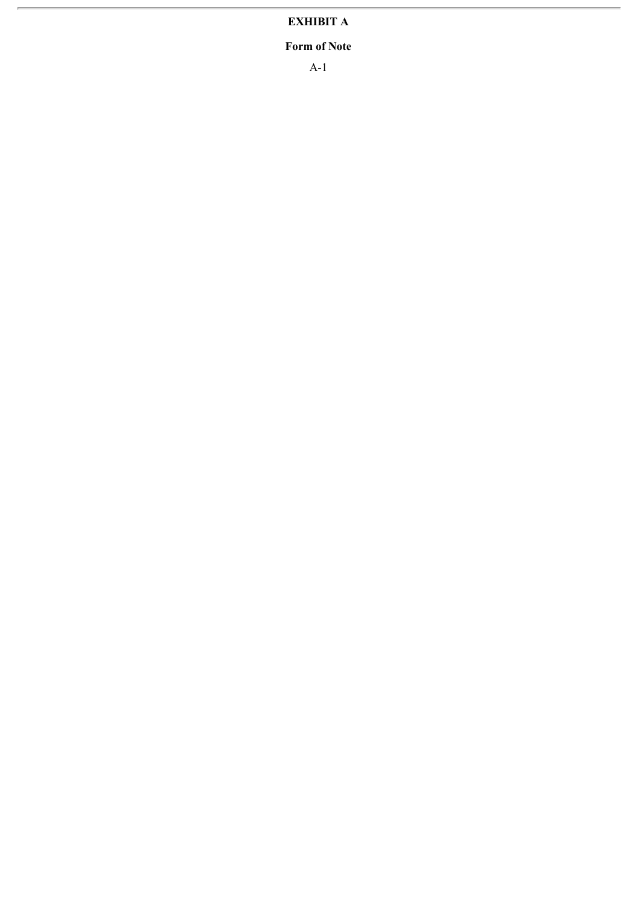# EXHIBIT A

## Form of Note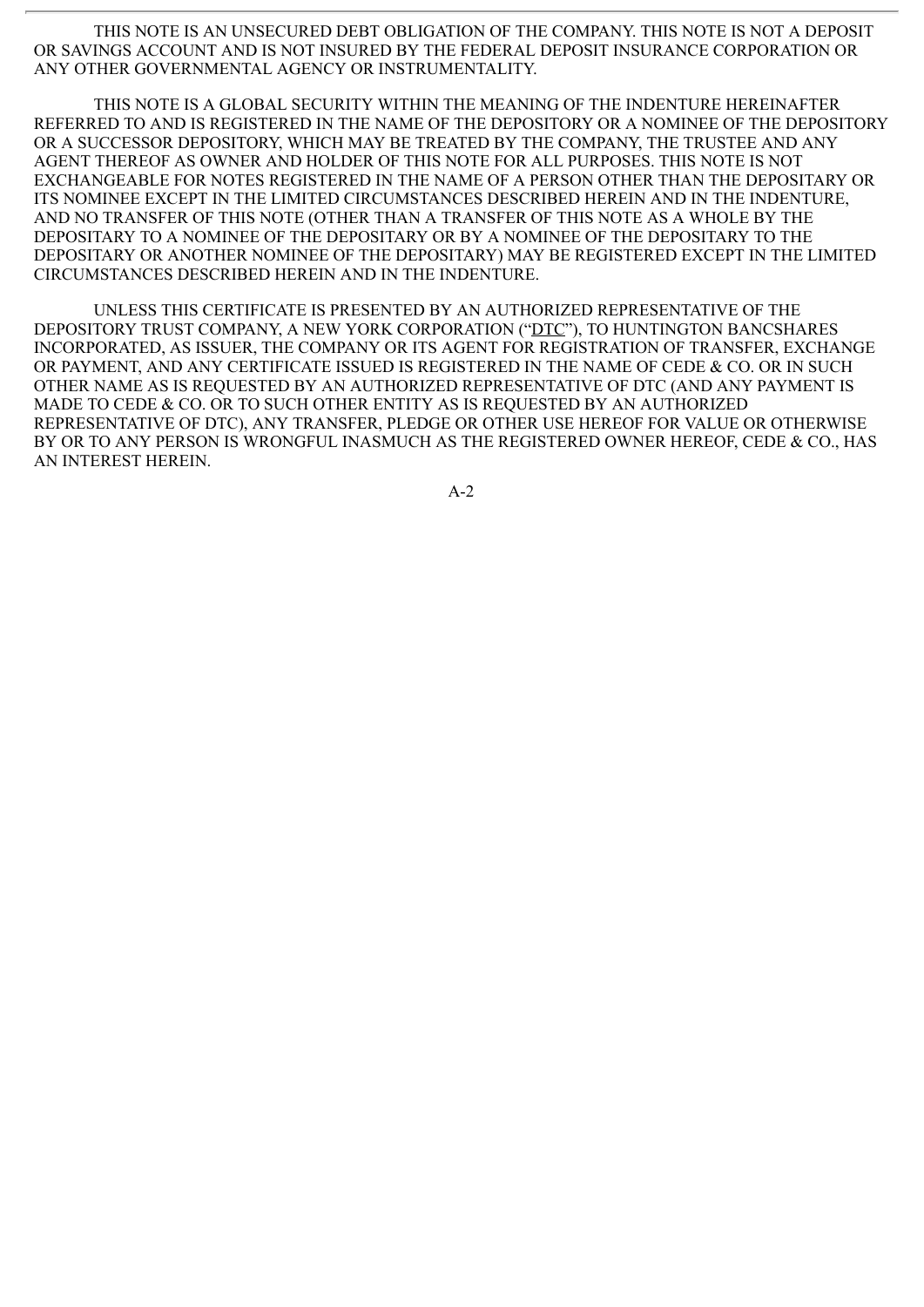THIS NOTE IS AN UNSECURED DEBT OBLIGATION OF THE COMPANY. THIS NOTE IS NOT A DEPOSIT OR SAVINGS ACCOUNT AND IS NOT INSURED BY THE FEDERAL DEPOSIT INSURANCE CORPORATION OR ANY OTHER GOVERNMENTAL AGENCY OR INSTRUMENTALITY.

THIS NOTE IS A GLOBAL SECURITY WITHIN THE MEANING OF THE INDENTURE HEREINAFTER REFERRED TO AND IS REGISTERED IN THE NAME OF THE DEPOSITORY OR A NOMINEE OF THE DEPOSITORY OR A SUCCESSOR DEPOSITORY, WHICH MAY BE TREATED BY THE COMPANY, THE TRUSTEE AND ANY AGENT THEREOF AS OWNER AND HOLDER OF THIS NOTE FOR ALL PURPOSES. THIS NOTE IS NOT EXCHANGEABLE FOR NOTES REGISTERED IN THE NAME OF A PERSON OTHER THAN THE DEPOSITARY OR ITS NOMINEE EXCEPT IN THE LIMITED CIRCUMSTANCES DESCRIBED HEREIN AND IN THE INDENTURE, AND NO TRANSFER OF THIS NOTE (OTHER THAN A TRANSFER OF THIS NOTE AS A WHOLE BY THE DEPOSITARY TO A NOMINEE OF THE DEPOSITARY OR BY A NOMINEE OF THE DEPOSITARY TO THE DEPOSITARY OR ANOTHER NOMINEE OF THE DEPOSITARY) MAY BE REGISTERED EXCEPT IN THE LIMITED CIRCUMSTANCES DESCRIBED HEREIN AND IN THE INDENTURE.

UNLESS THIS CERTIFICATE IS PRESENTED BY AN AUTHORIZED REPRESENTATIVE OF THE DEPOSITORY TRUST COMPANY, A NEW YORK CORPORATION ("DTC"), TO HUNTINGTON BANCSHARES INCORPORATED, AS ISSUER, THE COMPANY OR ITS AGENT FOR REGISTRATION OF TRANSFER, EXCHANGE OR PAYMENT, AND ANY CERTIFICATE ISSUED IS REGISTERED IN THE NAME OF CEDE & CO. OR IN SUCH OTHER NAME AS IS REQUESTED BY AN AUTHORIZED REPRESENTATIVE OF DTC (AND ANY PAYMENT IS MADE TO CEDE & CO. OR TO SUCH OTHER ENTITY AS IS REQUESTED BY AN AUTHORIZED REPRESENTATIVE OF DTC), ANY TRANSFER, PLEDGE OR OTHER USE HEREOF FOR VALUE OR OTHERWISE BY OR TO ANY PERSON IS WRONGFUL INASMUCH AS THE REGISTERED OWNER HEREOF, CEDE & CO., HAS AN INTEREST HEREIN.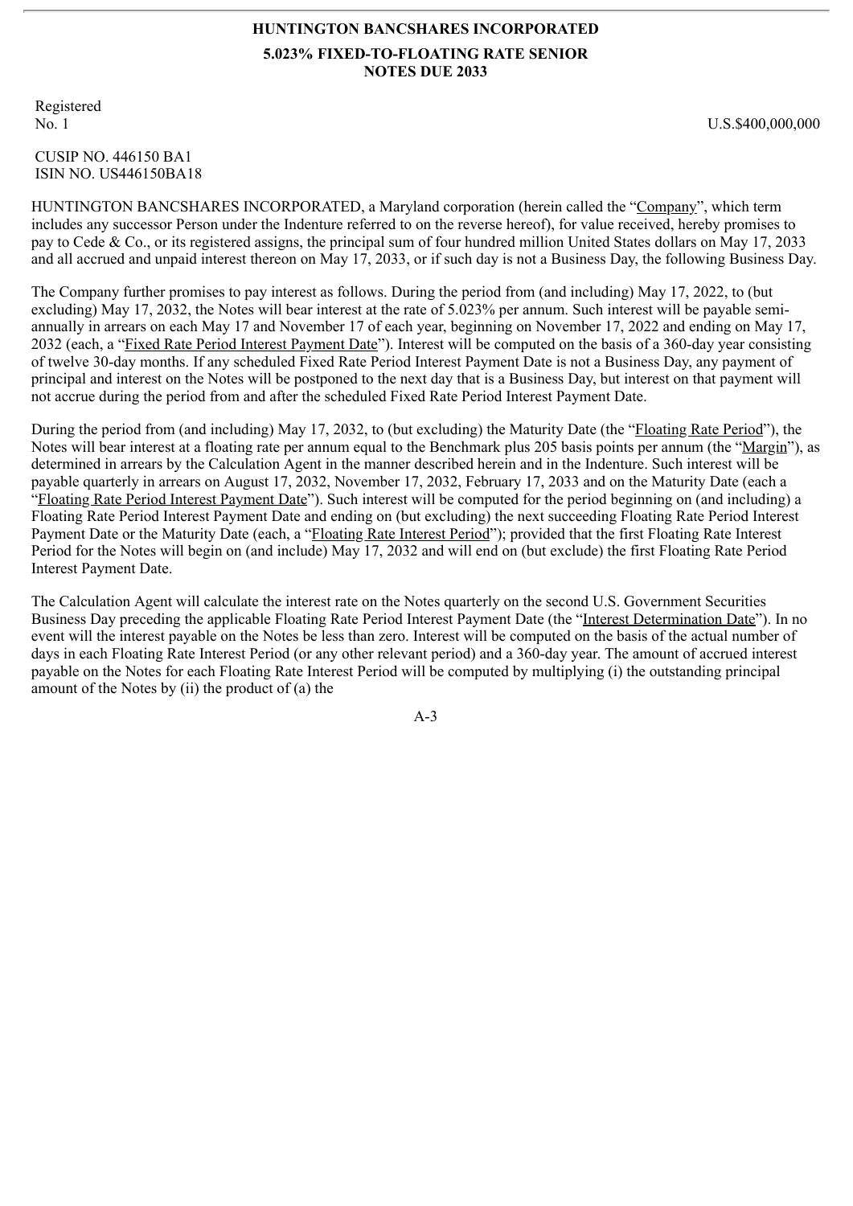**HUNTINGTON BANCSHARES INCORPORATED**

**5.023% FIXED-TO-FLOATING RATE SENIOR NOTES DUE 2033**

Registered
No. 1 U.S.$400,000,000

CUSIP NO. 446150 BA1
ISIN NO. US446150BA18

HUNTINGTON BANCSHARES INCORPORATED, a Maryland corporation (herein called the "Company", which term includes any successor Person under the Indenture referred to on the reverse hereof), for value received, hereby promises to pay to Cede & Co., or its registered assigns, the principal sum of four hundred million United States dollars on May 17, 2033 and all accrued and unpaid interest thereon on May 17, 2033, or if such day is not a Business Day, the following Business Day.

The Company further promises to pay interest as follows. During the period from (and including) May 17, 2022, to (but excluding) May 17, 2032, the Notes will bear interest at the rate of 5.023% per annum. Such interest will be payable semi-annually in arrears on each May 17 and November 17 of each year, beginning on November 17, 2022 and ending on May 17, 2032 (each, a "Fixed Rate Period Interest Payment Date"). Interest will be computed on the basis of a 360-day year consisting of twelve 30-day months. If any scheduled Fixed Rate Period Interest Payment Date is not a Business Day, any payment of principal and interest on the Notes will be postponed to the next day that is a Business Day, but interest on that payment will not accrue during the period from and after the scheduled Fixed Rate Period Interest Payment Date.

During the period from (and including) May 17, 2032, to (but excluding) the Maturity Date (the "Floating Rate Period"), the Notes will bear interest at a floating rate per annum equal to the Benchmark plus 205 basis points per annum (the "Margin"), as determined in arrears by the Calculation Agent in the manner described herein and in the Indenture. Such interest will be payable quarterly in arrears on August 17, 2032, November 17, 2032, February 17, 2033 and on the Maturity Date (each a "Floating Rate Period Interest Payment Date"). Such interest will be computed for the period beginning on (and including) a Floating Rate Period Interest Payment Date and ending on (but excluding) the next succeeding Floating Rate Period Interest Payment Date or the Maturity Date (each, a "Floating Rate Interest Period"); provided that the first Floating Rate Interest Period for the Notes will begin on (and include) May 17, 2032 and will end on (but exclude) the first Floating Rate Period Interest Payment Date.

The Calculation Agent will calculate the interest rate on the Notes quarterly on the second U.S. Government Securities Business Day preceding the applicable Floating Rate Period Interest Payment Date (the "Interest Determination Date"). In no event will the interest payable on the Notes be less than zero. Interest will be computed on the basis of the actual number of days in each Floating Rate Interest Period (or any other relevant period) and a 360-day year. The amount of accrued interest payable on the Notes for each Floating Rate Interest Period will be computed by multiplying (i) the outstanding principal amount of the Notes by (ii) the product of (a) the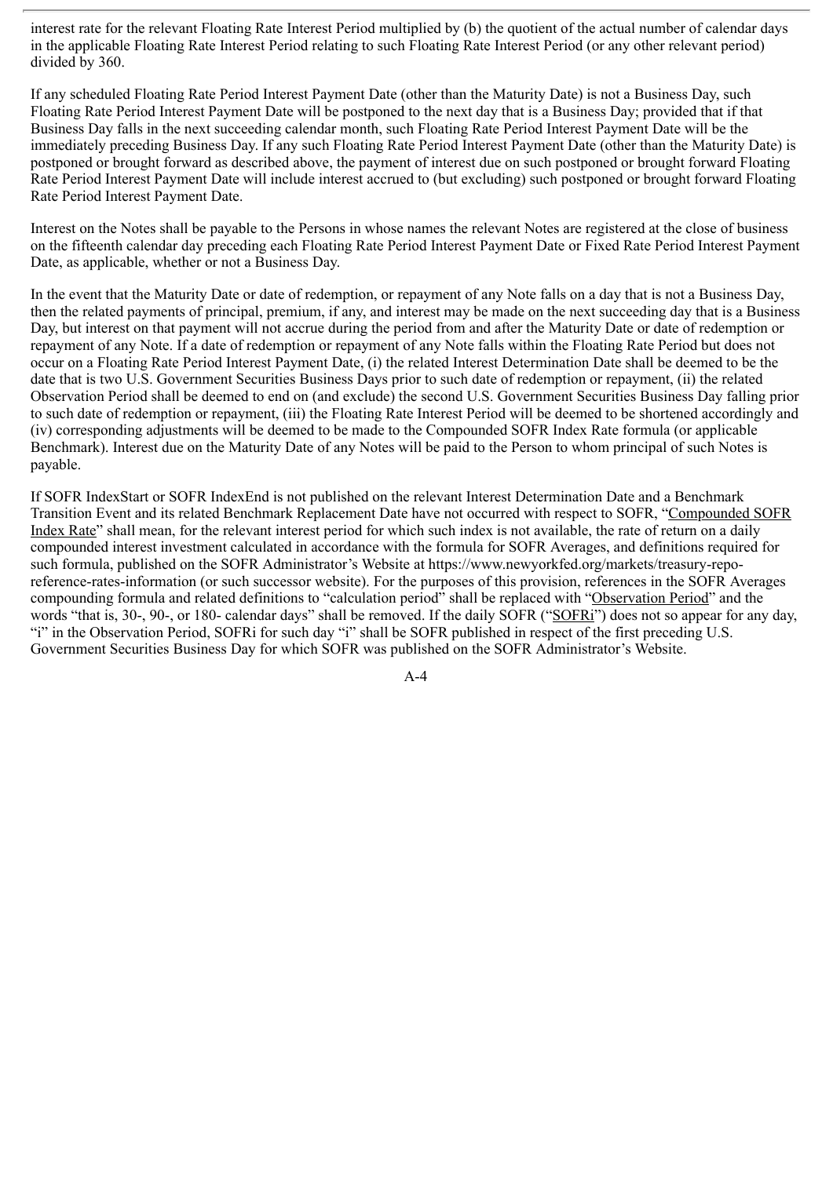interest rate for the relevant Floating Rate Interest Period multiplied by (b) the quotient of the actual number of calendar days in the applicable Floating Rate Interest Period relating to such Floating Rate Interest Period (or any other relevant period) divided by 360.

If any scheduled Floating Rate Period Interest Payment Date (other than the Maturity Date) is not a Business Day, such Floating Rate Period Interest Payment Date will be postponed to the next day that is a Business Day; provided that if that Business Day falls in the next succeeding calendar month, such Floating Rate Period Interest Payment Date will be the immediately preceding Business Day. If any such Floating Rate Period Interest Payment Date (other than the Maturity Date) is postponed or brought forward as described above, the payment of interest due on such postponed or brought forward Floating Rate Period Interest Payment Date will include interest accrued to (but excluding) such postponed or brought forward Floating Rate Period Interest Payment Date.

Interest on the Notes shall be payable to the Persons in whose names the relevant Notes are registered at the close of business on the fifteenth calendar day preceding each Floating Rate Period Interest Payment Date or Fixed Rate Period Interest Payment Date, as applicable, whether or not a Business Day.

In the event that the Maturity Date or date of redemption, or repayment of any Note falls on a day that is not a Business Day, then the related payments of principal, premium, if any, and interest may be made on the next succeeding day that is a Business Day, but interest on that payment will not accrue during the period from and after the Maturity Date or date of redemption or repayment of any Note. If a date of redemption or repayment of any Note falls within the Floating Rate Period but does not occur on a Floating Rate Period Interest Payment Date, (i) the related Interest Determination Date shall be deemed to be the date that is two U.S. Government Securities Business Days prior to such date of redemption or repayment, (ii) the related Observation Period shall be deemed to end on (and exclude) the second U.S. Government Securities Business Day falling prior to such date of redemption or repayment, (iii) the Floating Rate Interest Period will be deemed to be shortened accordingly and (iv) corresponding adjustments will be deemed to be made to the Compounded SOFR Index Rate formula (or applicable Benchmark). Interest due on the Maturity Date of any Notes will be paid to the Person to whom principal of such Notes is payable.

If SOFR IndexStart or SOFR IndexEnd is not published on the relevant Interest Determination Date and a Benchmark Transition Event and its related Benchmark Replacement Date have not occurred with respect to SOFR, "Compounded SOFR Index Rate" shall mean, for the relevant interest period for which such index is not available, the rate of return on a daily compounded interest investment calculated in accordance with the formula for SOFR Averages, and definitions required for such formula, published on the SOFR Administrator's Website at https://www.newyorkfed.org/markets/treasury-repo-reference-rates-information (or such successor website). For the purposes of this provision, references in the SOFR Averages compounding formula and related definitions to "calculation period" shall be replaced with "Observation Period" and the words "that is, 30-, 90-, or 180- calendar days" shall be removed. If the daily SOFR ("SOFRi") does not so appear for any day, "i" in the Observation Period, SOFRi for such day "i" shall be SOFR published in respect of the first preceding U.S. Government Securities Business Day for which SOFR was published on the SOFR Administrator's Website.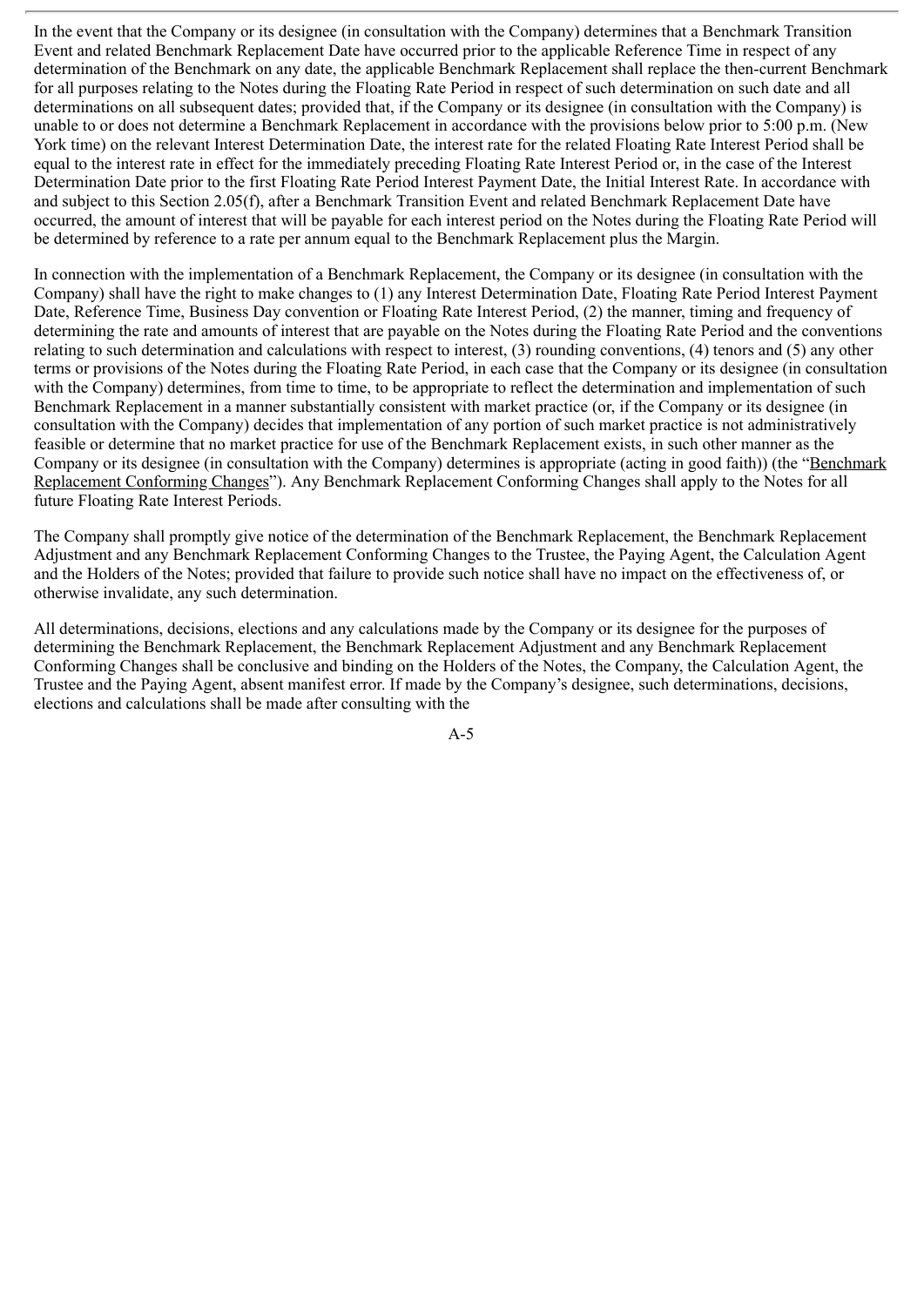In the event that the Company or its designee (in consultation with the Company) determines that a Benchmark Transition Event and related Benchmark Replacement Date have occurred prior to the applicable Reference Time in respect of any determination of the Benchmark on any date, the applicable Benchmark Replacement shall replace the then-current Benchmark for all purposes relating to the Notes during the Floating Rate Period in respect of such determination on such date and all determinations on all subsequent dates; provided that, if the Company or its designee (in consultation with the Company) is unable to or does not determine a Benchmark Replacement in accordance with the provisions below prior to 5:00 p.m. (New York time) on the relevant Interest Determination Date, the interest rate for the related Floating Rate Interest Period shall be equal to the interest rate in effect for the immediately preceding Floating Rate Interest Period or, in the case of the Interest Determination Date prior to the first Floating Rate Period Interest Payment Date, the Initial Interest Rate. In accordance with and subject to this Section 2.05(f), after a Benchmark Transition Event and related Benchmark Replacement Date have occurred, the amount of interest that will be payable for each interest period on the Notes during the Floating Rate Period will be determined by reference to a rate per annum equal to the Benchmark Replacement plus the Margin.

In connection with the implementation of a Benchmark Replacement, the Company or its designee (in consultation with the Company) shall have the right to make changes to (1) any Interest Determination Date, Floating Rate Period Interest Payment Date, Reference Time, Business Day convention or Floating Rate Interest Period, (2) the manner, timing and frequency of determining the rate and amounts of interest that are payable on the Notes during the Floating Rate Period and the conventions relating to such determination and calculations with respect to interest, (3) rounding conventions, (4) tenors and (5) any other terms or provisions of the Notes during the Floating Rate Period, in each case that the Company or its designee (in consultation with the Company) determines, from time to time, to be appropriate to reflect the determination and implementation of such Benchmark Replacement in a manner substantially consistent with market practice (or, if the Company or its designee (in consultation with the Company) decides that implementation of any portion of such market practice is not administratively feasible or determine that no market practice for use of the Benchmark Replacement exists, in such other manner as the Company or its designee (in consultation with the Company) determines is appropriate (acting in good faith)) (the "Benchmark Replacement Conforming Changes"). Any Benchmark Replacement Conforming Changes shall apply to the Notes for all future Floating Rate Interest Periods.

The Company shall promptly give notice of the determination of the Benchmark Replacement, the Benchmark Replacement Adjustment and any Benchmark Replacement Conforming Changes to the Trustee, the Paying Agent, the Calculation Agent and the Holders of the Notes; provided that failure to provide such notice shall have no impact on the effectiveness of, or otherwise invalidate, any such determination.

All determinations, decisions, elections and any calculations made by the Company or its designee for the purposes of determining the Benchmark Replacement, the Benchmark Replacement Adjustment and any Benchmark Replacement Conforming Changes shall be conclusive and binding on the Holders of the Notes, the Company, the Calculation Agent, the Trustee and the Paying Agent, absent manifest error. If made by the Company's designee, such determinations, decisions, elections and calculations shall be made after consulting with the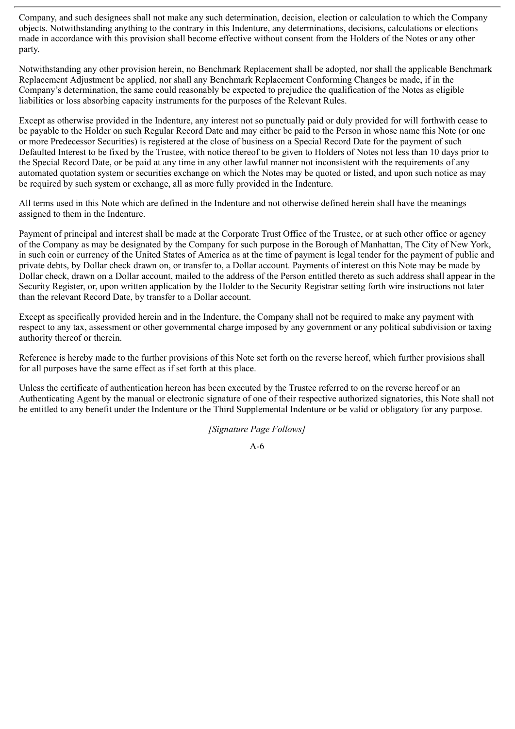Company, and such designees shall not make any such determination, decision, election or calculation to which the Company objects. Notwithstanding anything to the contrary in this Indenture, any determinations, decisions, calculations or elections made in accordance with this provision shall become effective without consent from the Holders of the Notes or any other party.

Notwithstanding any other provision herein, no Benchmark Replacement shall be adopted, nor shall the applicable Benchmark Replacement Adjustment be applied, nor shall any Benchmark Replacement Conforming Changes be made, if in the Company's determination, the same could reasonably be expected to prejudice the qualification of the Notes as eligible liabilities or loss absorbing capacity instruments for the purposes of the Relevant Rules.

Except as otherwise provided in the Indenture, any interest not so punctually paid or duly provided for will forthwith cease to be payable to the Holder on such Regular Record Date and may either be paid to the Person in whose name this Note (or one or more Predecessor Securities) is registered at the close of business on a Special Record Date for the payment of such Defaulted Interest to be fixed by the Trustee, with notice thereof to be given to Holders of Notes not less than 10 days prior to the Special Record Date, or be paid at any time in any other lawful manner not inconsistent with the requirements of any automated quotation system or securities exchange on which the Notes may be quoted or listed, and upon such notice as may be required by such system or exchange, all as more fully provided in the Indenture.

All terms used in this Note which are defined in the Indenture and not otherwise defined herein shall have the meanings assigned to them in the Indenture.

Payment of principal and interest shall be made at the Corporate Trust Office of the Trustee, or at such other office or agency of the Company as may be designated by the Company for such purpose in the Borough of Manhattan, The City of New York, in such coin or currency of the United States of America as at the time of payment is legal tender for the payment of public and private debts, by Dollar check drawn on, or transfer to, a Dollar account. Payments of interest on this Note may be made by Dollar check, drawn on a Dollar account, mailed to the address of the Person entitled thereto as such address shall appear in the Security Register, or, upon written application by the Holder to the Security Registrar setting forth wire instructions not later than the relevant Record Date, by transfer to a Dollar account.

Except as specifically provided herein and in the Indenture, the Company shall not be required to make any payment with respect to any tax, assessment or other governmental charge imposed by any government or any political subdivision or taxing authority thereof or therein.

Reference is hereby made to the further provisions of this Note set forth on the reverse hereof, which further provisions shall for all purposes have the same effect as if set forth at this place.

Unless the certificate of authentication hereon has been executed by the Trustee referred to on the reverse hereof or an Authenticating Agent by the manual or electronic signature of one of their respective authorized signatories, this Note shall not be entitled to any benefit under the Indenture or the Third Supplemental Indenture or be valid or obligatory for any purpose.

*[Signature Page Follows]*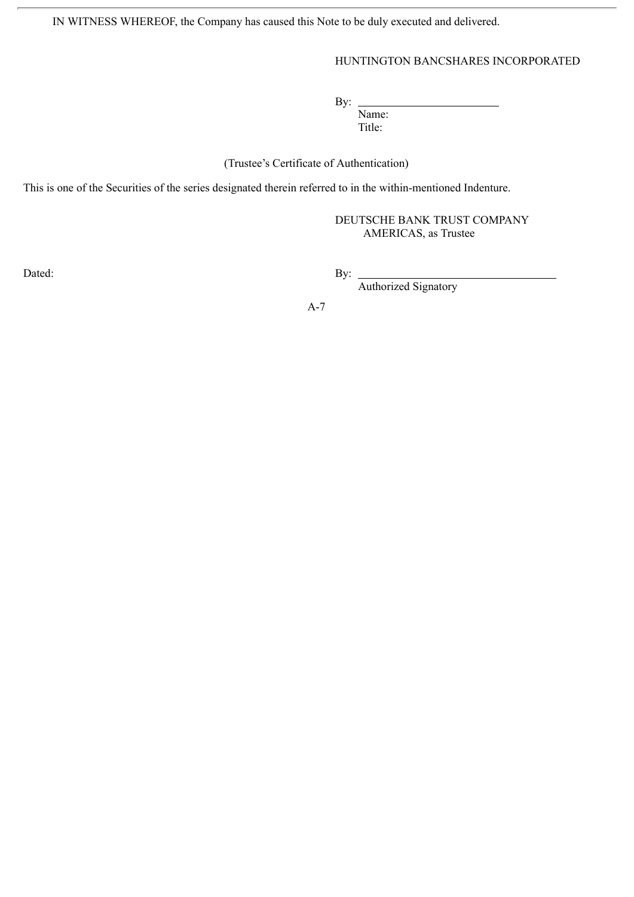IN WITNESS WHEREOF, the Company has caused this Note to be duly executed and delivered.

HUNTINGTON BANCSHARES INCORPORATED

By: \_\_\_\_\_\_\_\_\_\_\_\_\_\_\_\_\_\_\_\_\_\_\_\_
Name:
Title:

(Trustee's Certificate of Authentication)

This is one of the Securities of the series designated therein referred to in the within-mentioned Indenture.

DEUTSCHE BANK TRUST COMPANY AMERICAS, as Trustee

Dated:

By: \_\_\_\_\_\_\_\_\_\_\_\_\_\_\_\_\_\_\_\_\_\_\_\_
Authorized Signatory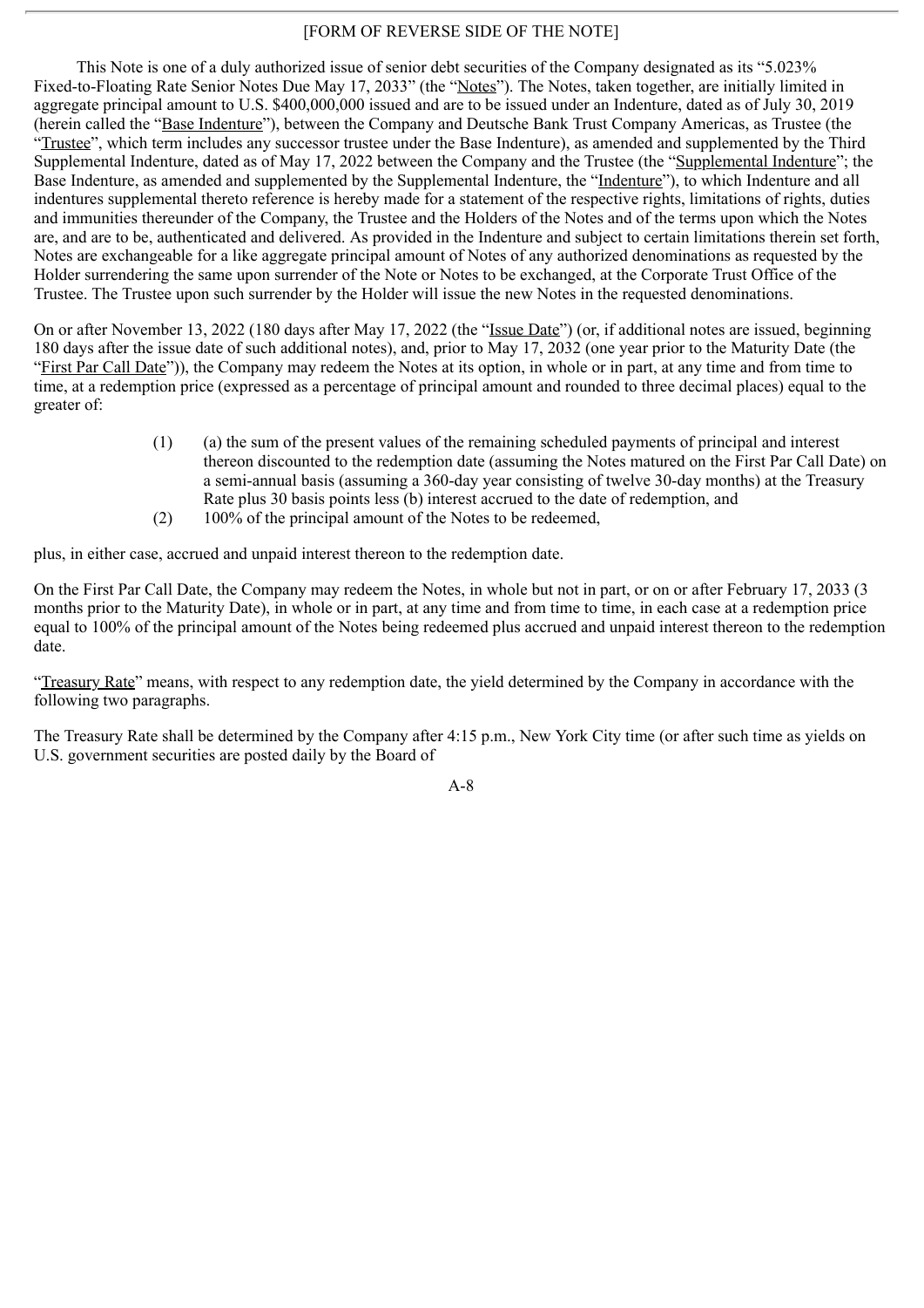[FORM OF REVERSE SIDE OF THE NOTE]

This Note is one of a duly authorized issue of senior debt securities of the Company designated as its "5.023% Fixed-to-Floating Rate Senior Notes Due May 17, 2033" (the "Notes"). The Notes, taken together, are initially limited in aggregate principal amount to U.S. $400,000,000 issued and are to be issued under an Indenture, dated as of July 30, 2019 (herein called the "Base Indenture"), between the Company and Deutsche Bank Trust Company Americas, as Trustee (the "Trustee", which term includes any successor trustee under the Base Indenture), as amended and supplemented by the Third Supplemental Indenture, dated as of May 17, 2022 between the Company and the Trustee (the "Supplemental Indenture"; the Base Indenture, as amended and supplemented by the Supplemental Indenture, the "Indenture"), to which Indenture and all indentures supplemental thereto reference is hereby made for a statement of the respective rights, limitations of rights, duties and immunities thereunder of the Company, the Trustee and the Holders of the Notes and of the terms upon which the Notes are, and are to be, authenticated and delivered. As provided in the Indenture and subject to certain limitations therein set forth, Notes are exchangeable for a like aggregate principal amount of Notes of any authorized denominations as requested by the Holder surrendering the same upon surrender of the Note or Notes to be exchanged, at the Corporate Trust Office of the Trustee. The Trustee upon such surrender by the Holder will issue the new Notes in the requested denominations.

On or after November 13, 2022 (180 days after May 17, 2022 (the "Issue Date") (or, if additional notes are issued, beginning 180 days after the issue date of such additional notes), and, prior to May 17, 2032 (one year prior to the Maturity Date (the "First Par Call Date")), the Company may redeem the Notes at its option, in whole or in part, at any time and from time to time, at a redemption price (expressed as a percentage of principal amount and rounded to three decimal places) equal to the greater of:

(1) (a) the sum of the present values of the remaining scheduled payments of principal and interest thereon discounted to the redemption date (assuming the Notes matured on the First Par Call Date) on a semi-annual basis (assuming a 360-day year consisting of twelve 30-day months) at the Treasury Rate plus 30 basis points less (b) interest accrued to the date of redemption, and

(2) 100% of the principal amount of the Notes to be redeemed,

plus, in either case, accrued and unpaid interest thereon to the redemption date.

On the First Par Call Date, the Company may redeem the Notes, in whole but not in part, or on or after February 17, 2033 (3 months prior to the Maturity Date), in whole or in part, at any time and from time to time, in each case at a redemption price equal to 100% of the principal amount of the Notes being redeemed plus accrued and unpaid interest thereon to the redemption date.

"Treasury Rate" means, with respect to any redemption date, the yield determined by the Company in accordance with the following two paragraphs.

The Treasury Rate shall be determined by the Company after 4:15 p.m., New York City time (or after such time as yields on U.S. government securities are posted daily by the Board of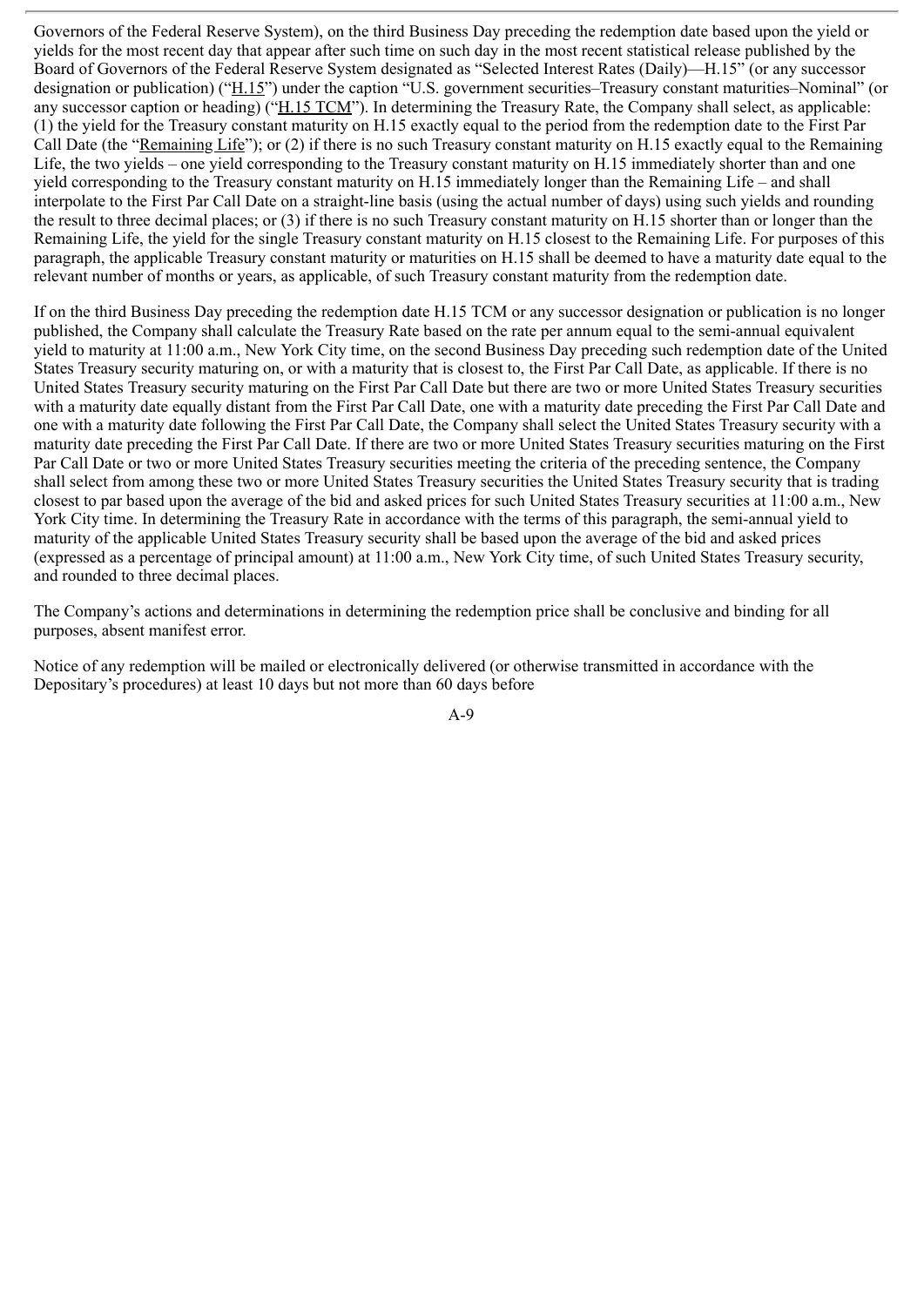Governors of the Federal Reserve System), on the third Business Day preceding the redemption date based upon the yield or yields for the most recent day that appear after such time on such day in the most recent statistical release published by the Board of Governors of the Federal Reserve System designated as "Selected Interest Rates (Daily)—H.15" (or any successor designation or publication) ("H.15") under the caption "U.S. government securities–Treasury constant maturities–Nominal" (or any successor caption or heading) ("H.15 TCM"). In determining the Treasury Rate, the Company shall select, as applicable: (1) the yield for the Treasury constant maturity on H.15 exactly equal to the period from the redemption date to the First Par Call Date (the "Remaining Life"); or (2) if there is no such Treasury constant maturity on H.15 exactly equal to the Remaining Life, the two yields – one yield corresponding to the Treasury constant maturity on H.15 immediately shorter than and one yield corresponding to the Treasury constant maturity on H.15 immediately longer than the Remaining Life – and shall interpolate to the First Par Call Date on a straight-line basis (using the actual number of days) using such yields and rounding the result to three decimal places; or (3) if there is no such Treasury constant maturity on H.15 shorter than or longer than the Remaining Life, the yield for the single Treasury constant maturity on H.15 closest to the Remaining Life. For purposes of this paragraph, the applicable Treasury constant maturity or maturities on H.15 shall be deemed to have a maturity date equal to the relevant number of months or years, as applicable, of such Treasury constant maturity from the redemption date.

If on the third Business Day preceding the redemption date H.15 TCM or any successor designation or publication is no longer published, the Company shall calculate the Treasury Rate based on the rate per annum equal to the semi-annual equivalent yield to maturity at 11:00 a.m., New York City time, on the second Business Day preceding such redemption date of the United States Treasury security maturing on, or with a maturity that is closest to, the First Par Call Date, as applicable. If there is no United States Treasury security maturing on the First Par Call Date but there are two or more United States Treasury securities with a maturity date equally distant from the First Par Call Date, one with a maturity date preceding the First Par Call Date and one with a maturity date following the First Par Call Date, the Company shall select the United States Treasury security with a maturity date preceding the First Par Call Date. If there are two or more United States Treasury securities maturing on the First Par Call Date or two or more United States Treasury securities meeting the criteria of the preceding sentence, the Company shall select from among these two or more United States Treasury securities the United States Treasury security that is trading closest to par based upon the average of the bid and asked prices for such United States Treasury securities at 11:00 a.m., New York City time. In determining the Treasury Rate in accordance with the terms of this paragraph, the semi-annual yield to maturity of the applicable United States Treasury security shall be based upon the average of the bid and asked prices (expressed as a percentage of principal amount) at 11:00 a.m., New York City time, of such United States Treasury security, and rounded to three decimal places.

The Company's actions and determinations in determining the redemption price shall be conclusive and binding for all purposes, absent manifest error.

Notice of any redemption will be mailed or electronically delivered (or otherwise transmitted in accordance with the Depositary's procedures) at least 10 days but not more than 60 days before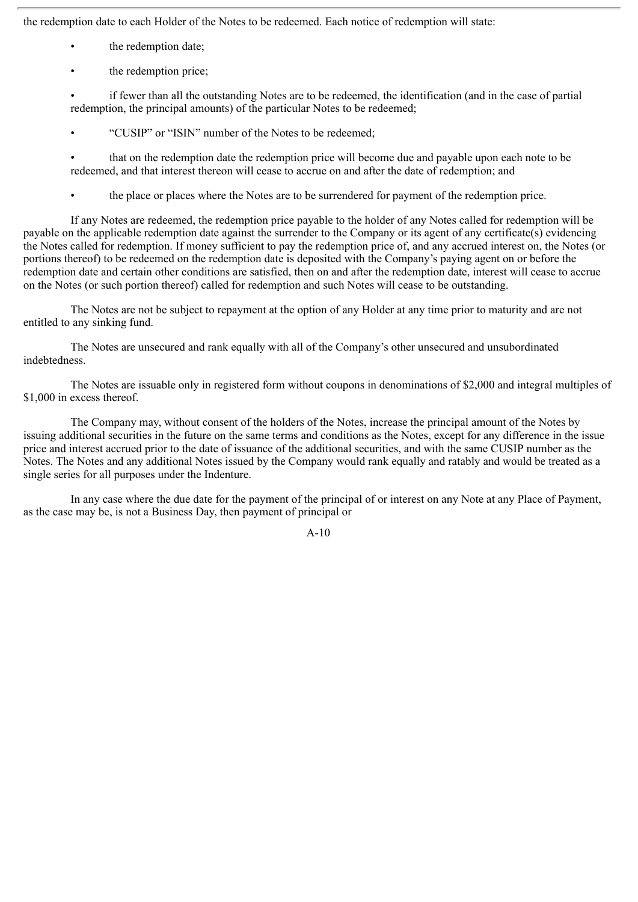the redemption date to each Holder of the Notes to be redeemed. Each notice of redemption will state:

- the redemption date;
- the redemption price;
- if fewer than all the outstanding Notes are to be redeemed, the identification (and in the case of partial redemption, the principal amounts) of the particular Notes to be redeemed;
- "CUSIP" or "ISIN" number of the Notes to be redeemed;
- that on the redemption date the redemption price will become due and payable upon each note to be redeemed, and that interest thereon will cease to accrue on and after the date of redemption; and
- the place or places where the Notes are to be surrendered for payment of the redemption price.

If any Notes are redeemed, the redemption price payable to the holder of any Notes called for redemption will be payable on the applicable redemption date against the surrender to the Company or its agent of any certificate(s) evidencing the Notes called for redemption. If money sufficient to pay the redemption price of, and any accrued interest on, the Notes (or portions thereof) to be redeemed on the redemption date is deposited with the Company's paying agent on or before the redemption date and certain other conditions are satisfied, then on and after the redemption date, interest will cease to accrue on the Notes (or such portion thereof) called for redemption and such Notes will cease to be outstanding.

The Notes are not be subject to repayment at the option of any Holder at any time prior to maturity and are not entitled to any sinking fund.

The Notes are unsecured and rank equally with all of the Company's other unsecured and unsubordinated indebtedness.

The Notes are issuable only in registered form without coupons in denominations of $2,000 and integral multiples of $1,000 in excess thereof.

The Company may, without consent of the holders of the Notes, increase the principal amount of the Notes by issuing additional securities in the future on the same terms and conditions as the Notes, except for any difference in the issue price and interest accrued prior to the date of issuance of the additional securities, and with the same CUSIP number as the Notes. The Notes and any additional Notes issued by the Company would rank equally and ratably and would be treated as a single series for all purposes under the Indenture.

In any case where the due date for the payment of the principal of or interest on any Note at any Place of Payment, as the case may be, is not a Business Day, then payment of principal or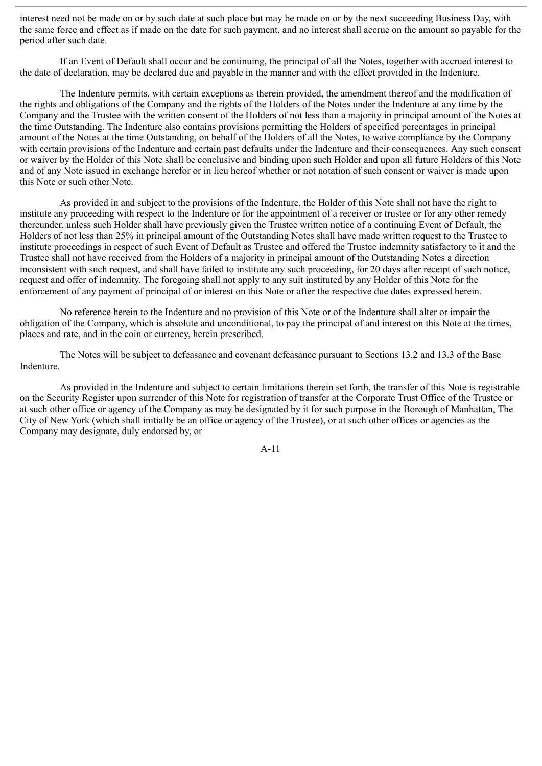interest need not be made on or by such date at such place but may be made on or by the next succeeding Business Day, with the same force and effect as if made on the date for such payment, and no interest shall accrue on the amount so payable for the period after such date.

If an Event of Default shall occur and be continuing, the principal of all the Notes, together with accrued interest to the date of declaration, may be declared due and payable in the manner and with the effect provided in the Indenture.

The Indenture permits, with certain exceptions as therein provided, the amendment thereof and the modification of the rights and obligations of the Company and the rights of the Holders of the Notes under the Indenture at any time by the Company and the Trustee with the written consent of the Holders of not less than a majority in principal amount of the Notes at the time Outstanding. The Indenture also contains provisions permitting the Holders of specified percentages in principal amount of the Notes at the time Outstanding, on behalf of the Holders of all the Notes, to waive compliance by the Company with certain provisions of the Indenture and certain past defaults under the Indenture and their consequences. Any such consent or waiver by the Holder of this Note shall be conclusive and binding upon such Holder and upon all future Holders of this Note and of any Note issued in exchange herefor or in lieu hereof whether or not notation of such consent or waiver is made upon this Note or such other Note.

As provided in and subject to the provisions of the Indenture, the Holder of this Note shall not have the right to institute any proceeding with respect to the Indenture or for the appointment of a receiver or trustee or for any other remedy thereunder, unless such Holder shall have previously given the Trustee written notice of a continuing Event of Default, the Holders of not less than 25% in principal amount of the Outstanding Notes shall have made written request to the Trustee to institute proceedings in respect of such Event of Default as Trustee and offered the Trustee indemnity satisfactory to it and the Trustee shall not have received from the Holders of a majority in principal amount of the Outstanding Notes a direction inconsistent with such request, and shall have failed to institute any such proceeding, for 20 days after receipt of such notice, request and offer of indemnity. The foregoing shall not apply to any suit instituted by any Holder of this Note for the enforcement of any payment of principal of or interest on this Note or after the respective due dates expressed herein.

No reference herein to the Indenture and no provision of this Note or of the Indenture shall alter or impair the obligation of the Company, which is absolute and unconditional, to pay the principal of and interest on this Note at the times, places and rate, and in the coin or currency, herein prescribed.

The Notes will be subject to defeasance and covenant defeasance pursuant to Sections 13.2 and 13.3 of the Base Indenture.

As provided in the Indenture and subject to certain limitations therein set forth, the transfer of this Note is registrable on the Security Register upon surrender of this Note for registration of transfer at the Corporate Trust Office of the Trustee or at such other office or agency of the Company as may be designated by it for such purpose in the Borough of Manhattan, The City of New York (which shall initially be an office or agency of the Trustee), or at such other offices or agencies as the Company may designate, duly endorsed by, or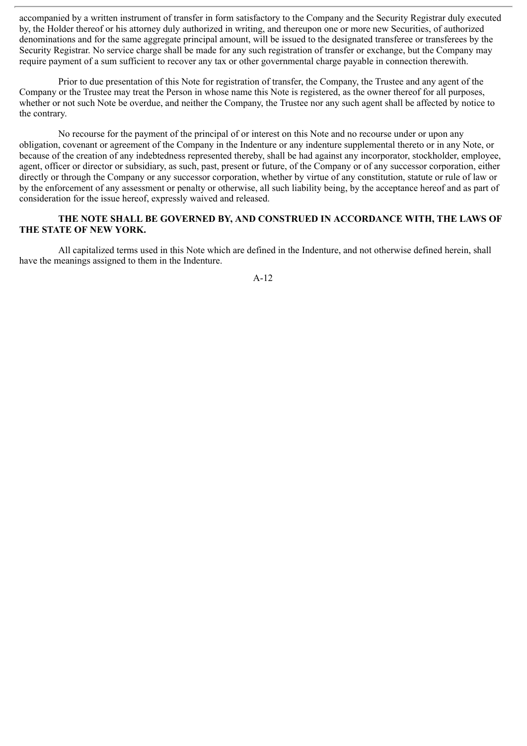accompanied by a written instrument of transfer in form satisfactory to the Company and the Security Registrar duly executed by, the Holder thereof or his attorney duly authorized in writing, and thereupon one or more new Securities, of authorized denominations and for the same aggregate principal amount, will be issued to the designated transferee or transferees by the Security Registrar. No service charge shall be made for any such registration of transfer or exchange, but the Company may require payment of a sum sufficient to recover any tax or other governmental charge payable in connection therewith.

Prior to due presentation of this Note for registration of transfer, the Company, the Trustee and any agent of the Company or the Trustee may treat the Person in whose name this Note is registered, as the owner thereof for all purposes, whether or not such Note be overdue, and neither the Company, the Trustee nor any such agent shall be affected by notice to the contrary.

No recourse for the payment of the principal of or interest on this Note and no recourse under or upon any obligation, covenant or agreement of the Company in the Indenture or any indenture supplemental thereto or in any Note, or because of the creation of any indebtedness represented thereby, shall be had against any incorporator, stockholder, employee, agent, officer or director or subsidiary, as such, past, present or future, of the Company or of any successor corporation, either directly or through the Company or any successor corporation, whether by virtue of any constitution, statute or rule of law or by the enforcement of any assessment or penalty or otherwise, all such liability being, by the acceptance hereof and as part of consideration for the issue hereof, expressly waived and released.

**THE NOTE SHALL BE GOVERNED BY, AND CONSTRUED IN ACCORDANCE WITH, THE LAWS OF THE STATE OF NEW YORK.**

All capitalized terms used in this Note which are defined in the Indenture, and not otherwise defined herein, shall have the meanings assigned to them in the Indenture.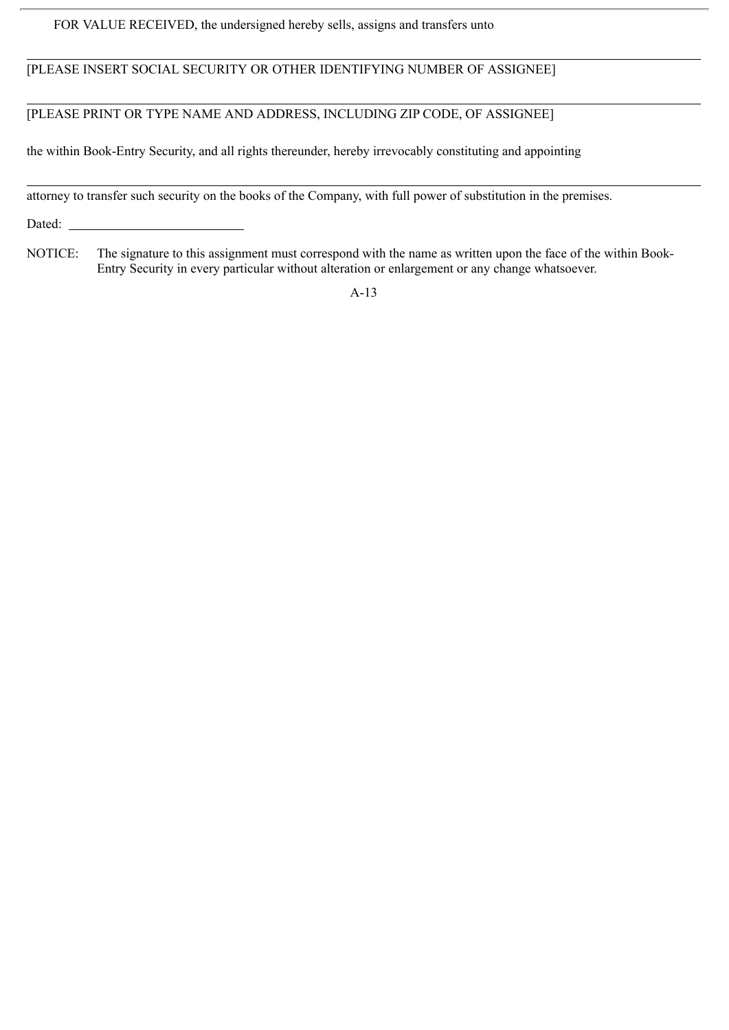FOR VALUE RECEIVED, the undersigned hereby sells, assigns and transfers unto

_______________________________________________________________________________

[PLEASE INSERT SOCIAL SECURITY OR OTHER IDENTIFYING NUMBER OF ASSIGNEE]

_______________________________________________________________________________

[PLEASE PRINT OR TYPE NAME AND ADDRESS, INCLUDING ZIP CODE, OF ASSIGNEE]

the within Book-Entry Security, and all rights thereunder, hereby irrevocably constituting and appointing

_______________________________________________________________________________

attorney to transfer such security on the books of the Company, with full power of substitution in the premises.

Dated: ___________________________

NOTICE: The signature to this assignment must correspond with the name as written upon the face of the within Book-Entry Security in every particular without alteration or enlargement or any change whatsoever.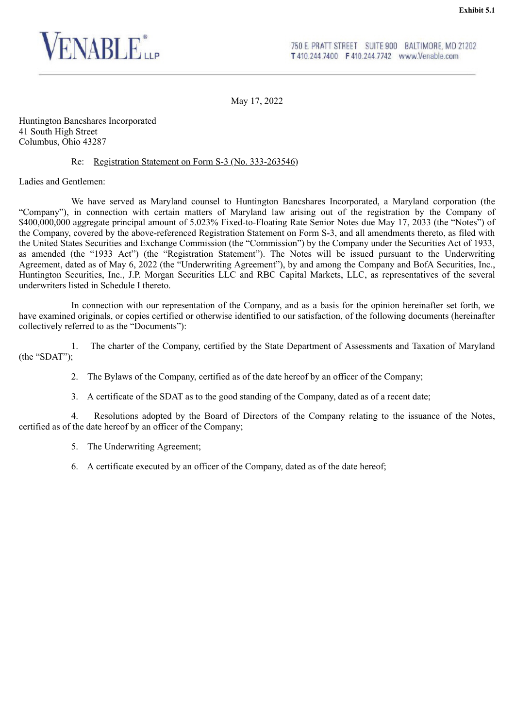**Exhibit 5.1**

VENABLE LLP

750 E. PRATT STREET SUITE 900 BALTIMORE, MD 21202
T 410.244.7400 F 410.244.7742 www.Venable.com

May 17, 2022

Huntington Bancshares Incorporated
41 South High Street
Columbus, Ohio 43287

Re: Registration Statement on Form S-3 (No. 333-263546)

Ladies and Gentlemen:

We have served as Maryland counsel to Huntington Bancshares Incorporated, a Maryland corporation (the "Company"), in connection with certain matters of Maryland law arising out of the registration by the Company of $400,000,000 aggregate principal amount of 5.023% Fixed-to-Floating Rate Senior Notes due May 17, 2033 (the "Notes") of the Company, covered by the above-referenced Registration Statement on Form S-3, and all amendments thereto, as filed with the United States Securities and Exchange Commission (the "Commission") by the Company under the Securities Act of 1933, as amended (the "1933 Act") (the "Registration Statement"). The Notes will be issued pursuant to the Underwriting Agreement, dated as of May 6, 2022 (the "Underwriting Agreement"), by and among the Company and BofA Securities, Inc., Huntington Securities, Inc., J.P. Morgan Securities LLC and RBC Capital Markets, LLC, as representatives of the several underwriters listed in Schedule I thereto.

In connection with our representation of the Company, and as a basis for the opinion hereinafter set forth, we have examined originals, or copies certified or otherwise identified to our satisfaction, of the following documents (hereinafter collectively referred to as the "Documents"):

1. The charter of the Company, certified by the State Department of Assessments and Taxation of Maryland (the "SDAT");

2. The Bylaws of the Company, certified as of the date hereof by an officer of the Company;

3. A certificate of the SDAT as to the good standing of the Company, dated as of a recent date;

4. Resolutions adopted by the Board of Directors of the Company relating to the issuance of the Notes, certified as of the date hereof by an officer of the Company;

5. The Underwriting Agreement;

6. A certificate executed by an officer of the Company, dated as of the date hereof;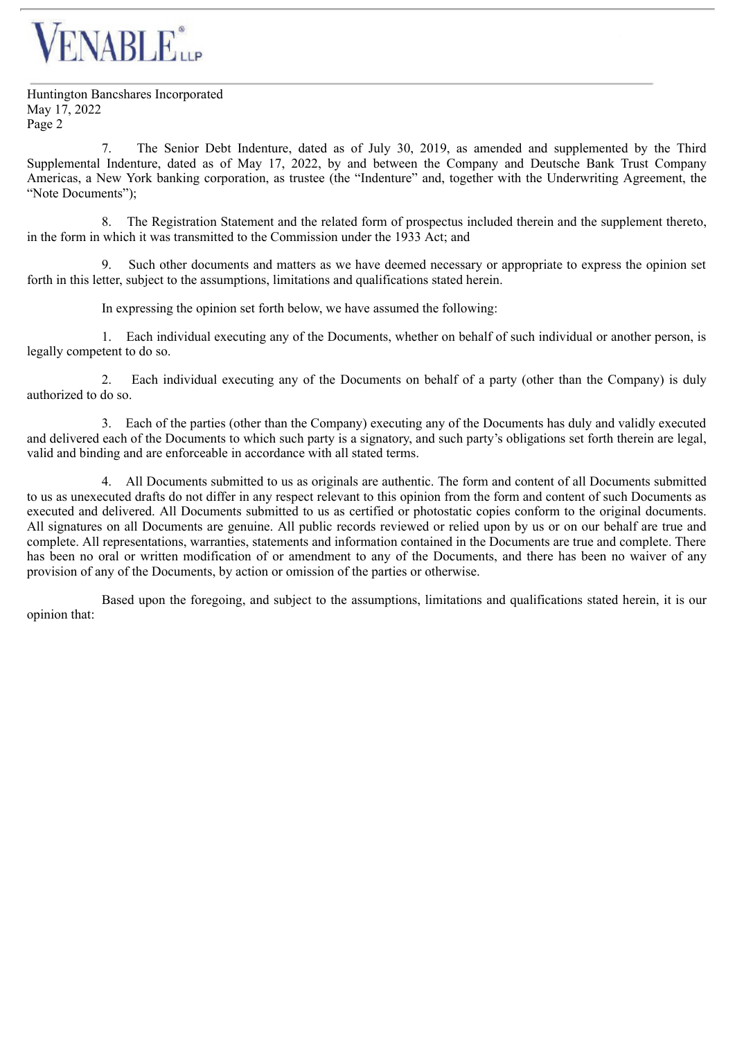7. The Senior Debt Indenture, dated as of July 30, 2019, as amended and supplemented by the Third Supplemental Indenture, dated as of May 17, 2022, by and between the Company and Deutsche Bank Trust Company Americas, a New York banking corporation, as trustee (the "Indenture" and, together with the Underwriting Agreement, the "Note Documents");

8. The Registration Statement and the related form of prospectus included therein and the supplement thereto, in the form in which it was transmitted to the Commission under the 1933 Act; and

9. Such other documents and matters as we have deemed necessary or appropriate to express the opinion set forth in this letter, subject to the assumptions, limitations and qualifications stated herein.

In expressing the opinion set forth below, we have assumed the following:

1. Each individual executing any of the Documents, whether on behalf of such individual or another person, is legally competent to do so.

2. Each individual executing any of the Documents on behalf of a party (other than the Company) is duly authorized to do so.

3. Each of the parties (other than the Company) executing any of the Documents has duly and validly executed and delivered each of the Documents to which such party is a signatory, and such party's obligations set forth therein are legal, valid and binding and are enforceable in accordance with all stated terms.

4. All Documents submitted to us as originals are authentic. The form and content of all Documents submitted to us as unexecuted drafts do not differ in any respect relevant to this opinion from the form and content of such Documents as executed and delivered. All Documents submitted to us as certified or photostatic copies conform to the original documents. All signatures on all Documents are genuine. All public records reviewed or relied upon by us or on our behalf are true and complete. All representations, warranties, statements and information contained in the Documents are true and complete. There has been no oral or written modification of or amendment to any of the Documents, and there has been no waiver of any provision of any of the Documents, by action or omission of the parties or otherwise.

Based upon the foregoing, and subject to the assumptions, limitations and qualifications stated herein, it is our opinion that: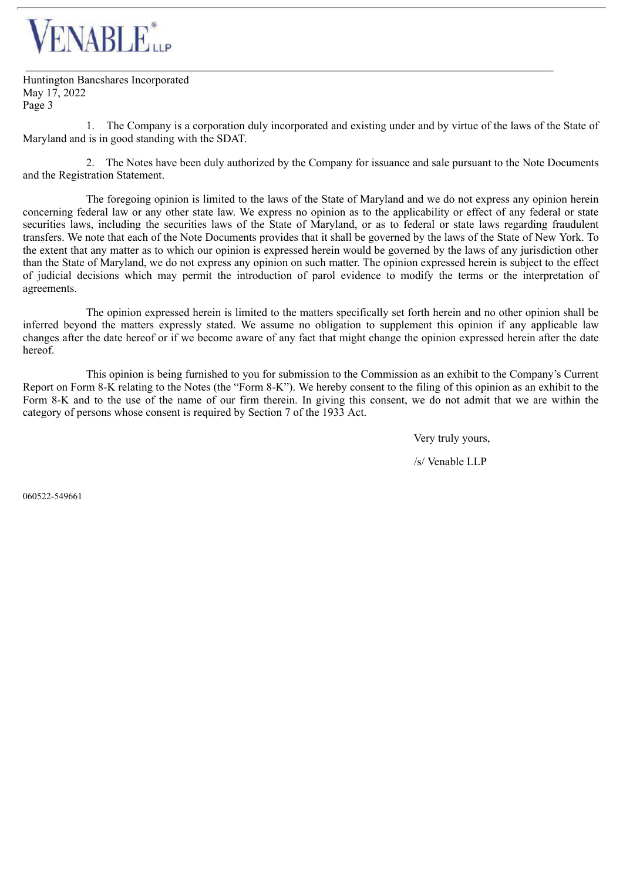1. The Company is a corporation duly incorporated and existing under and by virtue of the laws of the State of Maryland and is in good standing with the SDAT.

2. The Notes have been duly authorized by the Company for issuance and sale pursuant to the Note Documents and the Registration Statement.

The foregoing opinion is limited to the laws of the State of Maryland and we do not express any opinion herein concerning federal law or any other state law. We express no opinion as to the applicability or effect of any federal or state securities laws, including the securities laws of the State of Maryland, or as to federal or state laws regarding fraudulent transfers. We note that each of the Note Documents provides that it shall be governed by the laws of the State of New York. To the extent that any matter as to which our opinion is expressed herein would be governed by the laws of any jurisdiction other than the State of Maryland, we do not express any opinion on such matter. The opinion expressed herein is subject to the effect of judicial decisions which may permit the introduction of parol evidence to modify the terms or the interpretation of agreements.

The opinion expressed herein is limited to the matters specifically set forth herein and no other opinion shall be inferred beyond the matters expressly stated. We assume no obligation to supplement this opinion if any applicable law changes after the date hereof or if we become aware of any fact that might change the opinion expressed herein after the date hereof.

This opinion is being furnished to you for submission to the Commission as an exhibit to the Company's Current Report on Form 8-K relating to the Notes (the "Form 8-K"). We hereby consent to the filing of this opinion as an exhibit to the Form 8-K and to the use of the name of our firm therein. In giving this consent, we do not admit that we are within the category of persons whose consent is required by Section 7 of the 1933 Act.

Very truly yours,

/s/ Venable LLP

060522-549661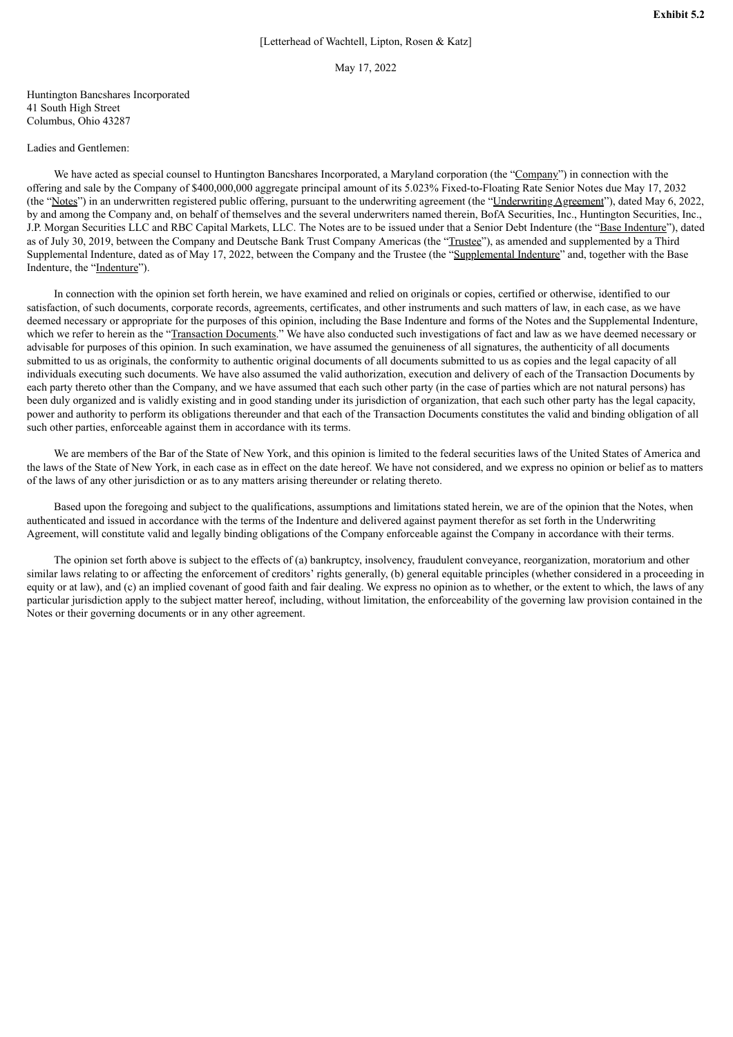**Exhibit 5.2**

[Letterhead of Wachtell, Lipton, Rosen & Katz]

May 17, 2022

Huntington Bancshares Incorporated
41 South High Street
Columbus, Ohio 43287

Ladies and Gentlemen:

We have acted as special counsel to Huntington Bancshares Incorporated, a Maryland corporation (the "Company") in connection with the offering and sale by the Company of $400,000,000 aggregate principal amount of its 5.023% Fixed-to-Floating Rate Senior Notes due May 17, 2032 (the "Notes") in an underwritten registered public offering, pursuant to the underwriting agreement (the "Underwriting Agreement"), dated May 6, 2022, by and among the Company and, on behalf of themselves and the several underwriters named therein, BofA Securities, Inc., Huntington Securities, Inc., J.P. Morgan Securities LLC and RBC Capital Markets, LLC. The Notes are to be issued under that a Senior Debt Indenture (the "Base Indenture"), dated as of July 30, 2019, between the Company and Deutsche Bank Trust Company Americas (the "Trustee"), as amended and supplemented by a Third Supplemental Indenture, dated as of May 17, 2022, between the Company and the Trustee (the "Supplemental Indenture" and, together with the Base Indenture, the "Indenture").

In connection with the opinion set forth herein, we have examined and relied on originals or copies, certified or otherwise, identified to our satisfaction, of such documents, corporate records, agreements, certificates, and other instruments and such matters of law, in each case, as we have deemed necessary or appropriate for the purposes of this opinion, including the Base Indenture and forms of the Notes and the Supplemental Indenture, which we refer to herein as the "Transaction Documents." We have also conducted such investigations of fact and law as we have deemed necessary or advisable for purposes of this opinion. In such examination, we have assumed the genuineness of all signatures, the authenticity of all documents submitted to us as originals, the conformity to authentic original documents of all documents submitted to us as copies and the legal capacity of all individuals executing such documents. We have also assumed the valid authorization, execution and delivery of each of the Transaction Documents by each party thereto other than the Company, and we have assumed that each such other party (in the case of parties which are not natural persons) has been duly organized and is validly existing and in good standing under its jurisdiction of organization, that each such other party has the legal capacity, power and authority to perform its obligations thereunder and that each of the Transaction Documents constitutes the valid and binding obligation of all such other parties, enforceable against them in accordance with its terms.

We are members of the Bar of the State of New York, and this opinion is limited to the federal securities laws of the United States of America and the laws of the State of New York, in each case as in effect on the date hereof. We have not considered, and we express no opinion or belief as to matters of the laws of any other jurisdiction or as to any matters arising thereunder or relating thereto.

Based upon the foregoing and subject to the qualifications, assumptions and limitations stated herein, we are of the opinion that the Notes, when authenticated and issued in accordance with the terms of the Indenture and delivered against payment therefor as set forth in the Underwriting Agreement, will constitute valid and legally binding obligations of the Company enforceable against the Company in accordance with their terms.

The opinion set forth above is subject to the effects of (a) bankruptcy, insolvency, fraudulent conveyance, reorganization, moratorium and other similar laws relating to or affecting the enforcement of creditors' rights generally, (b) general equitable principles (whether considered in a proceeding in equity or at law), and (c) an implied covenant of good faith and fair dealing. We express no opinion as to whether, or the extent to which, the laws of any particular jurisdiction apply to the subject matter hereof, including, without limitation, the enforceability of the governing law provision contained in the Notes or their governing documents or in any other agreement.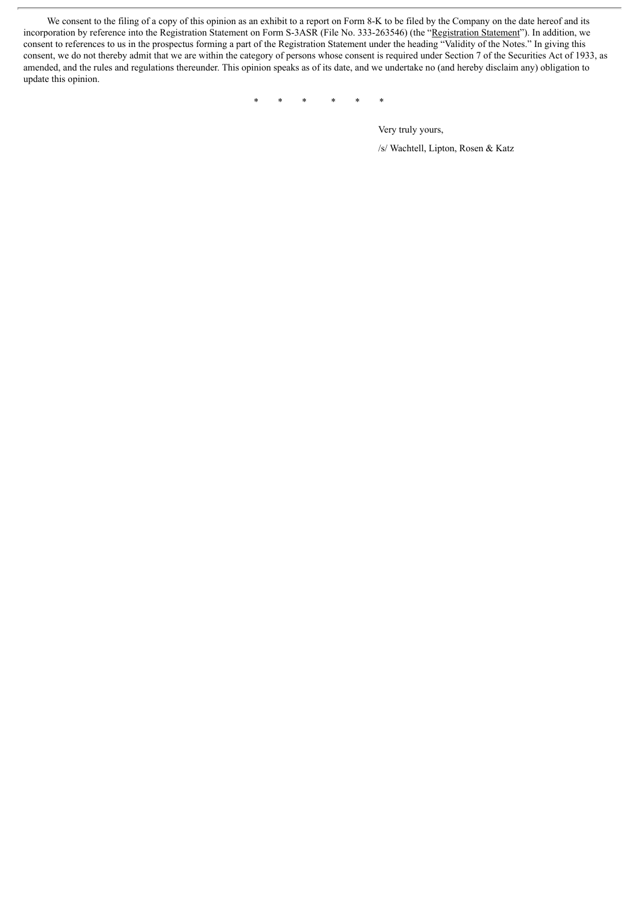We consent to the filing of a copy of this opinion as an exhibit to a report on Form 8-K to be filed by the Company on the date hereof and its incorporation by reference into the Registration Statement on Form S-3ASR (File No. 333-263546) (the "Registration Statement"). In addition, we consent to references to us in the prospectus forming a part of the Registration Statement under the heading "Validity of the Notes." In giving this consent, we do not thereby admit that we are within the category of persons whose consent is required under Section 7 of the Securities Act of 1933, as amended, and the rules and regulations thereunder. This opinion speaks as of its date, and we undertake no (and hereby disclaim any) obligation to update this opinion.

\* \* \* \* \* \*

Very truly yours,

/s/ Wachtell, Lipton, Rosen & Katz